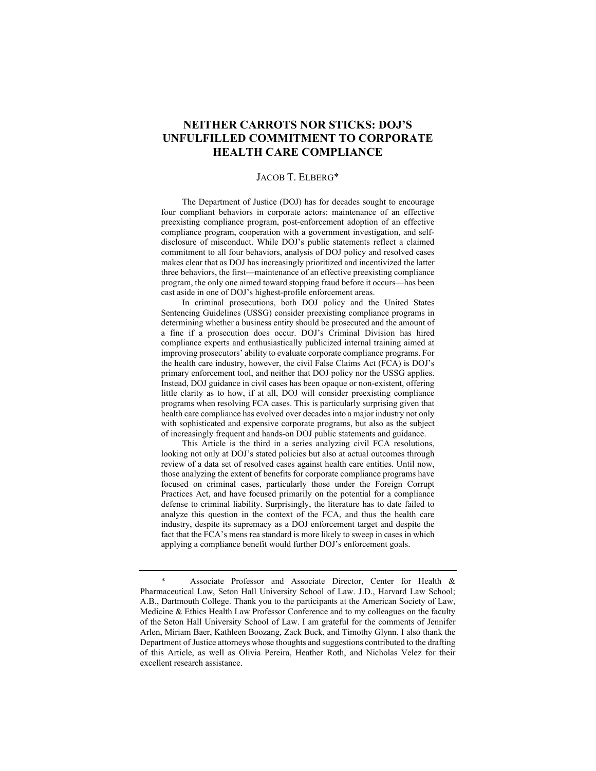# NEITHER CARROTS NOR STICKS: DOJ'S UNFULFILLED COMMITMENT TO CORPORATE HEALTH CARE COMPLIANCE

JACOB T. ELBERG*

The Department of Justice (DOJ) has for decades sought to encourage four compliant behaviors in corporate actors: maintenance of an effective preexisting compliance program, post-enforcement adoption of an effective compliance program, cooperation with a government investigation, and self-disclosure of misconduct. While DOJ's public statements reflect a claimed commitment to all four behaviors, analysis of DOJ policy and resolved cases makes clear that as DOJ has increasingly prioritized and incentivized the latter three behaviors, the first—maintenance of an effective preexisting compliance program, the only one aimed toward stopping fraud before it occurs—has been cast aside in one of DOJ's highest-profile enforcement areas.

In criminal prosecutions, both DOJ policy and the United States Sentencing Guidelines (USSG) consider preexisting compliance programs in determining whether a business entity should be prosecuted and the amount of a fine if a prosecution does occur. DOJ's Criminal Division has hired compliance experts and enthusiastically publicized internal training aimed at improving prosecutors' ability to evaluate corporate compliance programs. For the health care industry, however, the civil False Claims Act (FCA) is DOJ's primary enforcement tool, and neither that DOJ policy nor the USSG applies. Instead, DOJ guidance in civil cases has been opaque or non-existent, offering little clarity as to how, if at all, DOJ will consider preexisting compliance programs when resolving FCA cases. This is particularly surprising given that health care compliance has evolved over decades into a major industry not only with sophisticated and expensive corporate programs, but also as the subject of increasingly frequent and hands-on DOJ public statements and guidance.

This Article is the third in a series analyzing civil FCA resolutions, looking not only at DOJ's stated policies but also at actual outcomes through review of a data set of resolved cases against health care entities. Until now, those analyzing the extent of benefits for corporate compliance programs have focused on criminal cases, particularly those under the Foreign Corrupt Practices Act, and have focused primarily on the potential for a compliance defense to criminal liability. Surprisingly, the literature has to date failed to analyze this question in the context of the FCA, and thus the health care industry, despite its supremacy as a DOJ enforcement target and despite the fact that the FCA's mens rea standard is more likely to sweep in cases in which applying a compliance benefit would further DOJ's enforcement goals.

---

\* Associate Professor and Associate Director, Center for Health & Pharmaceutical Law, Seton Hall University School of Law. J.D., Harvard Law School; A.B., Dartmouth College. Thank you to the participants at the American Society of Law, Medicine & Ethics Health Law Professor Conference and to my colleagues on the faculty of the Seton Hall University School of Law. I am grateful for the comments of Jennifer Arlen, Miriam Baer, Kathleen Boozang, Zack Buck, and Timothy Glynn. I also thank the Department of Justice attorneys whose thoughts and suggestions contributed to the drafting of this Article, as well as Olivia Pereira, Heather Roth, and Nicholas Velez for their excellent research assistance.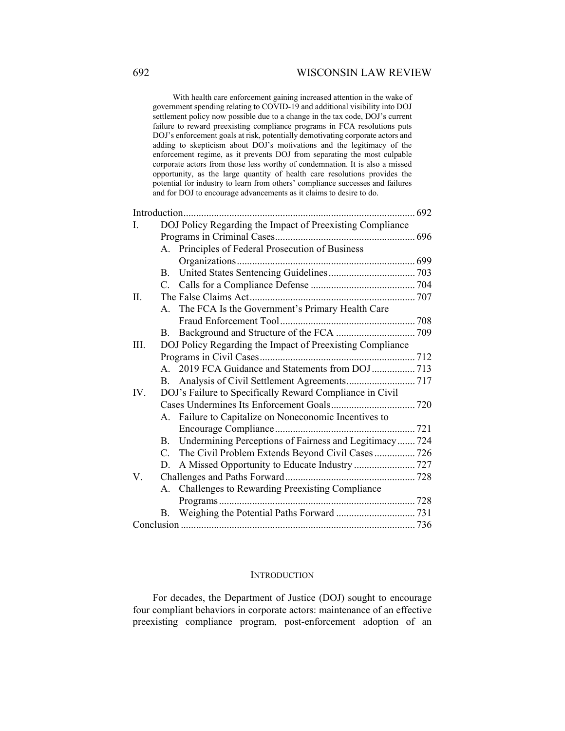With health care enforcement gaining increased attention in the wake of government spending relating to COVID-19 and additional visibility into DOJ settlement policy now possible due to a change in the tax code, DOJ's current failure to reward preexisting compliance programs in FCA resolutions puts DOJ's enforcement goals at risk, potentially demotivating corporate actors and adding to skepticism about DOJ's motivations and the legitimacy of the enforcement regime, as it prevents DOJ from separating the most culpable corporate actors from those less worthy of condemnation. It is also a missed opportunity, as the large quantity of health care resolutions provides the potential for industry to learn from others' compliance successes and failures and for DOJ to encourage advancements as it claims to desire to do.

Introduction .......... 692

I. DOJ Policy Regarding the Impact of Preexisting Compliance Programs in Criminal Cases .......... 696
   - A. Principles of Federal Prosecution of Business Organizations .......... 699
   - B. United States Sentencing Guidelines .......... 703
   - C. Calls for a Compliance Defense .......... 704

II. The False Claims Act .......... 707
   - A. The FCA Is the Government's Primary Health Care Fraud Enforcement Tool .......... 708
   - B. Background and Structure of the FCA .......... 709

III. DOJ Policy Regarding the Impact of Preexisting Compliance Programs in Civil Cases .......... 712
   - A. 2019 FCA Guidance and Statements from DOJ .......... 713
   - B. Analysis of Civil Settlement Agreements .......... 717

IV. DOJ's Failure to Specifically Reward Compliance in Civil Cases Undermines Its Enforcement Goals .......... 720
   - A. Failure to Capitalize on Noneconomic Incentives to Encourage Compliance .......... 721
   - B. Undermining Perceptions of Fairness and Legitimacy .......... 724
   - C. The Civil Problem Extends Beyond Civil Cases .......... 726
   - D. A Missed Opportunity to Educate Industry .......... 727

V. Challenges and Paths Forward .......... 728
   - A. Challenges to Rewarding Preexisting Compliance Programs .......... 728
   - B. Weighing the Potential Paths Forward .......... 731

Conclusion .......... 736

## INTRODUCTION

For decades, the Department of Justice (DOJ) sought to encourage four compliant behaviors in corporate actors: maintenance of an effective preexisting compliance program, post-enforcement adoption of an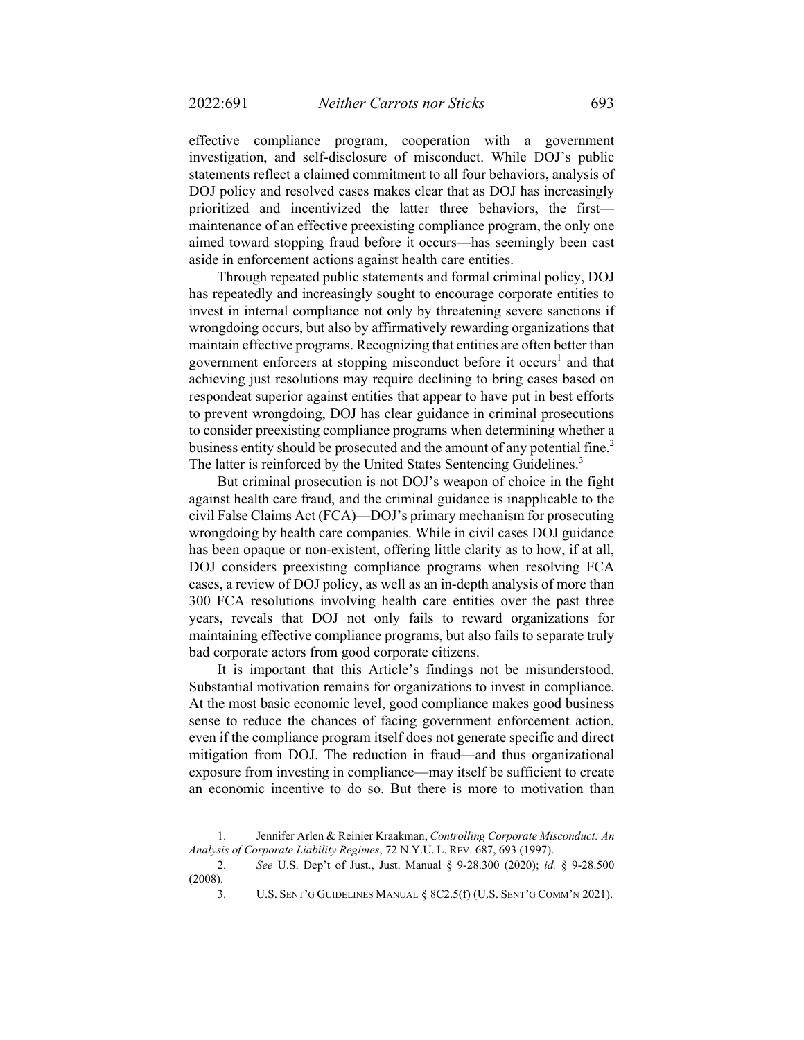effective compliance program, cooperation with a government investigation, and self-disclosure of misconduct. While DOJ's public statements reflect a claimed commitment to all four behaviors, analysis of DOJ policy and resolved cases makes clear that as DOJ has increasingly prioritized and incentivized the latter three behaviors, the first—maintenance of an effective preexisting compliance program, the only one aimed toward stopping fraud before it occurs—has seemingly been cast aside in enforcement actions against health care entities.

Through repeated public statements and formal criminal policy, DOJ has repeatedly and increasingly sought to encourage corporate entities to invest in internal compliance not only by threatening severe sanctions if wrongdoing occurs, but also by affirmatively rewarding organizations that maintain effective programs. Recognizing that entities are often better than government enforcers at stopping misconduct before it occurs[1] and that achieving just resolutions may require declining to bring cases based on respondeat superior against entities that appear to have put in best efforts to prevent wrongdoing, DOJ has clear guidance in criminal prosecutions to consider preexisting compliance programs when determining whether a business entity should be prosecuted and the amount of any potential fine.[2] The latter is reinforced by the United States Sentencing Guidelines.[3]

But criminal prosecution is not DOJ's weapon of choice in the fight against health care fraud, and the criminal guidance is inapplicable to the civil False Claims Act (FCA)—DOJ's primary mechanism for prosecuting wrongdoing by health care companies. While in civil cases DOJ guidance has been opaque or non-existent, offering little clarity as to how, if at all, DOJ considers preexisting compliance programs when resolving FCA cases, a review of DOJ policy, as well as an in-depth analysis of more than 300 FCA resolutions involving health care entities over the past three years, reveals that DOJ not only fails to reward organizations for maintaining effective compliance programs, but also fails to separate truly bad corporate actors from good corporate citizens.

It is important that this Article's findings not be misunderstood. Substantial motivation remains for organizations to invest in compliance. At the most basic economic level, good compliance makes good business sense to reduce the chances of facing government enforcement action, even if the compliance program itself does not generate specific and direct mitigation from DOJ. The reduction in fraud—and thus organizational exposure from investing in compliance—may itself be sufficient to create an economic incentive to do so. But there is more to motivation than

---

1. Jennifer Arlen & Reinier Kraakman, *Controlling Corporate Misconduct: An Analysis of Corporate Liability Regimes*, 72 N.Y.U. L. REV. 687, 693 (1997).

2. *See* U.S. Dep't of Just., Just. Manual § 9-28.300 (2020); *id.* § 9-28.500 (2008).

3. U.S. SENT'G GUIDELINES MANUAL § 8C2.5(f) (U.S. SENT'G COMM'N 2021).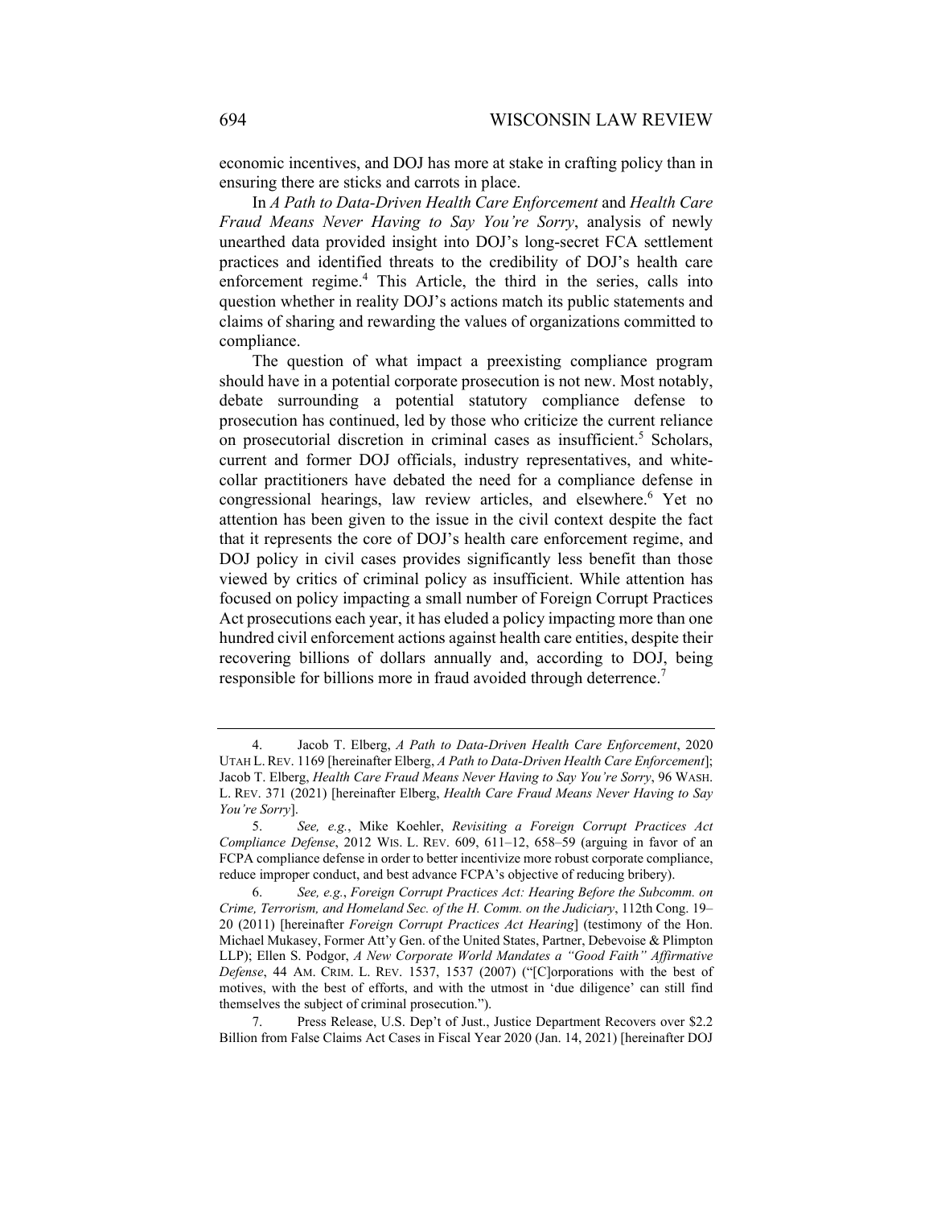economic incentives, and DOJ has more at stake in crafting policy than in ensuring there are sticks and carrots in place.

In *A Path to Data-Driven Health Care Enforcement* and *Health Care Fraud Means Never Having to Say You're Sorry*, analysis of newly unearthed data provided insight into DOJ's long-secret FCA settlement practices and identified threats to the credibility of DOJ's health care enforcement regime.[4] This Article, the third in the series, calls into question whether in reality DOJ's actions match its public statements and claims of sharing and rewarding the values of organizations committed to compliance.

The question of what impact a preexisting compliance program should have in a potential corporate prosecution is not new. Most notably, debate surrounding a potential statutory compliance defense to prosecution has continued, led by those who criticize the current reliance on prosecutorial discretion in criminal cases as insufficient.[5] Scholars, current and former DOJ officials, industry representatives, and white-collar practitioners have debated the need for a compliance defense in congressional hearings, law review articles, and elsewhere.[6] Yet no attention has been given to the issue in the civil context despite the fact that it represents the core of DOJ's health care enforcement regime, and DOJ policy in civil cases provides significantly less benefit than those viewed by critics of criminal policy as insufficient. While attention has focused on policy impacting a small number of Foreign Corrupt Practices Act prosecutions each year, it has eluded a policy impacting more than one hundred civil enforcement actions against health care entities, despite their recovering billions of dollars annually and, according to DOJ, being responsible for billions more in fraud avoided through deterrence.[7]

---

4. Jacob T. Elberg, *A Path to Data-Driven Health Care Enforcement*, 2020 UTAH L. REV. 1169 [hereinafter Elberg, *A Path to Data-Driven Health Care Enforcement*]; Jacob T. Elberg, *Health Care Fraud Means Never Having to Say You're Sorry*, 96 WASH. L. REV. 371 (2021) [hereinafter Elberg, *Health Care Fraud Means Never Having to Say You're Sorry*].

5. *See, e.g.*, Mike Koehler, *Revisiting a Foreign Corrupt Practices Act Compliance Defense*, 2012 WIS. L. REV. 609, 611–12, 658–59 (arguing in favor of an FCPA compliance defense in order to better incentivize more robust corporate compliance, reduce improper conduct, and best advance FCPA's objective of reducing bribery).

6. *See, e.g.*, *Foreign Corrupt Practices Act: Hearing Before the Subcomm. on Crime, Terrorism, and Homeland Sec. of the H. Comm. on the Judiciary*, 112th Cong. 19–20 (2011) [hereinafter *Foreign Corrupt Practices Act Hearing*] (testimony of the Hon. Michael Mukasey, Former Att'y Gen. of the United States, Partner, Debevoise & Plimpton LLP); Ellen S. Podgor, *A New Corporate World Mandates a "Good Faith" Affirmative Defense*, 44 AM. CRIM. L. REV. 1537, 1537 (2007) ("[C]orporations with the best of motives, with the best of efforts, and with the utmost in 'due diligence' can still find themselves the subject of criminal prosecution.").

7. Press Release, U.S. Dep't of Just., Justice Department Recovers over $2.2 Billion from False Claims Act Cases in Fiscal Year 2020 (Jan. 14, 2021) [hereinafter DOJ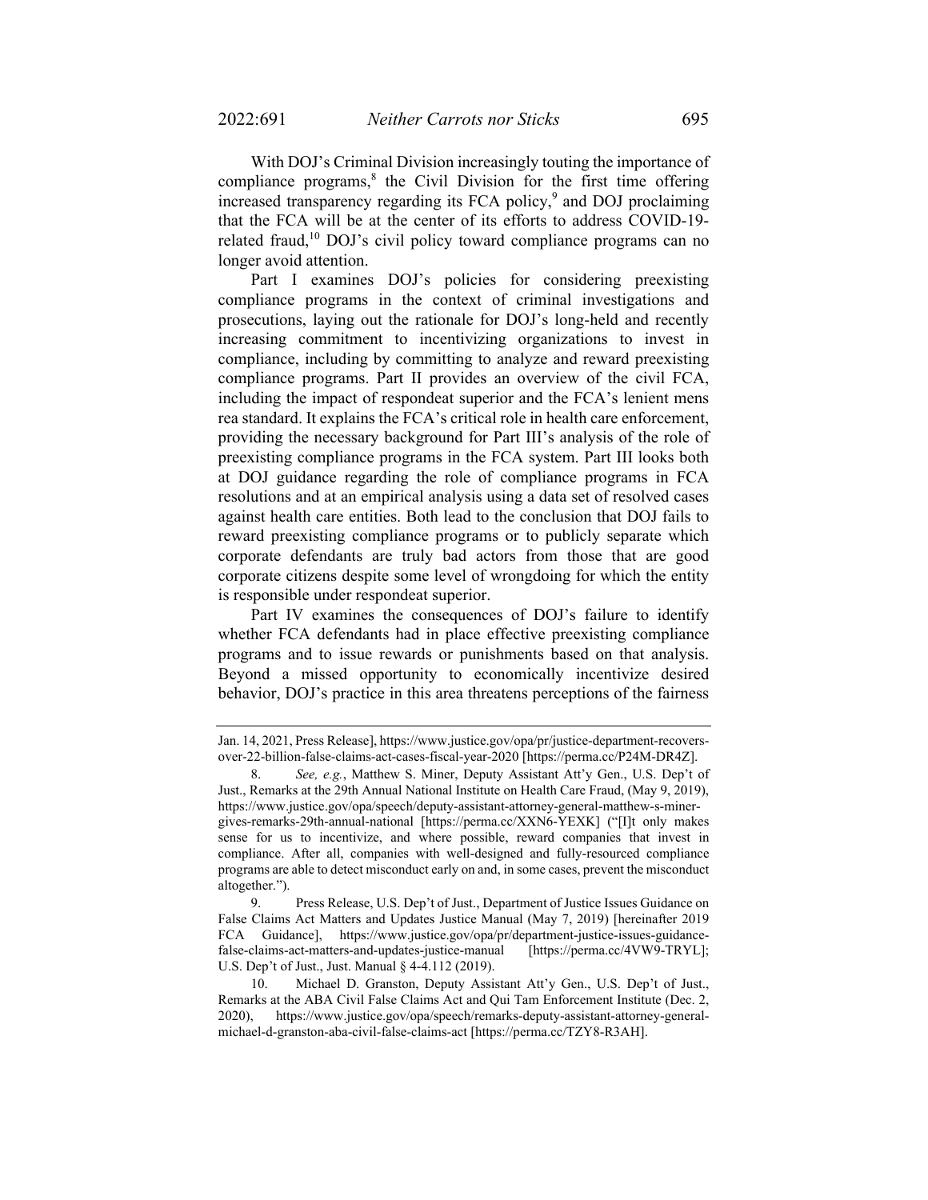With DOJ's Criminal Division increasingly touting the importance of compliance programs,[8] the Civil Division for the first time offering increased transparency regarding its FCA policy,[9] and DOJ proclaiming that the FCA will be at the center of its efforts to address COVID-19-related fraud,[10] DOJ's civil policy toward compliance programs can no longer avoid attention.

Part I examines DOJ's policies for considering preexisting compliance programs in the context of criminal investigations and prosecutions, laying out the rationale for DOJ's long-held and recently increasing commitment to incentivizing organizations to invest in compliance, including by committing to analyze and reward preexisting compliance programs. Part II provides an overview of the civil FCA, including the impact of respondeat superior and the FCA's lenient mens rea standard. It explains the FCA's critical role in health care enforcement, providing the necessary background for Part III's analysis of the role of preexisting compliance programs in the FCA system. Part III looks both at DOJ guidance regarding the role of compliance programs in FCA resolutions and at an empirical analysis using a data set of resolved cases against health care entities. Both lead to the conclusion that DOJ fails to reward preexisting compliance programs or to publicly separate which corporate defendants are truly bad actors from those that are good corporate citizens despite some level of wrongdoing for which the entity is responsible under respondeat superior.

Part IV examines the consequences of DOJ's failure to identify whether FCA defendants had in place effective preexisting compliance programs and to issue rewards or punishments based on that analysis. Beyond a missed opportunity to economically incentivize desired behavior, DOJ's practice in this area threatens perceptions of the fairness

---

Jan. 14, 2021, Press Release], https://www.justice.gov/opa/pr/justice-department-recovers-over-22-billion-false-claims-act-cases-fiscal-year-2020 [https://perma.cc/P24M-DR4Z].

8. *See, e.g.*, Matthew S. Miner, Deputy Assistant Att'y Gen., U.S. Dep't of Just., Remarks at the 29th Annual National Institute on Health Care Fraud, (May 9, 2019), https://www.justice.gov/opa/speech/deputy-assistant-attorney-general-matthew-s-miner-gives-remarks-29th-annual-national [https://perma.cc/XXN6-YEXK] ("[I]t only makes sense for us to incentivize, and where possible, reward companies that invest in compliance. After all, companies with well-designed and fully-resourced compliance programs are able to detect misconduct early on and, in some cases, prevent the misconduct altogether.").

9. Press Release, U.S. Dep't of Just., Department of Justice Issues Guidance on False Claims Act Matters and Updates Justice Manual (May 7, 2019) [hereinafter 2019 FCA Guidance], https://www.justice.gov/opa/pr/department-justice-issues-guidance-false-claims-act-matters-and-updates-justice-manual [https://perma.cc/4VW9-TRYL]; U.S. Dep't of Just., Just. Manual § 4-4.112 (2019).

10. Michael D. Granston, Deputy Assistant Att'y Gen., U.S. Dep't of Just., Remarks at the ABA Civil False Claims Act and Qui Tam Enforcement Institute (Dec. 2, 2020), https://www.justice.gov/opa/speech/remarks-deputy-assistant-attorney-general-michael-d-granston-aba-civil-false-claims-act [https://perma.cc/TZY8-R3AH].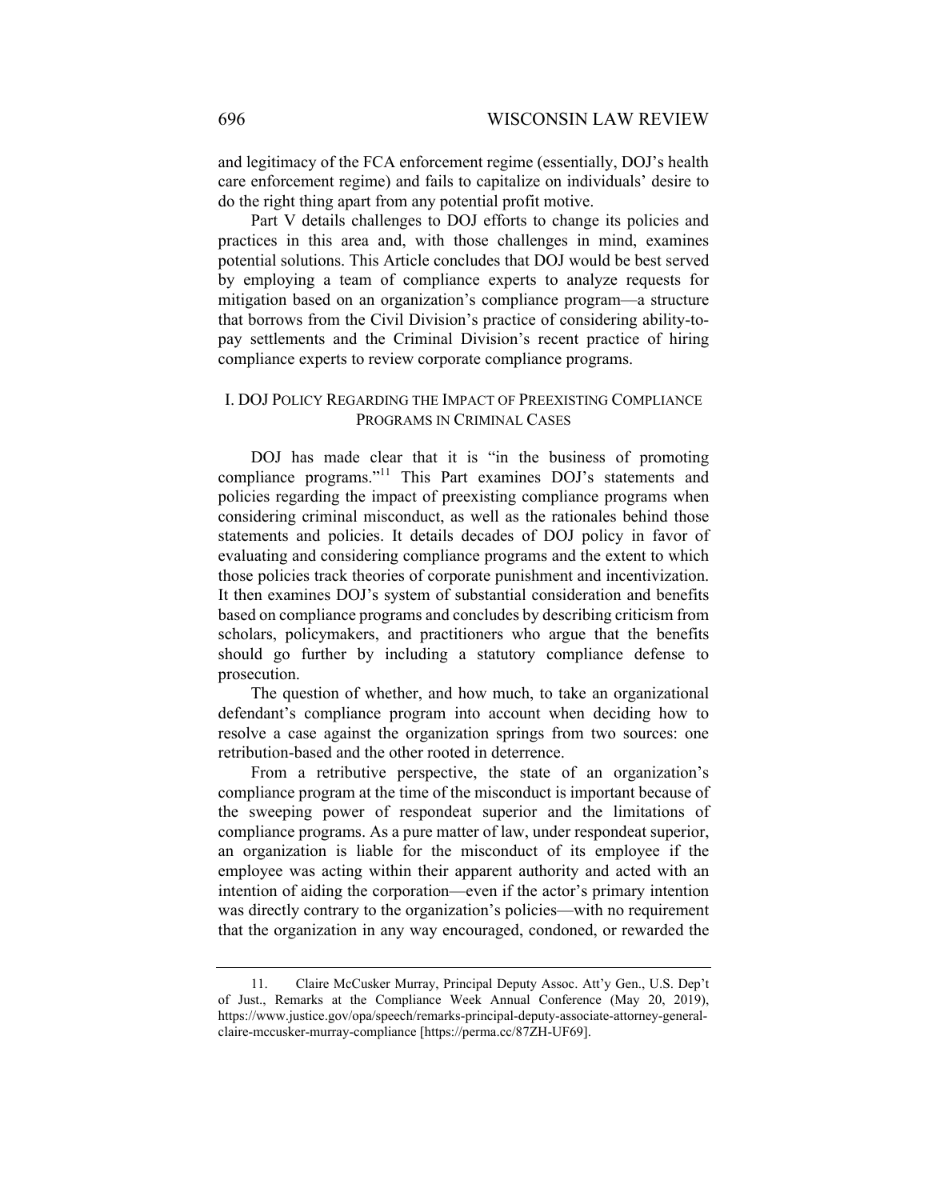and legitimacy of the FCA enforcement regime (essentially, DOJ's health care enforcement regime) and fails to capitalize on individuals' desire to do the right thing apart from any potential profit motive.

Part V details challenges to DOJ efforts to change its policies and practices in this area and, with those challenges in mind, examines potential solutions. This Article concludes that DOJ would be best served by employing a team of compliance experts to analyze requests for mitigation based on an organization's compliance program—a structure that borrows from the Civil Division's practice of considering ability-to-pay settlements and the Criminal Division's recent practice of hiring compliance experts to review corporate compliance programs.

## I. DOJ Policy Regarding the Impact of Preexisting Compliance Programs in Criminal Cases

DOJ has made clear that it is "in the business of promoting compliance programs."[11] This Part examines DOJ's statements and policies regarding the impact of preexisting compliance programs when considering criminal misconduct, as well as the rationales behind those statements and policies. It details decades of DOJ policy in favor of evaluating and considering compliance programs and the extent to which those policies track theories of corporate punishment and incentivization. It then examines DOJ's system of substantial consideration and benefits based on compliance programs and concludes by describing criticism from scholars, policymakers, and practitioners who argue that the benefits should go further by including a statutory compliance defense to prosecution.

The question of whether, and how much, to take an organizational defendant's compliance program into account when deciding how to resolve a case against the organization springs from two sources: one retribution-based and the other rooted in deterrence.

From a retributive perspective, the state of an organization's compliance program at the time of the misconduct is important because of the sweeping power of respondeat superior and the limitations of compliance programs. As a pure matter of law, under respondeat superior, an organization is liable for the misconduct of its employee if the employee was acting within their apparent authority and acted with an intention of aiding the corporation—even if the actor's primary intention was directly contrary to the organization's policies—with no requirement that the organization in any way encouraged, condoned, or rewarded the

11. Claire McCusker Murray, Principal Deputy Assoc. Att'y Gen., U.S. Dep't of Just., Remarks at the Compliance Week Annual Conference (May 20, 2019), https://www.justice.gov/opa/speech/remarks-principal-deputy-associate-attorney-general-claire-mccusker-murray-compliance [https://perma.cc/87ZH-UF69].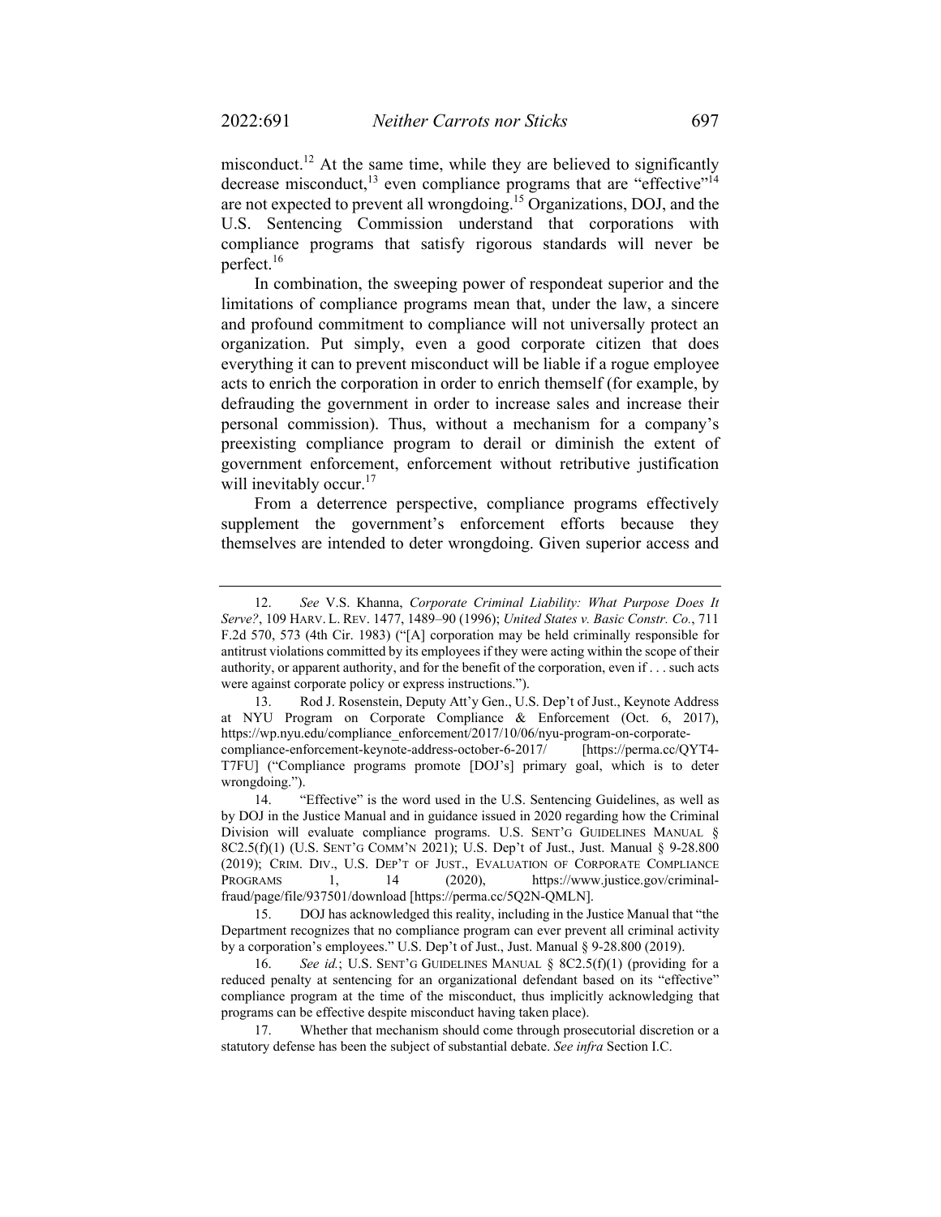misconduct.[12] At the same time, while they are believed to significantly decrease misconduct,[13] even compliance programs that are "effective"[14] are not expected to prevent all wrongdoing.[15] Organizations, DOJ, and the U.S. Sentencing Commission understand that corporations with compliance programs that satisfy rigorous standards will never be perfect.[16]

In combination, the sweeping power of respondeat superior and the limitations of compliance programs mean that, under the law, a sincere and profound commitment to compliance will not universally protect an organization. Put simply, even a good corporate citizen that does everything it can to prevent misconduct will be liable if a rogue employee acts to enrich the corporation in order to enrich themself (for example, by defrauding the government in order to increase sales and increase their personal commission). Thus, without a mechanism for a company's preexisting compliance program to derail or diminish the extent of government enforcement, enforcement without retributive justification will inevitably occur.[17]

From a deterrence perspective, compliance programs effectively supplement the government's enforcement efforts because they themselves are intended to deter wrongdoing. Given superior access and

---

12. *See* V.S. Khanna, *Corporate Criminal Liability: What Purpose Does It Serve?*, 109 HARV. L. REV. 1477, 1489–90 (1996); *United States v. Basic Constr. Co.*, 711 F.2d 570, 573 (4th Cir. 1983) ("[A] corporation may be held criminally responsible for antitrust violations committed by its employees if they were acting within the scope of their authority, or apparent authority, and for the benefit of the corporation, even if . . . such acts were against corporate policy or express instructions.").

13. Rod J. Rosenstein, Deputy Att'y Gen., U.S. Dep't of Just., Keynote Address at NYU Program on Corporate Compliance & Enforcement (Oct. 6, 2017), https://wp.nyu.edu/compliance_enforcement/2017/10/06/nyu-program-on-corporate-compliance-enforcement-keynote-address-october-6-2017/ [https://perma.cc/QYT4-T7FU] ("Compliance programs promote [DOJ's] primary goal, which is to deter wrongdoing.").

14. "Effective" is the word used in the U.S. Sentencing Guidelines, as well as by DOJ in the Justice Manual and in guidance issued in 2020 regarding how the Criminal Division will evaluate compliance programs. U.S. SENT'G GUIDELINES MANUAL § 8C2.5(f)(1) (U.S. SENT'G COMM'N 2021); U.S. Dep't of Just., Just. Manual § 9-28.800 (2019); CRIM. DIV., U.S. DEP'T OF JUST., EVALUATION OF CORPORATE COMPLIANCE PROGRAMS 1, 14 (2020), https://www.justice.gov/criminal-fraud/page/file/937501/download [https://perma.cc/5Q2N-QMLN].

15. DOJ has acknowledged this reality, including in the Justice Manual that "the Department recognizes that no compliance program can ever prevent all criminal activity by a corporation's employees." U.S. Dep't of Just., Just. Manual § 9-28.800 (2019).

16. *See id.*; U.S. SENT'G GUIDELINES MANUAL § 8C2.5(f)(1) (providing for a reduced penalty at sentencing for an organizational defendant based on its "effective" compliance program at the time of the misconduct, thus implicitly acknowledging that programs can be effective despite misconduct having taken place).

17. Whether that mechanism should come through prosecutorial discretion or a statutory defense has been the subject of substantial debate. *See infra* Section I.C.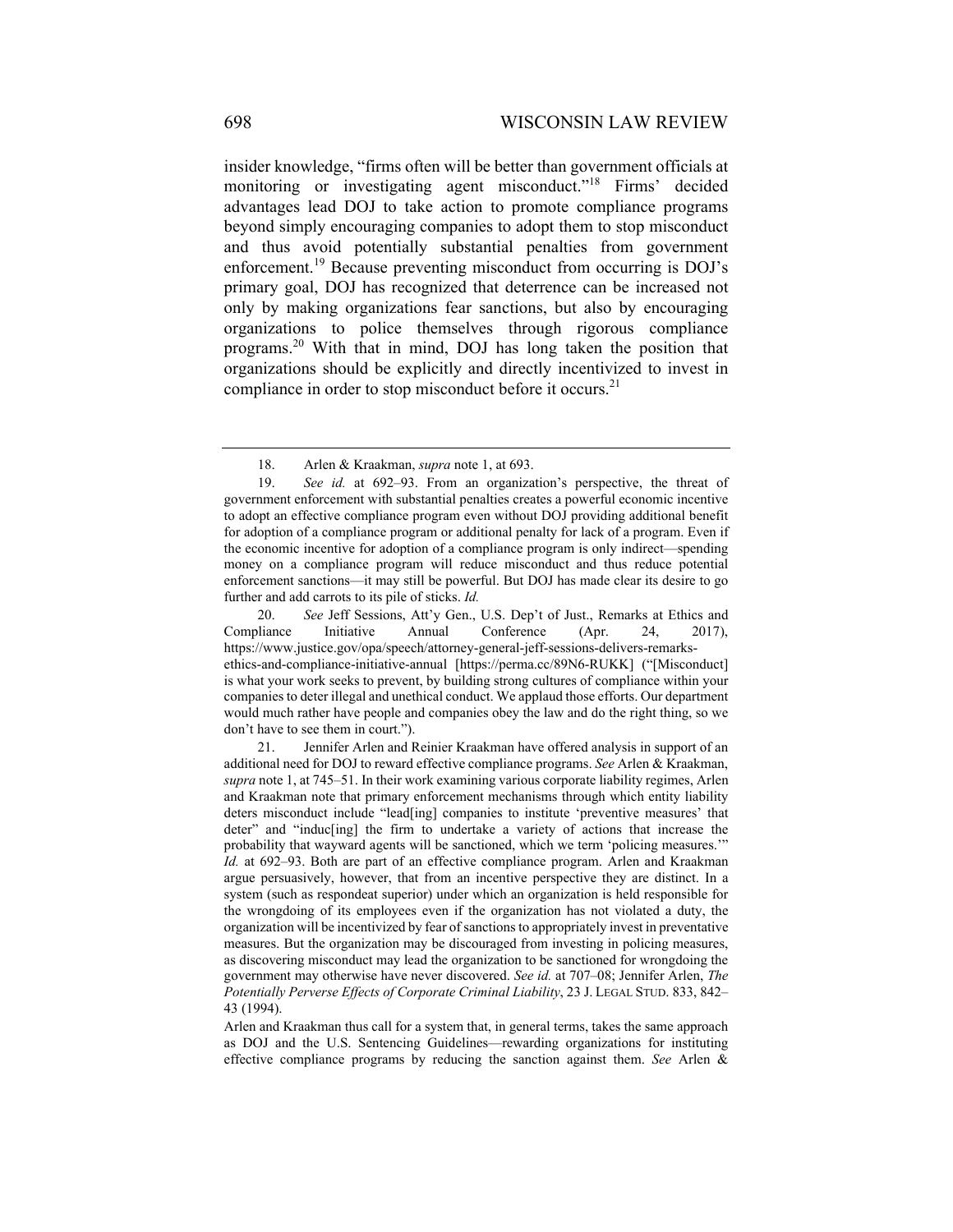insider knowledge, "firms often will be better than government officials at monitoring or investigating agent misconduct."[18] Firms' decided advantages lead DOJ to take action to promote compliance programs beyond simply encouraging companies to adopt them to stop misconduct and thus avoid potentially substantial penalties from government enforcement.[19] Because preventing misconduct from occurring is DOJ's primary goal, DOJ has recognized that deterrence can be increased not only by making organizations fear sanctions, but also by encouraging organizations to police themselves through rigorous compliance programs.[20] With that in mind, DOJ has long taken the position that organizations should be explicitly and directly incentivized to invest in compliance in order to stop misconduct before it occurs.[21]

---

18. Arlen & Kraakman, *supra* note 1, at 693.

19. *See id.* at 692–93. From an organization's perspective, the threat of government enforcement with substantial penalties creates a powerful economic incentive to adopt an effective compliance program even without DOJ providing additional benefit for adoption of a compliance program or additional penalty for lack of a program. Even if the economic incentive for adoption of a compliance program is only indirect—spending money on a compliance program will reduce misconduct and thus reduce potential enforcement sanctions—it may still be powerful. But DOJ has made clear its desire to go further and add carrots to its pile of sticks. *Id.*

20. *See* Jeff Sessions, Att'y Gen., U.S. Dep't of Just., Remarks at Ethics and Compliance Initiative Annual Conference (Apr. 24, 2017), https://www.justice.gov/opa/speech/attorney-general-jeff-sessions-delivers-remarks-ethics-and-compliance-initiative-annual [https://perma.cc/89N6-RUKK] ("[Misconduct] is what your work seeks to prevent, by building strong cultures of compliance within your companies to deter illegal and unethical conduct. We applaud those efforts. Our department would much rather have people and companies obey the law and do the right thing, so we don't have to see them in court.").

21. Jennifer Arlen and Reinier Kraakman have offered analysis in support of an additional need for DOJ to reward effective compliance programs. *See* Arlen & Kraakman, *supra* note 1, at 745–51. In their work examining various corporate liability regimes, Arlen and Kraakman note that primary enforcement mechanisms through which entity liability deters misconduct include "lead[ing] companies to institute 'preventive measures' that deter" and "induc[ing] the firm to undertake a variety of actions that increase the probability that wayward agents will be sanctioned, which we term 'policing measures.'" *Id.* at 692–93. Both are part of an effective compliance program. Arlen and Kraakman argue persuasively, however, that from an incentive perspective they are distinct. In a system (such as respondeat superior) under which an organization is held responsible for the wrongdoing of its employees even if the organization has not violated a duty, the organization will be incentivized by fear of sanctions to appropriately invest in preventative measures. But the organization may be discouraged from investing in policing measures, as discovering misconduct may lead the organization to be sanctioned for wrongdoing the government may otherwise have never discovered. *See id.* at 707–08; Jennifer Arlen, *The Potentially Perverse Effects of Corporate Criminal Liability*, 23 J. LEGAL STUD. 833, 842–43 (1994).

Arlen and Kraakman thus call for a system that, in general terms, takes the same approach as DOJ and the U.S. Sentencing Guidelines—rewarding organizations for instituting effective compliance programs by reducing the sanction against them. *See* Arlen &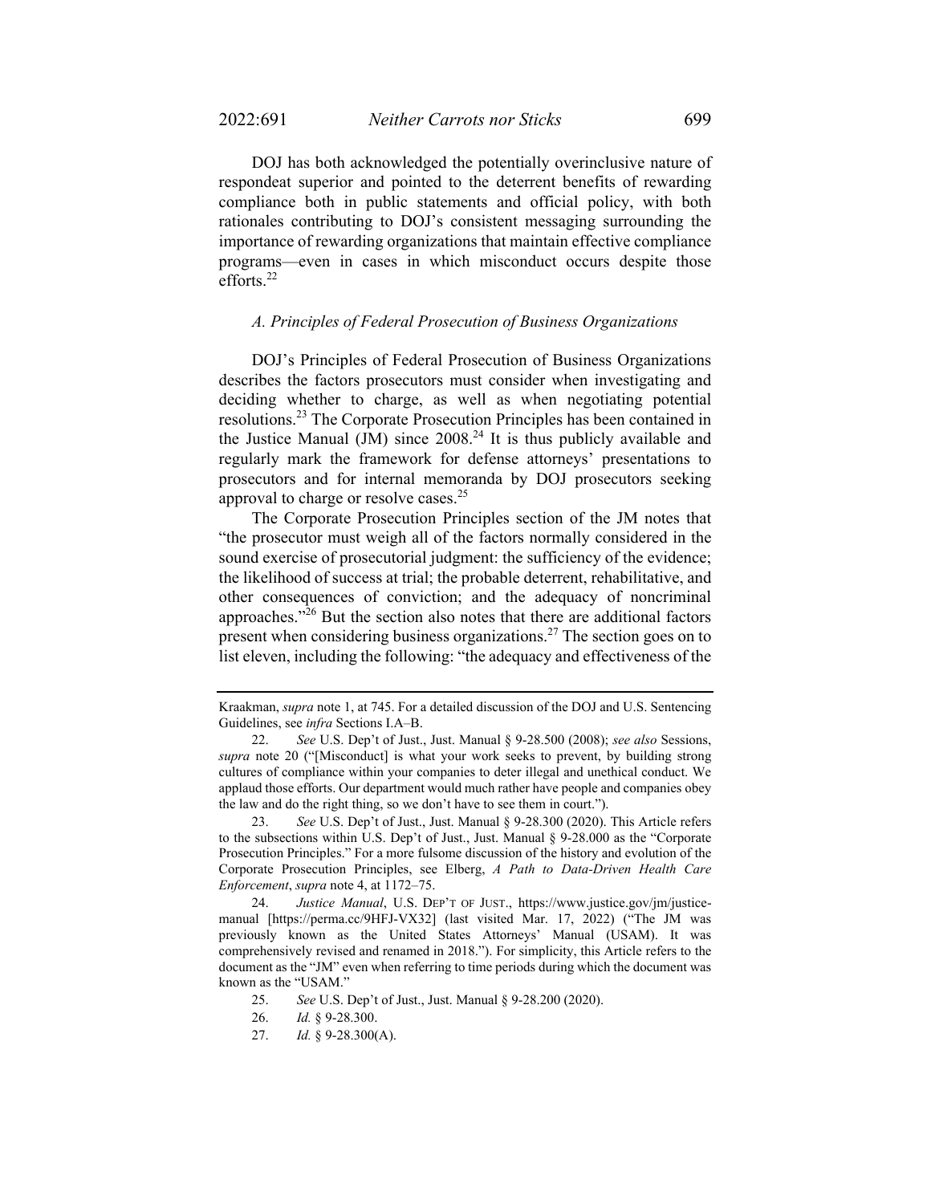DOJ has both acknowledged the potentially overinclusive nature of respondeat superior and pointed to the deterrent benefits of rewarding compliance both in public statements and official policy, with both rationales contributing to DOJ's consistent messaging surrounding the importance of rewarding organizations that maintain effective compliance programs—even in cases in which misconduct occurs despite those efforts.[22]

### *A. Principles of Federal Prosecution of Business Organizations*

DOJ's Principles of Federal Prosecution of Business Organizations describes the factors prosecutors must consider when investigating and deciding whether to charge, as well as when negotiating potential resolutions.[23] The Corporate Prosecution Principles has been contained in the Justice Manual (JM) since 2008.[24] It is thus publicly available and regularly mark the framework for defense attorneys' presentations to prosecutors and for internal memoranda by DOJ prosecutors seeking approval to charge or resolve cases.[25]

The Corporate Prosecution Principles section of the JM notes that "the prosecutor must weigh all of the factors normally considered in the sound exercise of prosecutorial judgment: the sufficiency of the evidence; the likelihood of success at trial; the probable deterrent, rehabilitative, and other consequences of conviction; and the adequacy of noncriminal approaches."[26] But the section also notes that there are additional factors present when considering business organizations.[27] The section goes on to list eleven, including the following: "the adequacy and effectiveness of the

---

Kraakman, *supra* note 1, at 745. For a detailed discussion of the DOJ and U.S. Sentencing Guidelines, see *infra* Sections I.A–B.

22. *See* U.S. Dep't of Just., Just. Manual § 9-28.500 (2008); *see also* Sessions, *supra* note 20 ("[Misconduct] is what your work seeks to prevent, by building strong cultures of compliance within your companies to deter illegal and unethical conduct. We applaud those efforts. Our department would much rather have people and companies obey the law and do the right thing, so we don't have to see them in court.").

23. *See* U.S. Dep't of Just., Just. Manual § 9-28.300 (2020). This Article refers to the subsections within U.S. Dep't of Just., Just. Manual § 9-28.000 as the "Corporate Prosecution Principles." For a more fulsome discussion of the history and evolution of the Corporate Prosecution Principles, see Elberg, *A Path to Data-Driven Health Care Enforcement*, *supra* note 4, at 1172–75.

24. *Justice Manual*, U.S. DEP'T OF JUST., https://www.justice.gov/jm/justice-manual [https://perma.cc/9HFJ-VX32] (last visited Mar. 17, 2022) ("The JM was previously known as the United States Attorneys' Manual (USAM). It was comprehensively revised and renamed in 2018."). For simplicity, this Article refers to the document as the "JM" even when referring to time periods during which the document was known as the "USAM."

25. *See* U.S. Dep't of Just., Just. Manual § 9-28.200 (2020).

26. *Id.* § 9-28.300.

27. *Id.* § 9-28.300(A).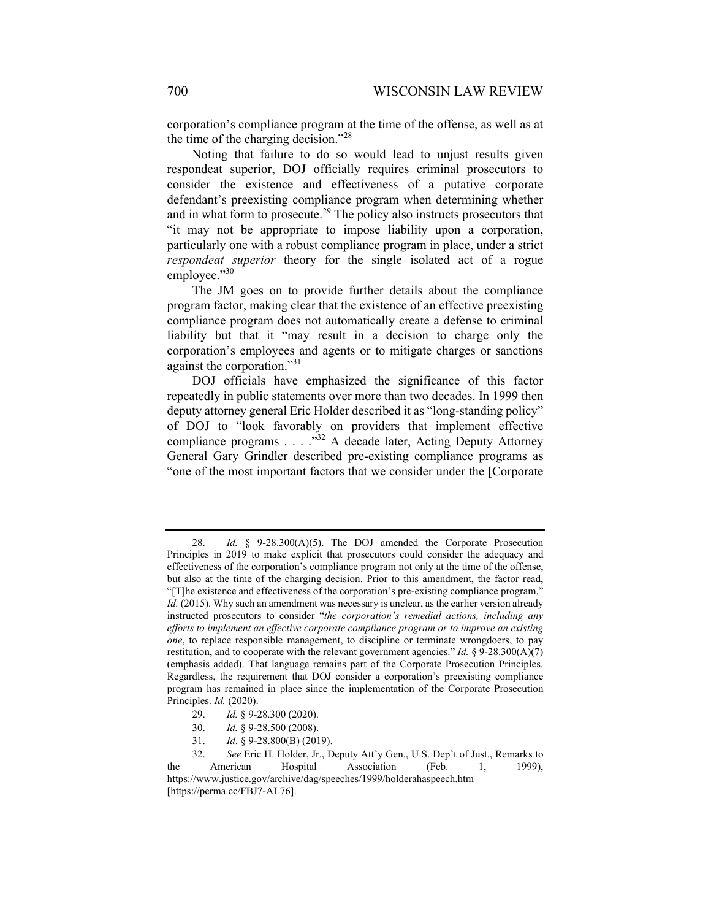corporation's compliance program at the time of the offense, as well as at the time of the charging decision."[28]

Noting that failure to do so would lead to unjust results given respondeat superior, DOJ officially requires criminal prosecutors to consider the existence and effectiveness of a putative corporate defendant's preexisting compliance program when determining whether and in what form to prosecute.[29] The policy also instructs prosecutors that "it may not be appropriate to impose liability upon a corporation, particularly one with a robust compliance program in place, under a strict *respondeat superior* theory for the single isolated act of a rogue employee."[30]

The JM goes on to provide further details about the compliance program factor, making clear that the existence of an effective preexisting compliance program does not automatically create a defense to criminal liability but that it "may result in a decision to charge only the corporation's employees and agents or to mitigate charges or sanctions against the corporation."[31]

DOJ officials have emphasized the significance of this factor repeatedly in public statements over more than two decades. In 1999 then deputy attorney general Eric Holder described it as "long-standing policy" of DOJ to "look favorably on providers that implement effective compliance programs . . . ."[32] A decade later, Acting Deputy Attorney General Gary Grindler described pre-existing compliance programs as "one of the most important factors that we consider under the [Corporate

---

28. *Id.* § 9-28.300(A)(5). The DOJ amended the Corporate Prosecution Principles in 2019 to make explicit that prosecutors could consider the adequacy and effectiveness of the corporation's compliance program not only at the time of the offense, but also at the time of the charging decision. Prior to this amendment, the factor read, "[T]he existence and effectiveness of the corporation's pre-existing compliance program." *Id.* (2015). Why such an amendment was necessary is unclear, as the earlier version already instructed prosecutors to consider "*the corporation's remedial actions, including any efforts to implement an effective corporate compliance program or to improve an existing one*, to replace responsible management, to discipline or terminate wrongdoers, to pay restitution, and to cooperate with the relevant government agencies." *Id.* § 9-28.300(A)(7) (emphasis added). That language remains part of the Corporate Prosecution Principles. Regardless, the requirement that DOJ consider a corporation's preexisting compliance program has remained in place since the implementation of the Corporate Prosecution Principles. *Id.* (2020).

29. *Id.* § 9-28.300 (2020).

30. *Id.* § 9-28.500 (2008).

31. *Id*. § 9-28.800(B) (2019).

32. *See* Eric H. Holder, Jr., Deputy Att'y Gen., U.S. Dep't of Just., Remarks to the American Hospital Association (Feb. 1, 1999), https://www.justice.gov/archive/dag/speeches/1999/holderahaspeech.htm [https://perma.cc/FBJ7-AL76].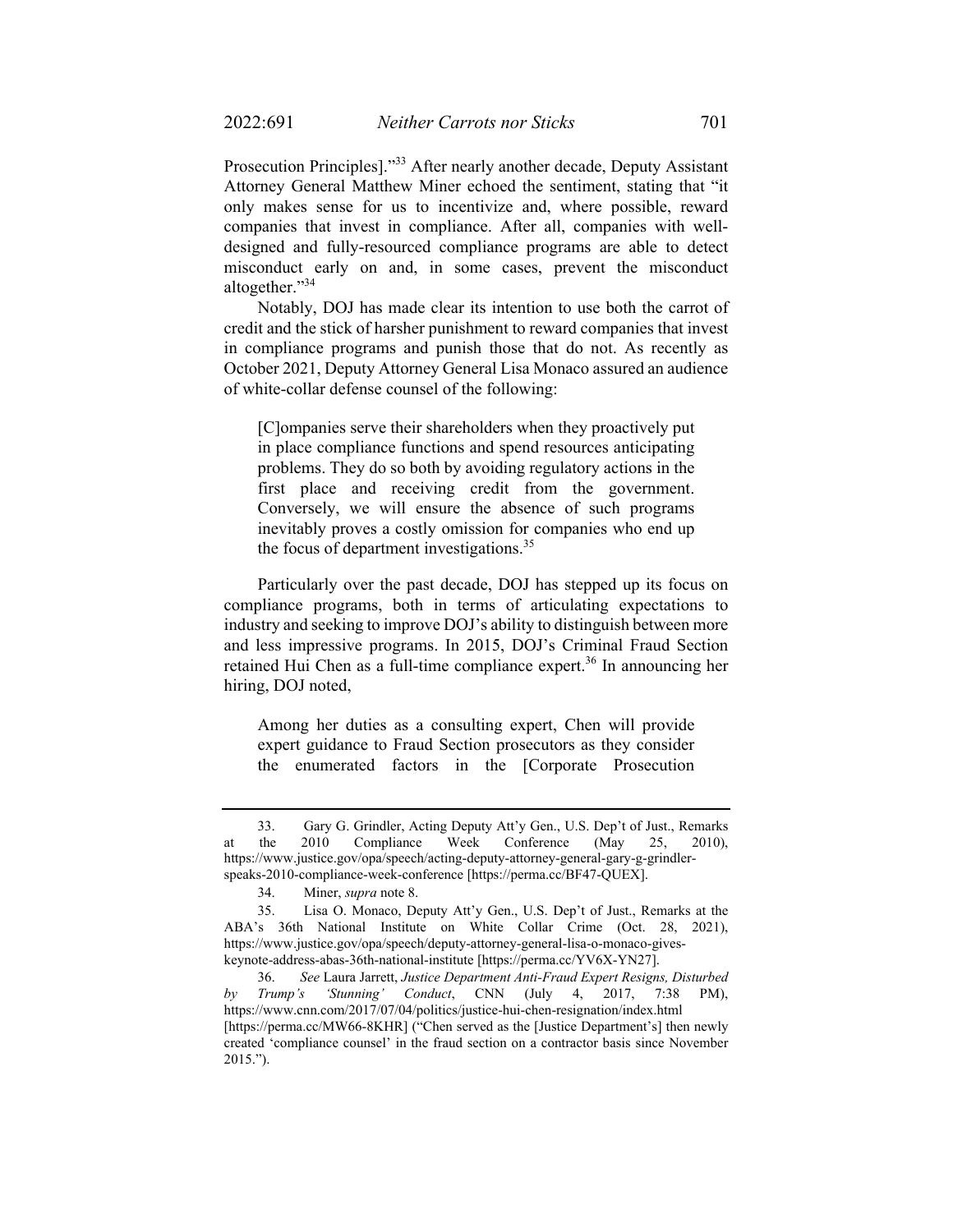Prosecution Principles]."[33] After nearly another decade, Deputy Assistant Attorney General Matthew Miner echoed the sentiment, stating that "it only makes sense for us to incentivize and, where possible, reward companies that invest in compliance. After all, companies with well-designed and fully-resourced compliance programs are able to detect misconduct early on and, in some cases, prevent the misconduct altogether."[34]

Notably, DOJ has made clear its intention to use both the carrot of credit and the stick of harsher punishment to reward companies that invest in compliance programs and punish those that do not. As recently as October 2021, Deputy Attorney General Lisa Monaco assured an audience of white-collar defense counsel of the following:

> [C]ompanies serve their shareholders when they proactively put in place compliance functions and spend resources anticipating problems. They do so both by avoiding regulatory actions in the first place and receiving credit from the government. Conversely, we will ensure the absence of such programs inevitably proves a costly omission for companies who end up the focus of department investigations.[35]

Particularly over the past decade, DOJ has stepped up its focus on compliance programs, both in terms of articulating expectations to industry and seeking to improve DOJ's ability to distinguish between more and less impressive programs. In 2015, DOJ's Criminal Fraud Section retained Hui Chen as a full-time compliance expert.[36] In announcing her hiring, DOJ noted,

> Among her duties as a consulting expert, Chen will provide expert guidance to Fraud Section prosecutors as they consider the enumerated factors in the [Corporate Prosecution

---

33. Gary G. Grindler, Acting Deputy Att'y Gen., U.S. Dep't of Just., Remarks at the 2010 Compliance Week Conference (May 25, 2010), https://www.justice.gov/opa/speech/acting-deputy-attorney-general-gary-g-grindler-speaks-2010-compliance-week-conference [https://perma.cc/BF47-QUEX].

34. Miner, *supra* note 8.

35. Lisa O. Monaco, Deputy Att'y Gen., U.S. Dep't of Just., Remarks at the ABA's 36th National Institute on White Collar Crime (Oct. 28, 2021), https://www.justice.gov/opa/speech/deputy-attorney-general-lisa-o-monaco-gives-keynote-address-abas-36th-national-institute [https://perma.cc/YV6X-YN27].

36. *See* Laura Jarrett, *Justice Department Anti-Fraud Expert Resigns, Disturbed by Trump's 'Stunning' Conduct*, CNN (July 4, 2017, 7:38 PM), https://www.cnn.com/2017/07/04/politics/justice-hui-chen-resignation/index.html [https://perma.cc/MW66-8KHR] ("Chen served as the [Justice Department's] then newly created 'compliance counsel' in the fraud section on a contractor basis since November 2015.").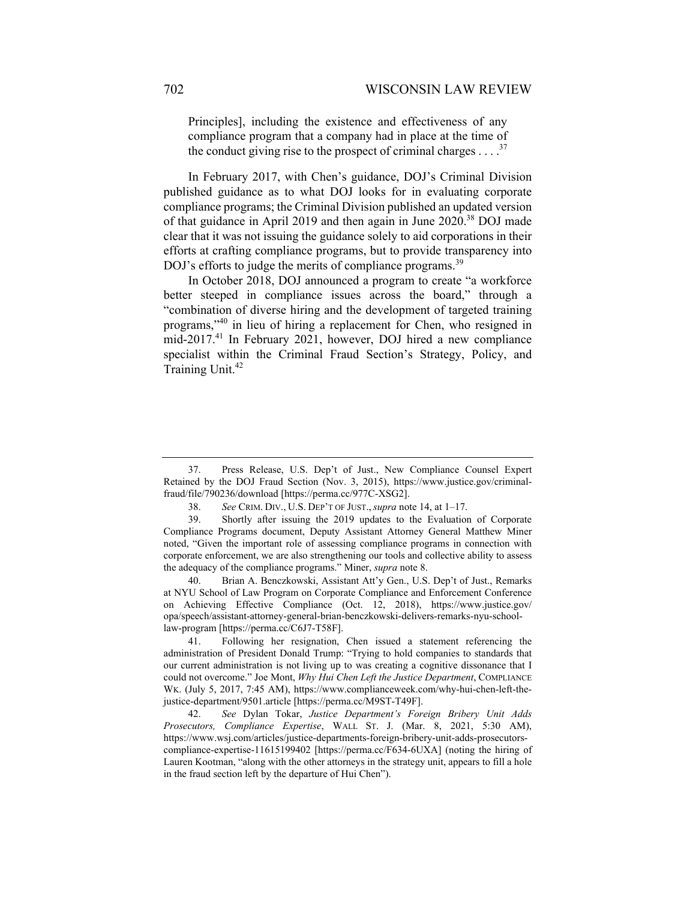Principles], including the existence and effectiveness of any compliance program that a company had in place at the time of the conduct giving rise to the prospect of criminal charges . . . .[37]

In February 2017, with Chen's guidance, DOJ's Criminal Division published guidance as to what DOJ looks for in evaluating corporate compliance programs; the Criminal Division published an updated version of that guidance in April 2019 and then again in June 2020.[38] DOJ made clear that it was not issuing the guidance solely to aid corporations in their efforts at crafting compliance programs, but to provide transparency into DOJ's efforts to judge the merits of compliance programs.[39]

In October 2018, DOJ announced a program to create "a workforce better steeped in compliance issues across the board," through a "combination of diverse hiring and the development of targeted training programs,"[40] in lieu of hiring a replacement for Chen, who resigned in mid-2017.[41] In February 2021, however, DOJ hired a new compliance specialist within the Criminal Fraud Section's Strategy, Policy, and Training Unit.[42]

---

37. Press Release, U.S. Dep't of Just., New Compliance Counsel Expert Retained by the DOJ Fraud Section (Nov. 3, 2015), https://www.justice.gov/criminal-fraud/file/790236/download [https://perma.cc/977C-XSG2].

38. *See* CRIM. DIV., U.S. DEP'T OF JUST., *supra* note 14, at 1–17.

39. Shortly after issuing the 2019 updates to the Evaluation of Corporate Compliance Programs document, Deputy Assistant Attorney General Matthew Miner noted, "Given the important role of assessing compliance programs in connection with corporate enforcement, we are also strengthening our tools and collective ability to assess the adequacy of the compliance programs." Miner, *supra* note 8.

40. Brian A. Benczkowski, Assistant Att'y Gen., U.S. Dep't of Just., Remarks at NYU School of Law Program on Corporate Compliance and Enforcement Conference on Achieving Effective Compliance (Oct. 12, 2018), https://www.justice.gov/opa/speech/assistant-attorney-general-brian-benczkowski-delivers-remarks-nyu-school-law-program [https://perma.cc/C6J7-T58F].

41. Following her resignation, Chen issued a statement referencing the administration of President Donald Trump: "Trying to hold companies to standards that our current administration is not living up to was creating a cognitive dissonance that I could not overcome." Joe Mont, *Why Hui Chen Left the Justice Department*, COMPLIANCE WK. (July 5, 2017, 7:45 AM), https://www.complianceweek.com/why-hui-chen-left-the-justice-department/9501.article [https://perma.cc/M9ST-T49F].

42. *See* Dylan Tokar, *Justice Department's Foreign Bribery Unit Adds Prosecutors, Compliance Expertise*, WALL ST. J. (Mar. 8, 2021, 5:30 AM), https://www.wsj.com/articles/justice-departments-foreign-bribery-unit-adds-prosecutors-compliance-expertise-11615199402 [https://perma.cc/F634-6UXA] (noting the hiring of Lauren Kootman, "along with the other attorneys in the strategy unit, appears to fill a hole in the fraud section left by the departure of Hui Chen").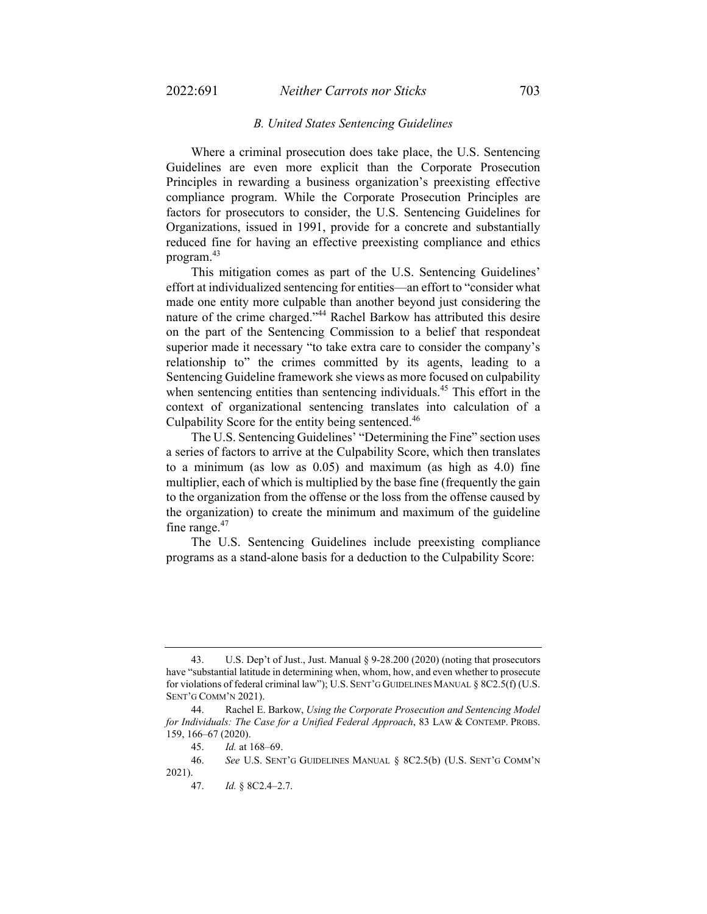### *B. United States Sentencing Guidelines*

Where a criminal prosecution does take place, the U.S. Sentencing Guidelines are even more explicit than the Corporate Prosecution Principles in rewarding a business organization's preexisting effective compliance program. While the Corporate Prosecution Principles are factors for prosecutors to consider, the U.S. Sentencing Guidelines for Organizations, issued in 1991, provide for a concrete and substantially reduced fine for having an effective preexisting compliance and ethics program.[43]

This mitigation comes as part of the U.S. Sentencing Guidelines' effort at individualized sentencing for entities—an effort to "consider what made one entity more culpable than another beyond just considering the nature of the crime charged."[44] Rachel Barkow has attributed this desire on the part of the Sentencing Commission to a belief that respondeat superior made it necessary "to take extra care to consider the company's relationship to" the crimes committed by its agents, leading to a Sentencing Guideline framework she views as more focused on culpability when sentencing entities than sentencing individuals.[45] This effort in the context of organizational sentencing translates into calculation of a Culpability Score for the entity being sentenced.[46]

The U.S. Sentencing Guidelines' "Determining the Fine" section uses a series of factors to arrive at the Culpability Score, which then translates to a minimum (as low as 0.05) and maximum (as high as 4.0) fine multiplier, each of which is multiplied by the base fine (frequently the gain to the organization from the offense or the loss from the offense caused by the organization) to create the minimum and maximum of the guideline fine range.[47]

The U.S. Sentencing Guidelines include preexisting compliance programs as a stand-alone basis for a deduction to the Culpability Score:

---

43. U.S. Dep't of Just., Just. Manual § 9-28.200 (2020) (noting that prosecutors have "substantial latitude in determining when, whom, how, and even whether to prosecute for violations of federal criminal law"); U.S. SENT'G GUIDELINES MANUAL § 8C2.5(f) (U.S. SENT'G COMM'N 2021).

44. Rachel E. Barkow, *Using the Corporate Prosecution and Sentencing Model for Individuals: The Case for a Unified Federal Approach*, 83 LAW & CONTEMP. PROBS. 159, 166–67 (2020).

45. *Id.* at 168–69.

46. *See* U.S. SENT'G GUIDELINES MANUAL § 8C2.5(b) (U.S. SENT'G COMM'N 2021).

47. *Id.* § 8C2.4–2.7.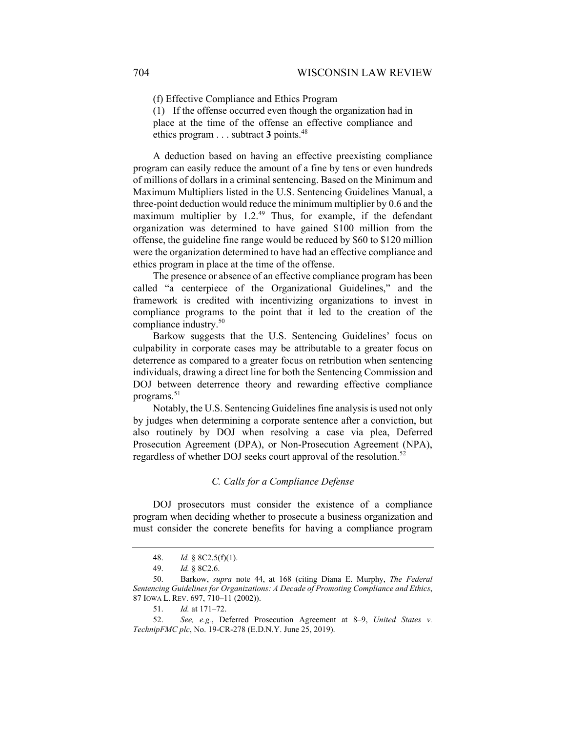> (f) Effective Compliance and Ethics Program
>
> (1) If the offense occurred even though the organization had in place at the time of the offense an effective compliance and ethics program . . . subtract **3** points.[48]

A deduction based on having an effective preexisting compliance program can easily reduce the amount of a fine by tens or even hundreds of millions of dollars in a criminal sentencing. Based on the Minimum and Maximum Multipliers listed in the U.S. Sentencing Guidelines Manual, a three-point deduction would reduce the minimum multiplier by 0.6 and the maximum multiplier by 1.2.[49] Thus, for example, if the defendant organization was determined to have gained $100 million from the offense, the guideline fine range would be reduced by $60 to $120 million were the organization determined to have had an effective compliance and ethics program in place at the time of the offense.

The presence or absence of an effective compliance program has been called "a centerpiece of the Organizational Guidelines," and the framework is credited with incentivizing organizations to invest in compliance programs to the point that it led to the creation of the compliance industry.[50]

Barkow suggests that the U.S. Sentencing Guidelines' focus on culpability in corporate cases may be attributable to a greater focus on deterrence as compared to a greater focus on retribution when sentencing individuals, drawing a direct line for both the Sentencing Commission and DOJ between deterrence theory and rewarding effective compliance programs.[51]

Notably, the U.S. Sentencing Guidelines fine analysis is used not only by judges when determining a corporate sentence after a conviction, but also routinely by DOJ when resolving a case via plea, Deferred Prosecution Agreement (DPA), or Non-Prosecution Agreement (NPA), regardless of whether DOJ seeks court approval of the resolution.[52]

### *C. Calls for a Compliance Defense*

DOJ prosecutors must consider the existence of a compliance program when deciding whether to prosecute a business organization and must consider the concrete benefits for having a compliance program

---

48. *Id.* § 8C2.5(f)(1).

49. *Id.* § 8C2.6.

50. Barkow, *supra* note 44, at 168 (citing Diana E. Murphy, *The Federal Sentencing Guidelines for Organizations: A Decade of Promoting Compliance and Ethics*, 87 IOWA L. REV. 697, 710–11 (2002)).

51. *Id.* at 171–72.

52. *See, e.g.*, Deferred Prosecution Agreement at 8–9, *United States v. TechnipFMC plc*, No. 19-CR-278 (E.D.N.Y. June 25, 2019).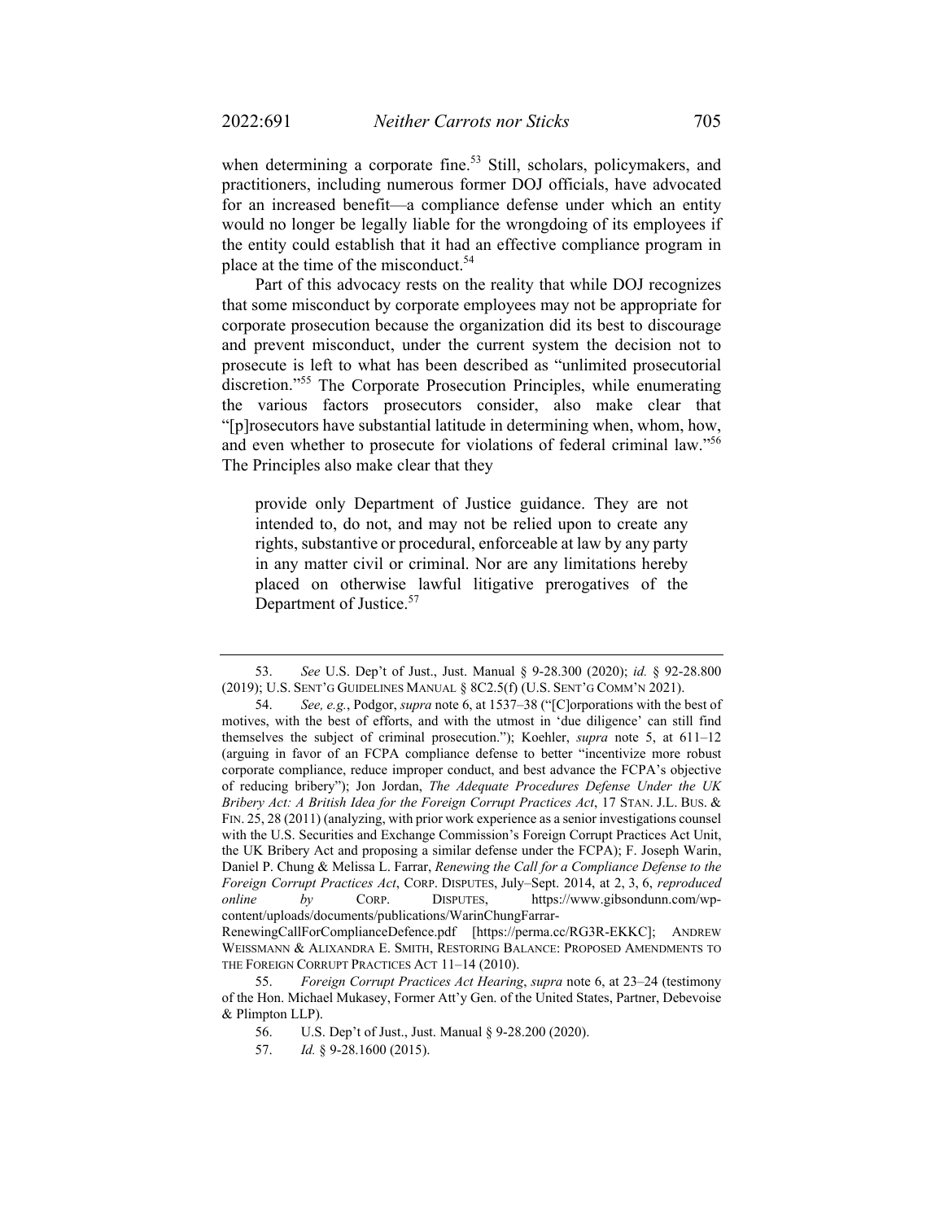when determining a corporate fine.[53] Still, scholars, policymakers, and practitioners, including numerous former DOJ officials, have advocated for an increased benefit—a compliance defense under which an entity would no longer be legally liable for the wrongdoing of its employees if the entity could establish that it had an effective compliance program in place at the time of the misconduct.[54]

Part of this advocacy rests on the reality that while DOJ recognizes that some misconduct by corporate employees may not be appropriate for corporate prosecution because the organization did its best to discourage and prevent misconduct, under the current system the decision not to prosecute is left to what has been described as "unlimited prosecutorial discretion."[55] The Corporate Prosecution Principles, while enumerating the various factors prosecutors consider, also make clear that "[p]rosecutors have substantial latitude in determining when, whom, how, and even whether to prosecute for violations of federal criminal law."[56] The Principles also make clear that they

> provide only Department of Justice guidance. They are not intended to, do not, and may not be relied upon to create any rights, substantive or procedural, enforceable at law by any party in any matter civil or criminal. Nor are any limitations hereby placed on otherwise lawful litigative prerogatives of the Department of Justice.[57]

---

53. *See* U.S. Dep't of Just., Just. Manual § 9-28.300 (2020); *id.* § 92-28.800 (2019); U.S. SENT'G GUIDELINES MANUAL § 8C2.5(f) (U.S. SENT'G COMM'N 2021).

54. *See, e.g.*, Podgor, *supra* note 6, at 1537–38 ("[C]orporations with the best of motives, with the best of efforts, and with the utmost in 'due diligence' can still find themselves the subject of criminal prosecution."); Koehler, *supra* note 5, at 611–12 (arguing in favor of an FCPA compliance defense to better "incentivize more robust corporate compliance, reduce improper conduct, and best advance the FCPA's objective of reducing bribery"); Jon Jordan, *The Adequate Procedures Defense Under the UK Bribery Act: A British Idea for the Foreign Corrupt Practices Act*, 17 STAN. J.L. BUS. & FIN. 25, 28 (2011) (analyzing, with prior work experience as a senior investigations counsel with the U.S. Securities and Exchange Commission's Foreign Corrupt Practices Act Unit, the UK Bribery Act and proposing a similar defense under the FCPA); F. Joseph Warin, Daniel P. Chung & Melissa L. Farrar, *Renewing the Call for a Compliance Defense to the Foreign Corrupt Practices Act*, CORP. DISPUTES, July–Sept. 2014, at 2, 3, 6, *reproduced online by* CORP. DISPUTES, https://www.gibsondunn.com/wp-content/uploads/documents/publications/WarinChungFarrar-RenewingCallForComplianceDefence.pdf [https://perma.cc/RG3R-EKKC]; ANDREW WEISSMANN & ALIXANDRA E. SMITH, RESTORING BALANCE: PROPOSED AMENDMENTS TO THE FOREIGN CORRUPT PRACTICES ACT 11–14 (2010).

55. *Foreign Corrupt Practices Act Hearing*, *supra* note 6, at 23–24 (testimony of the Hon. Michael Mukasey, Former Att'y Gen. of the United States, Partner, Debevoise & Plimpton LLP).

56. U.S. Dep't of Just., Just. Manual § 9-28.200 (2020).

57. *Id.* § 9-28.1600 (2015).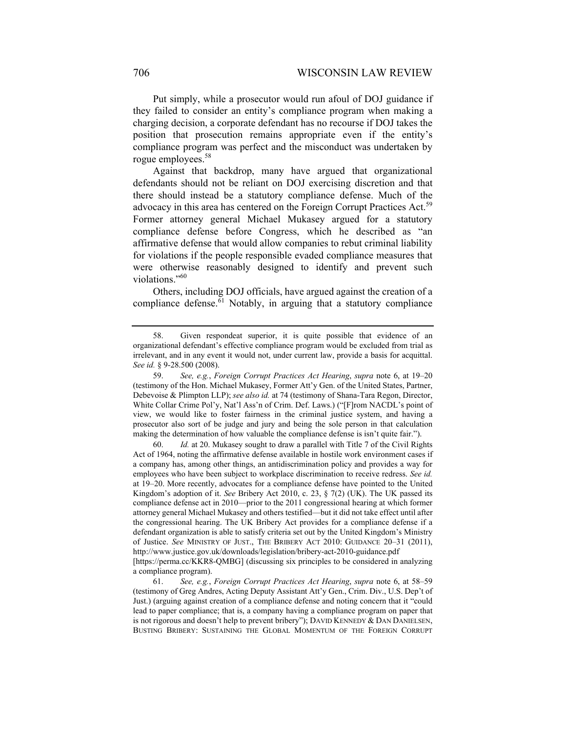Put simply, while a prosecutor would run afoul of DOJ guidance if they failed to consider an entity's compliance program when making a charging decision, a corporate defendant has no recourse if DOJ takes the position that prosecution remains appropriate even if the entity's compliance program was perfect and the misconduct was undertaken by rogue employees.[58]

Against that backdrop, many have argued that organizational defendants should not be reliant on DOJ exercising discretion and that there should instead be a statutory compliance defense. Much of the advocacy in this area has centered on the Foreign Corrupt Practices Act.[59] Former attorney general Michael Mukasey argued for a statutory compliance defense before Congress, which he described as "an affirmative defense that would allow companies to rebut criminal liability for violations if the people responsible evaded compliance measures that were otherwise reasonably designed to identify and prevent such violations."[60]

Others, including DOJ officials, have argued against the creation of a compliance defense.[61] Notably, in arguing that a statutory compliance

---

58. Given respondeat superior, it is quite possible that evidence of an organizational defendant's effective compliance program would be excluded from trial as irrelevant, and in any event it would not, under current law, provide a basis for acquittal. *See id.* § 9-28.500 (2008).

59. *See, e.g.*, *Foreign Corrupt Practices Act Hearing*, *supra* note 6, at 19–20 (testimony of the Hon. Michael Mukasey, Former Att'y Gen. of the United States, Partner, Debevoise & Plimpton LLP); *see also id.* at 74 (testimony of Shana-Tara Regon, Director, White Collar Crime Pol'y, Nat'l Ass'n of Crim. Def. Laws.) ("[F]rom NACDL's point of view, we would like to foster fairness in the criminal justice system, and having a prosecutor also sort of be judge and jury and being the sole person in that calculation making the determination of how valuable the compliance defense is isn't quite fair.").

60. *Id.* at 20. Mukasey sought to draw a parallel with Title 7 of the Civil Rights Act of 1964, noting the affirmative defense available in hostile work environment cases if a company has, among other things, an antidiscrimination policy and provides a way for employees who have been subject to workplace discrimination to receive redress. *See id.* at 19–20. More recently, advocates for a compliance defense have pointed to the United Kingdom's adoption of it. *See* Bribery Act 2010, c. 23, § 7(2) (UK). The UK passed its compliance defense act in 2010—prior to the 2011 congressional hearing at which former attorney general Michael Mukasey and others testified—but it did not take effect until after the congressional hearing. The UK Bribery Act provides for a compliance defense if a defendant organization is able to satisfy criteria set out by the United Kingdom's Ministry of Justice. *See* MINISTRY OF JUST., THE BRIBERY ACT 2010: GUIDANCE 20–31 (2011), http://www.justice.gov.uk/downloads/legislation/bribery-act-2010-guidance.pdf [https://perma.cc/KKR8-QMBG] (discussing six principles to be considered in analyzing a compliance program).

61. *See, e.g.*, *Foreign Corrupt Practices Act Hearing*, *supra* note 6, at 58–59 (testimony of Greg Andres, Acting Deputy Assistant Att'y Gen., Crim. Div., U.S. Dep't of Just.) (arguing against creation of a compliance defense and noting concern that it "could lead to paper compliance; that is, a company having a compliance program on paper that is not rigorous and doesn't help to prevent bribery"); DAVID KENNEDY & DAN DANIELSEN, BUSTING BRIBERY: SUSTAINING THE GLOBAL MOMENTUM OF THE FOREIGN CORRUPT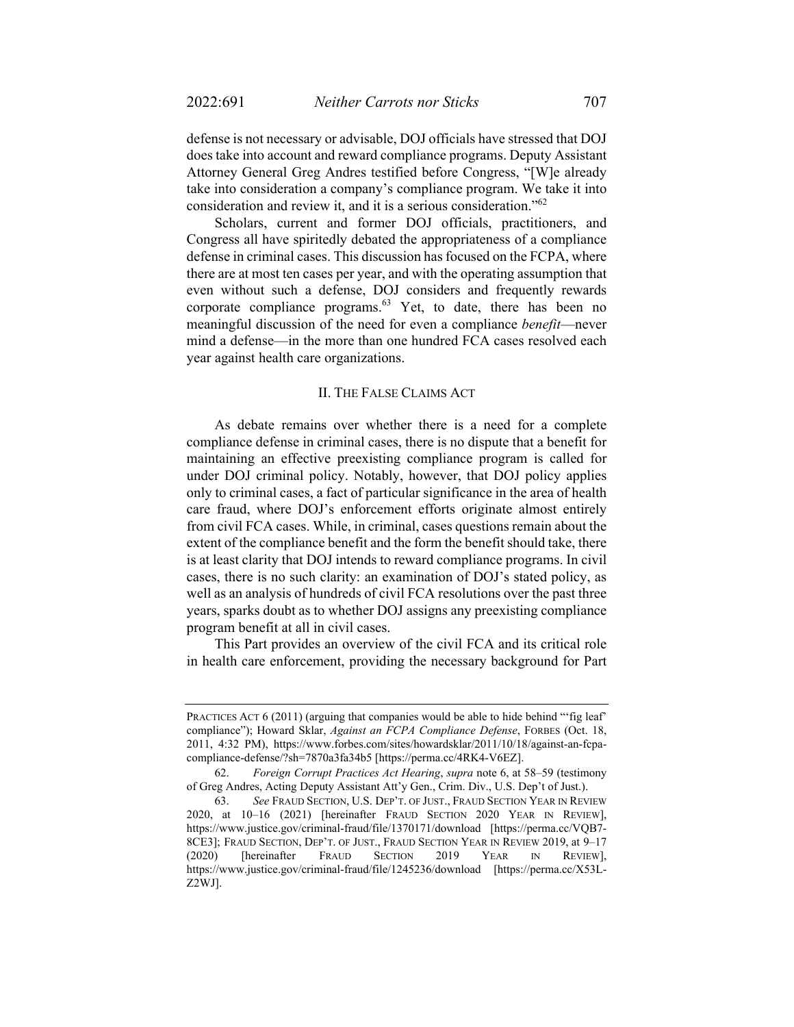defense is not necessary or advisable, DOJ officials have stressed that DOJ does take into account and reward compliance programs. Deputy Assistant Attorney General Greg Andres testified before Congress, "[W]e already take into consideration a company's compliance program. We take it into consideration and review it, and it is a serious consideration."[62]

Scholars, current and former DOJ officials, practitioners, and Congress all have spiritedly debated the appropriateness of a compliance defense in criminal cases. This discussion has focused on the FCPA, where there are at most ten cases per year, and with the operating assumption that even without such a defense, DOJ considers and frequently rewards corporate compliance programs.[63] Yet, to date, there has been no meaningful discussion of the need for even a compliance *benefit*—never mind a defense—in the more than one hundred FCA cases resolved each year against health care organizations.

## II. The False Claims Act

As debate remains over whether there is a need for a complete compliance defense in criminal cases, there is no dispute that a benefit for maintaining an effective preexisting compliance program is called for under DOJ criminal policy. Notably, however, that DOJ policy applies only to criminal cases, a fact of particular significance in the area of health care fraud, where DOJ's enforcement efforts originate almost entirely from civil FCA cases. While, in criminal, cases questions remain about the extent of the compliance benefit and the form the benefit should take, there is at least clarity that DOJ intends to reward compliance programs. In civil cases, there is no such clarity: an examination of DOJ's stated policy, as well as an analysis of hundreds of civil FCA resolutions over the past three years, sparks doubt as to whether DOJ assigns any preexisting compliance program benefit at all in civil cases.

This Part provides an overview of the civil FCA and its critical role in health care enforcement, providing the necessary background for Part

---

Practices Act 6 (2011) (arguing that companies would be able to hide behind "'fig leaf' compliance"); Howard Sklar, *Against an FCPA Compliance Defense*, Forbes (Oct. 18, 2011, 4:32 PM), https://www.forbes.com/sites/howardsklar/2011/10/18/against-an-fcpa-compliance-defense/?sh=7870a3fa34b5 [https://perma.cc/4RK4-V6EZ].

62. *Foreign Corrupt Practices Act Hearing*, *supra* note 6, at 58–59 (testimony of Greg Andres, Acting Deputy Assistant Att'y Gen., Crim. Div., U.S. Dep't of Just.).

63. *See* Fraud Section, U.S. Dep't. of Just., Fraud Section Year in Review 2020, at 10–16 (2021) [hereinafter Fraud Section 2020 Year in Review], https://www.justice.gov/criminal-fraud/file/1370171/download [https://perma.cc/VQB7-8CE3]; Fraud Section, Dep't. of Just., Fraud Section Year in Review 2019, at 9–17 (2020) [hereinafter Fraud Section 2019 Year in Review], https://www.justice.gov/criminal-fraud/file/1245236/download [https://perma.cc/X53L-Z2WJ].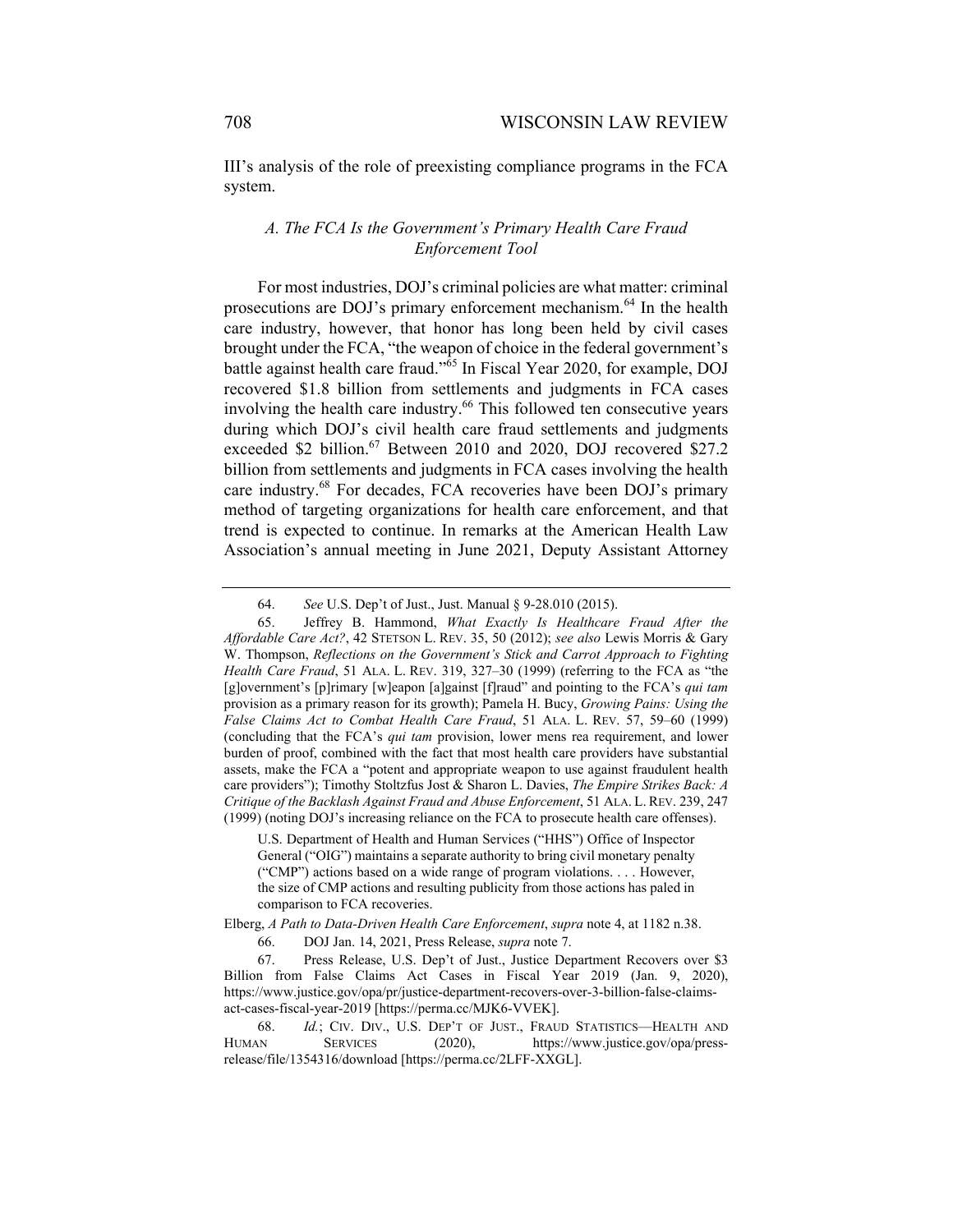III's analysis of the role of preexisting compliance programs in the FCA system.

### *A. The FCA Is the Government's Primary Health Care Fraud Enforcement Tool*

For most industries, DOJ's criminal policies are what matter: criminal prosecutions are DOJ's primary enforcement mechanism.[64] In the health care industry, however, that honor has long been held by civil cases brought under the FCA, "the weapon of choice in the federal government's battle against health care fraud."[65] In Fiscal Year 2020, for example, DOJ recovered $1.8 billion from settlements and judgments in FCA cases involving the health care industry.[66] This followed ten consecutive years during which DOJ's civil health care fraud settlements and judgments exceeded $2 billion.[67] Between 2010 and 2020, DOJ recovered $27.2 billion from settlements and judgments in FCA cases involving the health care industry.[68] For decades, FCA recoveries have been DOJ's primary method of targeting organizations for health care enforcement, and that trend is expected to continue. In remarks at the American Health Law Association's annual meeting in June 2021, Deputy Assistant Attorney

---

64. *See* U.S. Dep't of Just., Just. Manual § 9-28.010 (2015).

65. Jeffrey B. Hammond, *What Exactly Is Healthcare Fraud After the Affordable Care Act?*, 42 STETSON L. REV. 35, 50 (2012); *see also* Lewis Morris & Gary W. Thompson, *Reflections on the Government's Stick and Carrot Approach to Fighting Health Care Fraud*, 51 ALA. L. REV. 319, 327–30 (1999) (referring to the FCA as "the [g]overnment's [p]rimary [w]eapon [a]gainst [f]raud" and pointing to the FCA's *qui tam* provision as a primary reason for its growth); Pamela H. Bucy, *Growing Pains: Using the False Claims Act to Combat Health Care Fraud*, 51 ALA. L. REV. 57, 59–60 (1999) (concluding that the FCA's *qui tam* provision, lower mens rea requirement, and lower burden of proof, combined with the fact that most health care providers have substantial assets, make the FCA a "potent and appropriate weapon to use against fraudulent health care providers"); Timothy Stoltzfus Jost & Sharon L. Davies, *The Empire Strikes Back: A Critique of the Backlash Against Fraud and Abuse Enforcement*, 51 ALA. L. REV. 239, 247 (1999) (noting DOJ's increasing reliance on the FCA to prosecute health care offenses).

> U.S. Department of Health and Human Services ("HHS") Office of Inspector General ("OIG") maintains a separate authority to bring civil monetary penalty ("CMP") actions based on a wide range of program violations. . . . However, the size of CMP actions and resulting publicity from those actions has paled in comparison to FCA recoveries.

Elberg, *A Path to Data-Driven Health Care Enforcement*, *supra* note 4, at 1182 n.38.

66. DOJ Jan. 14, 2021, Press Release, *supra* note 7.

67. Press Release, U.S. Dep't of Just., Justice Department Recovers over $3 Billion from False Claims Act Cases in Fiscal Year 2019 (Jan. 9, 2020), https://www.justice.gov/opa/pr/justice-department-recovers-over-3-billion-false-claims-act-cases-fiscal-year-2019 [https://perma.cc/MJK6-VVEK].

68. *Id.*; CIV. DIV., U.S. DEP'T OF JUST., FRAUD STATISTICS—HEALTH AND HUMAN SERVICES (2020), https://www.justice.gov/opa/press-release/file/1354316/download [https://perma.cc/2LFF-XXGL].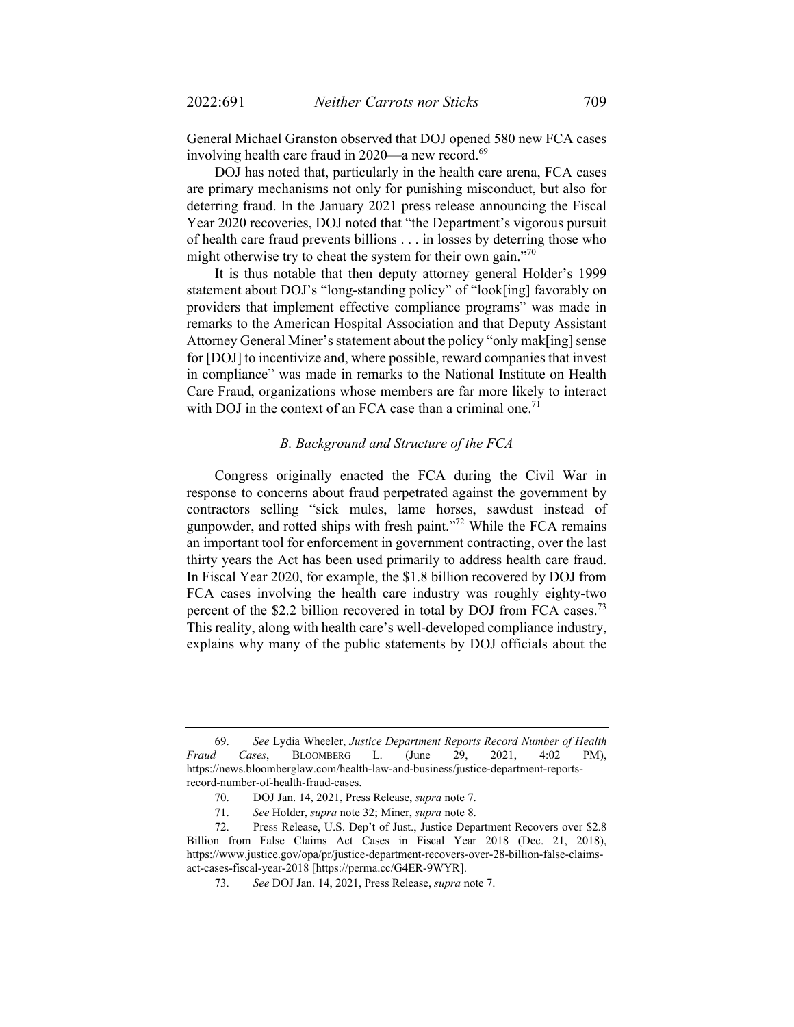General Michael Granston observed that DOJ opened 580 new FCA cases involving health care fraud in 2020—a new record.[69]

DOJ has noted that, particularly in the health care arena, FCA cases are primary mechanisms not only for punishing misconduct, but also for deterring fraud. In the January 2021 press release announcing the Fiscal Year 2020 recoveries, DOJ noted that "the Department's vigorous pursuit of health care fraud prevents billions . . . in losses by deterring those who might otherwise try to cheat the system for their own gain."[70]

It is thus notable that then deputy attorney general Holder's 1999 statement about DOJ's "long-standing policy" of "look[ing] favorably on providers that implement effective compliance programs" was made in remarks to the American Hospital Association and that Deputy Assistant Attorney General Miner's statement about the policy "only mak[ing] sense for [DOJ] to incentivize and, where possible, reward companies that invest in compliance" was made in remarks to the National Institute on Health Care Fraud, organizations whose members are far more likely to interact with DOJ in the context of an FCA case than a criminal one.[71]

### *B. Background and Structure of the FCA*

Congress originally enacted the FCA during the Civil War in response to concerns about fraud perpetrated against the government by contractors selling "sick mules, lame horses, sawdust instead of gunpowder, and rotted ships with fresh paint."[72] While the FCA remains an important tool for enforcement in government contracting, over the last thirty years the Act has been used primarily to address health care fraud. In Fiscal Year 2020, for example, the $1.8 billion recovered by DOJ from FCA cases involving the health care industry was roughly eighty-two percent of the $2.2 billion recovered in total by DOJ from FCA cases.[73] This reality, along with health care's well-developed compliance industry, explains why many of the public statements by DOJ officials about the

---

69. *See* Lydia Wheeler, *Justice Department Reports Record Number of Health Fraud Cases*, BLOOMBERG L. (June 29, 2021, 4:02 PM), https://news.bloomberglaw.com/health-law-and-business/justice-department-reports-record-number-of-health-fraud-cases.

70. DOJ Jan. 14, 2021, Press Release, *supra* note 7.

71. *See* Holder, *supra* note 32; Miner, *supra* note 8.

72. Press Release, U.S. Dep't of Just., Justice Department Recovers over $2.8 Billion from False Claims Act Cases in Fiscal Year 2018 (Dec. 21, 2018), https://www.justice.gov/opa/pr/justice-department-recovers-over-28-billion-false-claims-act-cases-fiscal-year-2018 [https://perma.cc/G4ER-9WYR].

73. *See* DOJ Jan. 14, 2021, Press Release, *supra* note 7.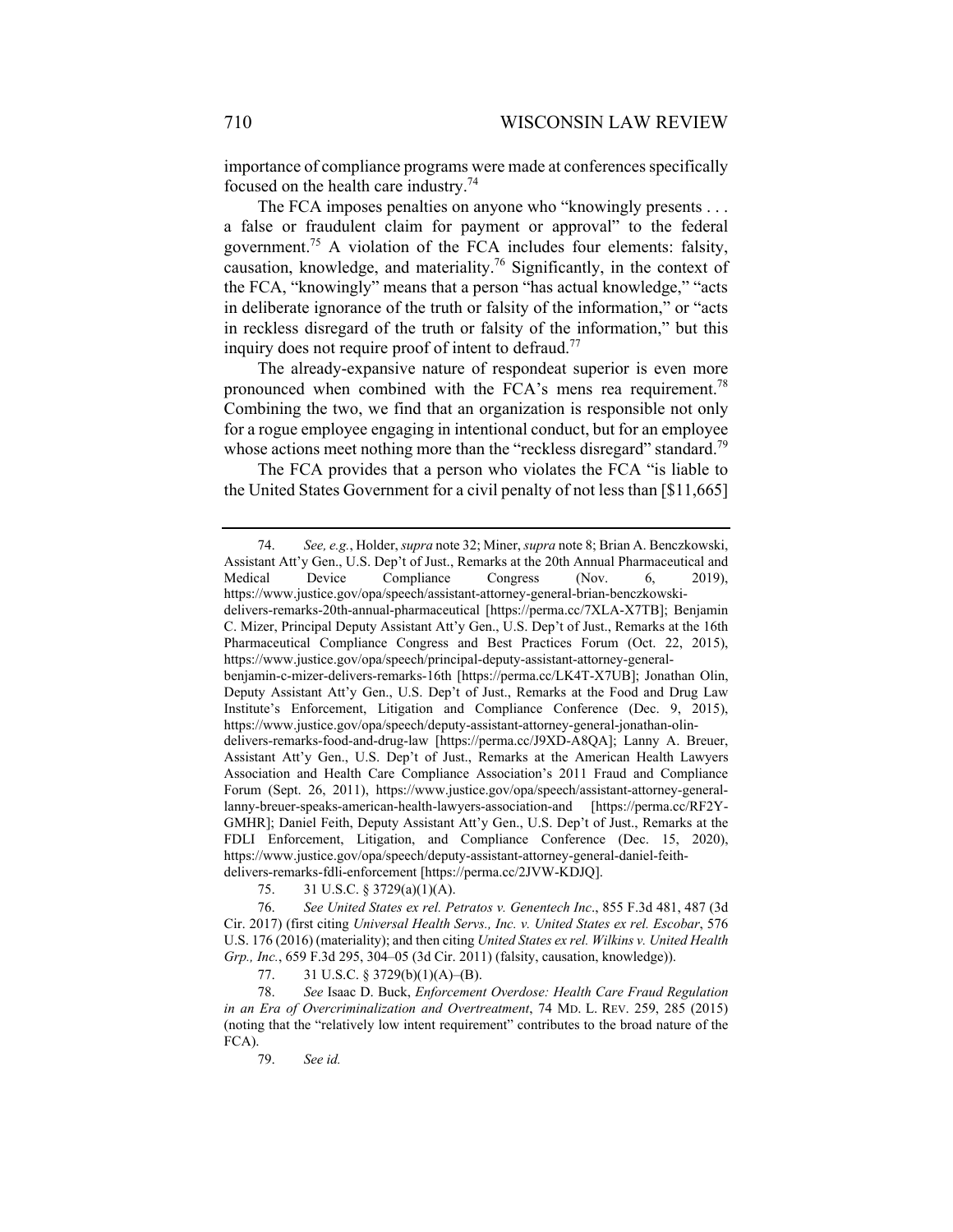importance of compliance programs were made at conferences specifically focused on the health care industry.[74]

The FCA imposes penalties on anyone who "knowingly presents . . . a false or fraudulent claim for payment or approval" to the federal government.[75] A violation of the FCA includes four elements: falsity, causation, knowledge, and materiality.[76] Significantly, in the context of the FCA, "knowingly" means that a person "has actual knowledge," "acts in deliberate ignorance of the truth or falsity of the information," or "acts in reckless disregard of the truth or falsity of the information," but this inquiry does not require proof of intent to defraud.[77]

The already-expansive nature of respondeat superior is even more pronounced when combined with the FCA's mens rea requirement.[78] Combining the two, we find that an organization is responsible not only for a rogue employee engaging in intentional conduct, but for an employee whose actions meet nothing more than the "reckless disregard" standard.[79]

The FCA provides that a person who violates the FCA "is liable to the United States Government for a civil penalty of not less than [$11,665]

---

74. *See, e.g.*, Holder, *supra* note 32; Miner, *supra* note 8; Brian A. Benczkowski, Assistant Att'y Gen., U.S. Dep't of Just., Remarks at the 20th Annual Pharmaceutical and Medical Device Compliance Congress (Nov. 6, 2019), https://www.justice.gov/opa/speech/assistant-attorney-general-brian-benczkowski-delivers-remarks-20th-annual-pharmaceutical [https://perma.cc/7XLA-X7TB]; Benjamin C. Mizer, Principal Deputy Assistant Att'y Gen., U.S. Dep't of Just., Remarks at the 16th Pharmaceutical Compliance Congress and Best Practices Forum (Oct. 22, 2015), https://www.justice.gov/opa/speech/principal-deputy-assistant-attorney-general-benjamin-c-mizer-delivers-remarks-16th [https://perma.cc/LK4T-X7UB]; Jonathan Olin, Deputy Assistant Att'y Gen., U.S. Dep't of Just., Remarks at the Food and Drug Law Institute's Enforcement, Litigation and Compliance Conference (Dec. 9, 2015), https://www.justice.gov/opa/speech/deputy-assistant-attorney-general-jonathan-olin-delivers-remarks-food-and-drug-law [https://perma.cc/J9XD-A8QA]; Lanny A. Breuer, Assistant Att'y Gen., U.S. Dep't of Just., Remarks at the American Health Lawyers Association and Health Care Compliance Association's 2011 Fraud and Compliance Forum (Sept. 26, 2011), https://www.justice.gov/opa/speech/assistant-attorney-general-lanny-breuer-speaks-american-health-lawyers-association-and [https://perma.cc/RF2Y-GMHR]; Daniel Feith, Deputy Assistant Att'y Gen., U.S. Dep't of Just., Remarks at the FDLI Enforcement, Litigation, and Compliance Conference (Dec. 15, 2020), https://www.justice.gov/opa/speech/deputy-assistant-attorney-general-daniel-feith-delivers-remarks-fdli-enforcement [https://perma.cc/2JVW-KDJQ].

75. 31 U.S.C. § 3729(a)(1)(A).

76. *See United States ex rel. Petratos v. Genentech Inc*., 855 F.3d 481, 487 (3d Cir. 2017) (first citing *Universal Health Servs., Inc. v. United States ex rel. Escobar*, 576 U.S. 176 (2016) (materiality); and then citing *United States ex rel. Wilkins v. United Health Grp., Inc.*, 659 F.3d 295, 304–05 (3d Cir. 2011) (falsity, causation, knowledge)).

77. 31 U.S.C. § 3729(b)(1)(A)–(B).

78. *See* Isaac D. Buck, *Enforcement Overdose: Health Care Fraud Regulation in an Era of Overcriminalization and Overtreatment*, 74 MD. L. REV. 259, 285 (2015) (noting that the "relatively low intent requirement" contributes to the broad nature of the FCA).

79. *See id.*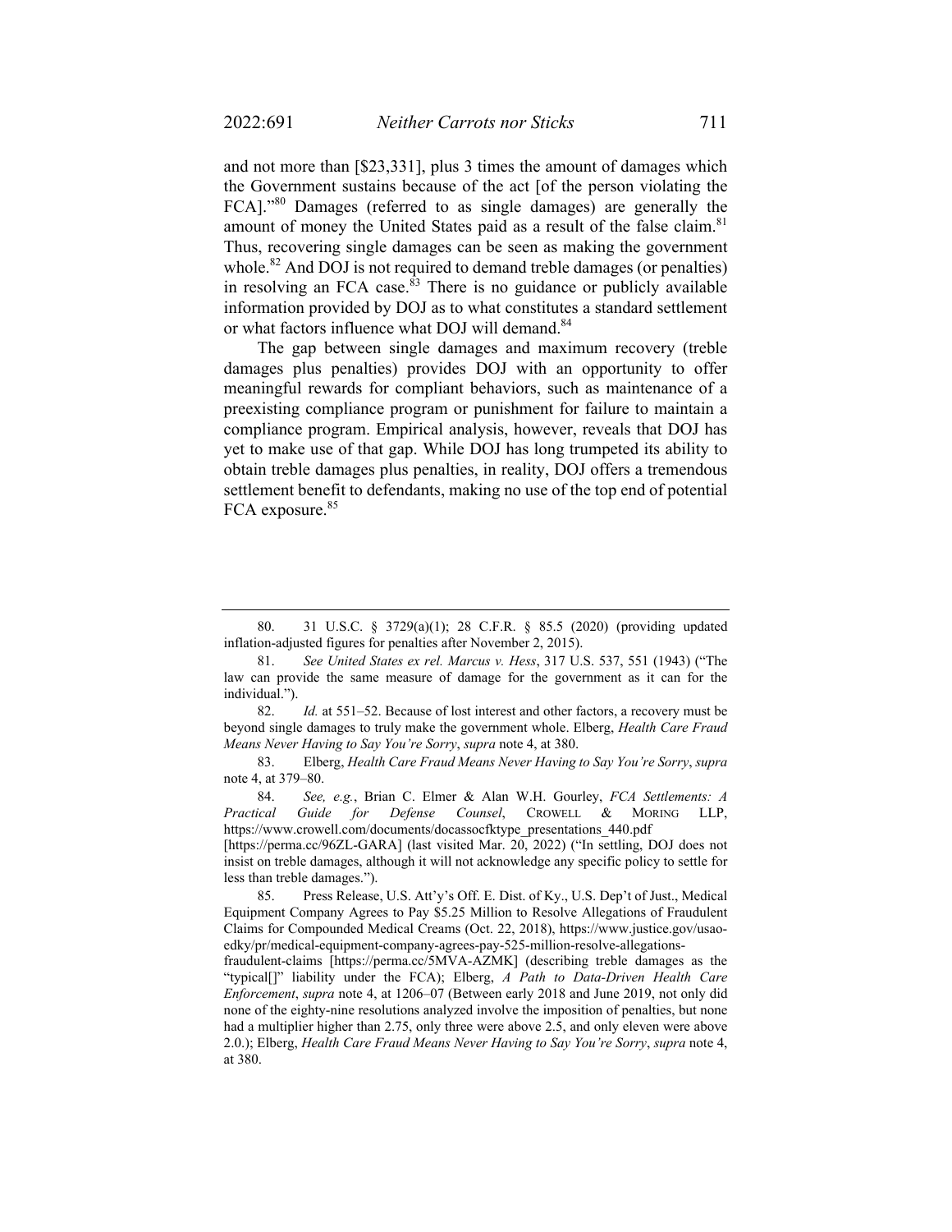and not more than [$23,331], plus 3 times the amount of damages which the Government sustains because of the act [of the person violating the FCA]."[80] Damages (referred to as single damages) are generally the amount of money the United States paid as a result of the false claim.[81] Thus, recovering single damages can be seen as making the government whole.[82] And DOJ is not required to demand treble damages (or penalties) in resolving an FCA case.[83] There is no guidance or publicly available information provided by DOJ as to what constitutes a standard settlement or what factors influence what DOJ will demand.[84]

The gap between single damages and maximum recovery (treble damages plus penalties) provides DOJ with an opportunity to offer meaningful rewards for compliant behaviors, such as maintenance of a preexisting compliance program or punishment for failure to maintain a compliance program. Empirical analysis, however, reveals that DOJ has yet to make use of that gap. While DOJ has long trumpeted its ability to obtain treble damages plus penalties, in reality, DOJ offers a tremendous settlement benefit to defendants, making no use of the top end of potential FCA exposure.[85]

---

80. 31 U.S.C. § 3729(a)(1); 28 C.F.R. § 85.5 (2020) (providing updated inflation-adjusted figures for penalties after November 2, 2015).

81. *See United States ex rel. Marcus v. Hess*, 317 U.S. 537, 551 (1943) ("The law can provide the same measure of damage for the government as it can for the individual.").

82. *Id.* at 551–52. Because of lost interest and other factors, a recovery must be beyond single damages to truly make the government whole. Elberg, *Health Care Fraud Means Never Having to Say You're Sorry*, *supra* note 4, at 380.

83. Elberg, *Health Care Fraud Means Never Having to Say You're Sorry*, *supra* note 4, at 379–80.

84. *See, e.g.*, Brian C. Elmer & Alan W.H. Gourley, *FCA Settlements: A Practical Guide for Defense Counsel*, CROWELL & MORING LLP, https://www.crowell.com/documents/docassocfktype_presentations_440.pdf [https://perma.cc/96ZL-GARA] (last visited Mar. 20, 2022) ("In settling, DOJ does not insist on treble damages, although it will not acknowledge any specific policy to settle for less than treble damages.").

85. Press Release, U.S. Att'y's Off. E. Dist. of Ky., U.S. Dep't of Just., Medical Equipment Company Agrees to Pay $5.25 Million to Resolve Allegations of Fraudulent Claims for Compounded Medical Creams (Oct. 22, 2018), https://www.justice.gov/usao-edky/pr/medical-equipment-company-agrees-pay-525-million-resolve-allegations-fraudulent-claims [https://perma.cc/5MVA-AZMK] (describing treble damages as the "typical[]" liability under the FCA); Elberg, *A Path to Data-Driven Health Care Enforcement*, *supra* note 4, at 1206–07 (Between early 2018 and June 2019, not only did none of the eighty-nine resolutions analyzed involve the imposition of penalties, but none had a multiplier higher than 2.75, only three were above 2.5, and only eleven were above 2.0.); Elberg, *Health Care Fraud Means Never Having to Say You're Sorry*, *supra* note 4, at 380.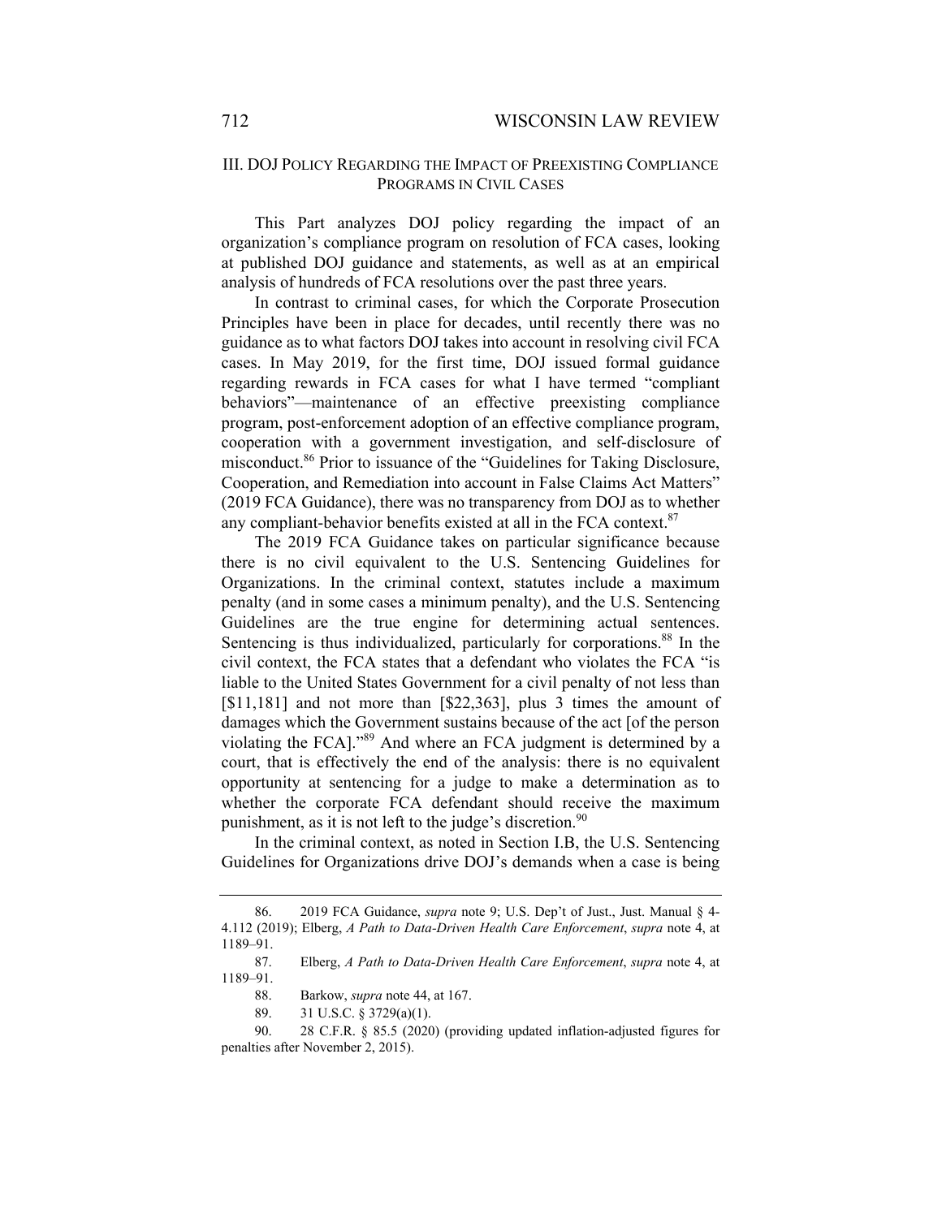## III. DOJ POLICY REGARDING THE IMPACT OF PREEXISTING COMPLIANCE PROGRAMS IN CIVIL CASES

This Part analyzes DOJ policy regarding the impact of an organization's compliance program on resolution of FCA cases, looking at published DOJ guidance and statements, as well as at an empirical analysis of hundreds of FCA resolutions over the past three years.

In contrast to criminal cases, for which the Corporate Prosecution Principles have been in place for decades, until recently there was no guidance as to what factors DOJ takes into account in resolving civil FCA cases. In May 2019, for the first time, DOJ issued formal guidance regarding rewards in FCA cases for what I have termed "compliant behaviors"—maintenance of an effective preexisting compliance program, post-enforcement adoption of an effective compliance program, cooperation with a government investigation, and self-disclosure of misconduct.[86] Prior to issuance of the "Guidelines for Taking Disclosure, Cooperation, and Remediation into account in False Claims Act Matters" (2019 FCA Guidance), there was no transparency from DOJ as to whether any compliant-behavior benefits existed at all in the FCA context.[87]

The 2019 FCA Guidance takes on particular significance because there is no civil equivalent to the U.S. Sentencing Guidelines for Organizations. In the criminal context, statutes include a maximum penalty (and in some cases a minimum penalty), and the U.S. Sentencing Guidelines are the true engine for determining actual sentences. Sentencing is thus individualized, particularly for corporations.[88] In the civil context, the FCA states that a defendant who violates the FCA "is liable to the United States Government for a civil penalty of not less than [$11,181] and not more than [$22,363], plus 3 times the amount of damages which the Government sustains because of the act [of the person violating the FCA]."[89] And where an FCA judgment is determined by a court, that is effectively the end of the analysis: there is no equivalent opportunity at sentencing for a judge to make a determination as to whether the corporate FCA defendant should receive the maximum punishment, as it is not left to the judge's discretion.[90]

In the criminal context, as noted in Section I.B, the U.S. Sentencing Guidelines for Organizations drive DOJ's demands when a case is being

86. 2019 FCA Guidance, *supra* note 9; U.S. Dep't of Just., Just. Manual § 4-4.112 (2019); Elberg, *A Path to Data-Driven Health Care Enforcement*, *supra* note 4, at 1189–91.

87. Elberg, *A Path to Data-Driven Health Care Enforcement*, *supra* note 4, at 1189–91.

88. Barkow, *supra* note 44, at 167.

89. 31 U.S.C. § 3729(a)(1).

90. 28 C.F.R. § 85.5 (2020) (providing updated inflation-adjusted figures for penalties after November 2, 2015).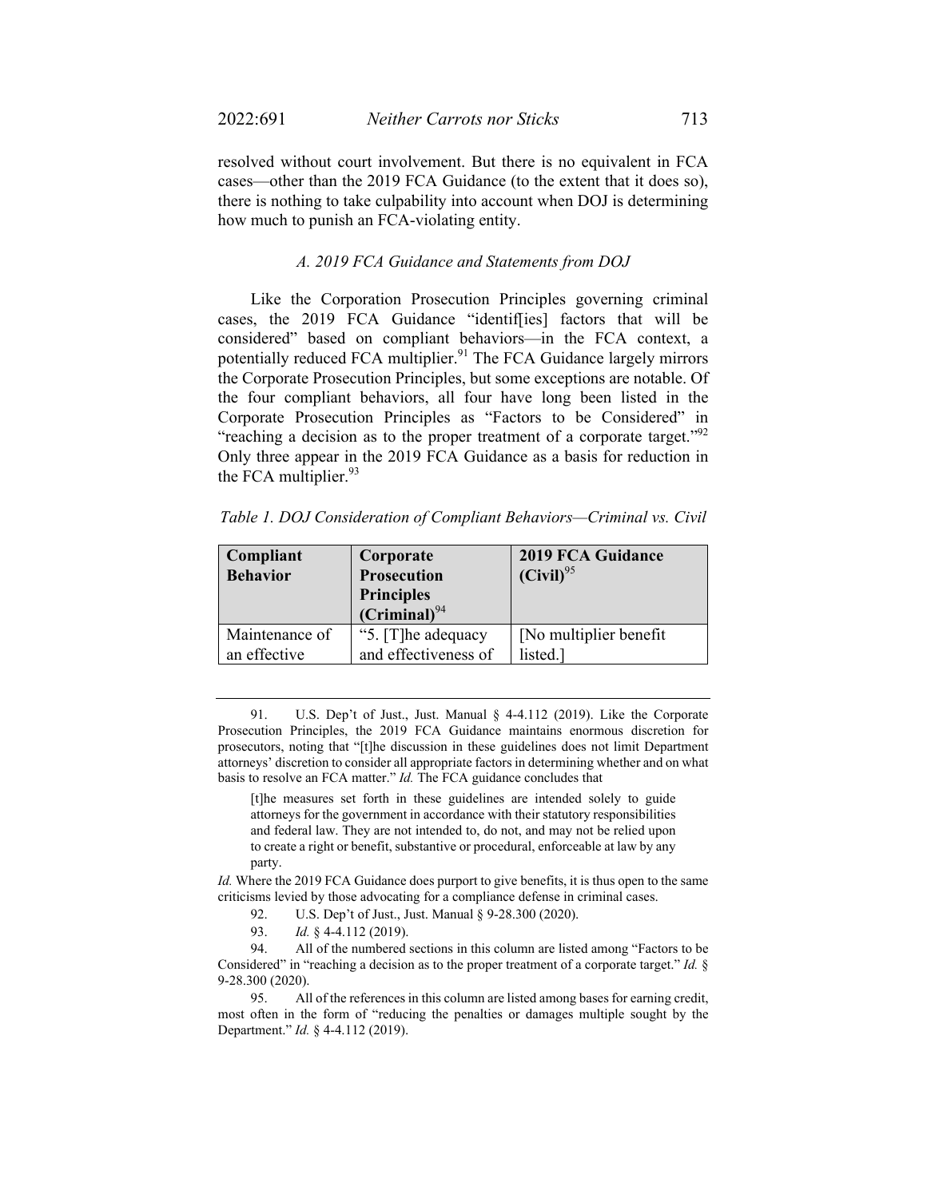resolved without court involvement. But there is no equivalent in FCA cases—other than the 2019 FCA Guidance (to the extent that it does so), there is nothing to take culpability into account when DOJ is determining how much to punish an FCA-violating entity.

### *A. 2019 FCA Guidance and Statements from DOJ*

Like the Corporation Prosecution Principles governing criminal cases, the 2019 FCA Guidance "identif[ies] factors that will be considered" based on compliant behaviors—in the FCA context, a potentially reduced FCA multiplier.[91] The FCA Guidance largely mirrors the Corporate Prosecution Principles, but some exceptions are notable. Of the four compliant behaviors, all four have long been listed in the Corporate Prosecution Principles as "Factors to be Considered" in "reaching a decision as to the proper treatment of a corporate target."[92] Only three appear in the 2019 FCA Guidance as a basis for reduction in the FCA multiplier.[93]

*Table 1. DOJ Consideration of Compliant Behaviors—Criminal vs. Civil*

| Compliant Behavior | Corporate Prosecution Principles (Criminal)[94] | 2019 FCA Guidance (Civil)[95] |
|---|---|---|
| Maintenance of an effective | "5. [T]he adequacy and effectiveness of | [No multiplier benefit listed.] |

91. U.S. Dep't of Just., Just. Manual § 4-4.112 (2019). Like the Corporate Prosecution Principles, the 2019 FCA Guidance maintains enormous discretion for prosecutors, noting that "[t]he discussion in these guidelines does not limit Department attorneys' discretion to consider all appropriate factors in determining whether and on what basis to resolve an FCA matter." *Id.* The FCA guidance concludes that

> [t]he measures set forth in these guidelines are intended solely to guide attorneys for the government in accordance with their statutory responsibilities and federal law. They are not intended to, do not, and may not be relied upon to create a right or benefit, substantive or procedural, enforceable at law by any party.

*Id.* Where the 2019 FCA Guidance does purport to give benefits, it is thus open to the same criticisms levied by those advocating for a compliance defense in criminal cases.

92. U.S. Dep't of Just., Just. Manual § 9-28.300 (2020).

93. *Id.* § 4-4.112 (2019).

94. All of the numbered sections in this column are listed among "Factors to be Considered" in "reaching a decision as to the proper treatment of a corporate target." *Id.* § 9-28.300 (2020).

95. All of the references in this column are listed among bases for earning credit, most often in the form of "reducing the penalties or damages multiple sought by the Department." *Id.* § 4-4.112 (2019).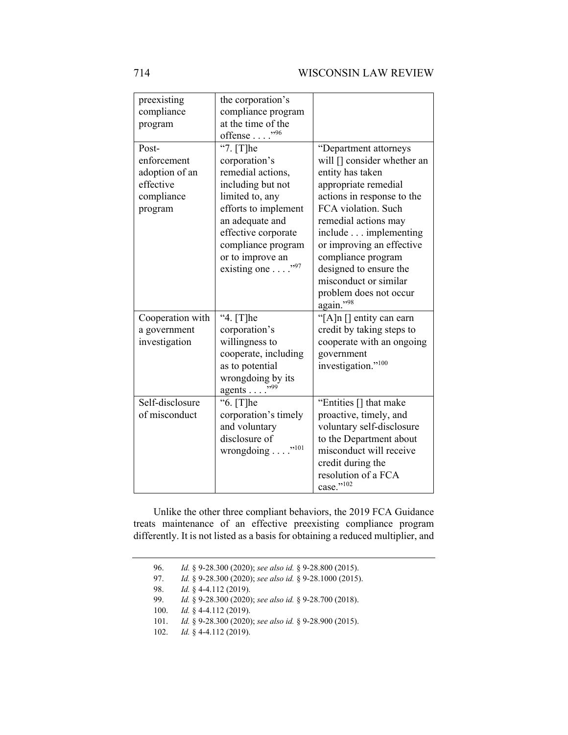| | | |
|---|---|---|
| preexisting compliance program | the corporation's compliance program at the time of the offense . . . ."[96] | |
| Post-enforcement adoption of an effective compliance program | "7. [T]he corporation's remedial actions, including but not limited to, any efforts to implement an adequate and effective corporate compliance program or to improve an existing one . . . ."[97] | "Department attorneys will [] consider whether an entity has taken appropriate remedial actions in response to the FCA violation. Such remedial actions may include . . . implementing or improving an effective compliance program designed to ensure the misconduct or similar problem does not occur again."[98] |
| Cooperation with a government investigation | "4. [T]he corporation's willingness to cooperate, including as to potential wrongdoing by its agents . . . ."[99] | "[A]n [] entity can earn credit by taking steps to cooperate with an ongoing government investigation."[100] |
| Self-disclosure of misconduct | "6. [T]he corporation's timely and voluntary disclosure of wrongdoing . . . ."[101] | "Entities [] that make proactive, timely, and voluntary self-disclosure to the Department about misconduct will receive credit during the resolution of a FCA case."[102] |

Unlike the other three compliant behaviors, the 2019 FCA Guidance treats maintenance of an effective preexisting compliance program differently. It is not listed as a basis for obtaining a reduced multiplier, and

96. *Id.* § 9-28.300 (2020); *see also id.* § 9-28.800 (2015).

97. *Id.* § 9-28.300 (2020); *see also id.* § 9-28.1000 (2015).

98. *Id.* § 4-4.112 (2019).

99. *Id.* § 9-28.300 (2020); *see also id.* § 9-28.700 (2018).

100. *Id.* § 4-4.112 (2019).

101. *Id.* § 9-28.300 (2020); *see also id.* § 9-28.900 (2015).

102. *Id.* § 4-4.112 (2019).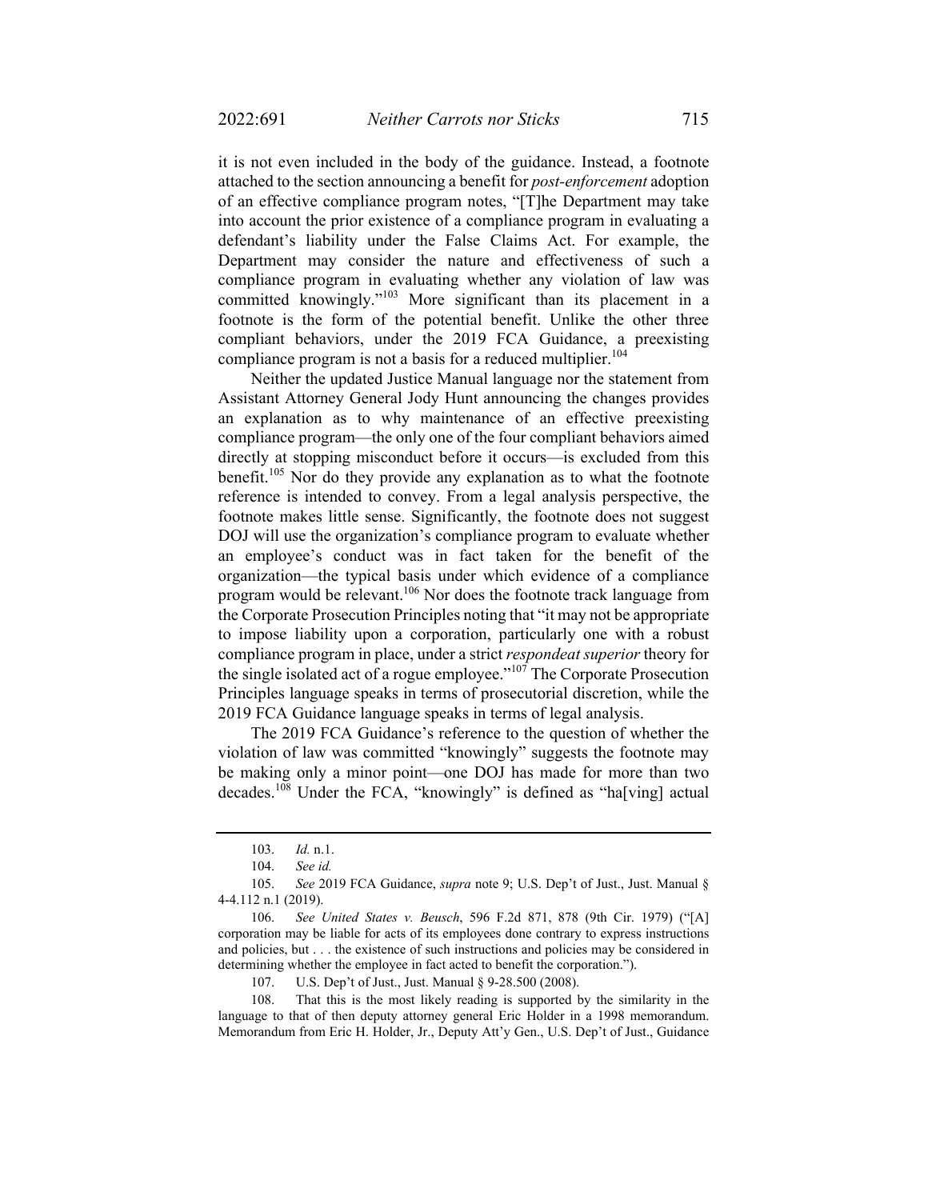it is not even included in the body of the guidance. Instead, a footnote attached to the section announcing a benefit for *post-enforcement* adoption of an effective compliance program notes, "[T]he Department may take into account the prior existence of a compliance program in evaluating a defendant's liability under the False Claims Act. For example, the Department may consider the nature and effectiveness of such a compliance program in evaluating whether any violation of law was committed knowingly."[103] More significant than its placement in a footnote is the form of the potential benefit. Unlike the other three compliant behaviors, under the 2019 FCA Guidance, a preexisting compliance program is not a basis for a reduced multiplier.[104]

Neither the updated Justice Manual language nor the statement from Assistant Attorney General Jody Hunt announcing the changes provides an explanation as to why maintenance of an effective preexisting compliance program—the only one of the four compliant behaviors aimed directly at stopping misconduct before it occurs—is excluded from this benefit.[105] Nor do they provide any explanation as to what the footnote reference is intended to convey. From a legal analysis perspective, the footnote makes little sense. Significantly, the footnote does not suggest DOJ will use the organization's compliance program to evaluate whether an employee's conduct was in fact taken for the benefit of the organization—the typical basis under which evidence of a compliance program would be relevant.[106] Nor does the footnote track language from the Corporate Prosecution Principles noting that "it may not be appropriate to impose liability upon a corporation, particularly one with a robust compliance program in place, under a strict *respondeat superior* theory for the single isolated act of a rogue employee."[107] The Corporate Prosecution Principles language speaks in terms of prosecutorial discretion, while the 2019 FCA Guidance language speaks in terms of legal analysis.

The 2019 FCA Guidance's reference to the question of whether the violation of law was committed "knowingly" suggests the footnote may be making only a minor point—one DOJ has made for more than two decades.[108] Under the FCA, "knowingly" is defined as "ha[ving] actual

---

103. *Id.* n.1.

104. *See id.*

105. *See* 2019 FCA Guidance, *supra* note 9; U.S. Dep't of Just., Just. Manual § 4-4.112 n.1 (2019).

106. *See United States v. Beusch*, 596 F.2d 871, 878 (9th Cir. 1979) ("[A] corporation may be liable for acts of its employees done contrary to express instructions and policies, but . . . the existence of such instructions and policies may be considered in determining whether the employee in fact acted to benefit the corporation.").

107. U.S. Dep't of Just., Just. Manual § 9-28.500 (2008).

108. That this is the most likely reading is supported by the similarity in the language to that of then deputy attorney general Eric Holder in a 1998 memorandum. Memorandum from Eric H. Holder, Jr., Deputy Att'y Gen., U.S. Dep't of Just., Guidance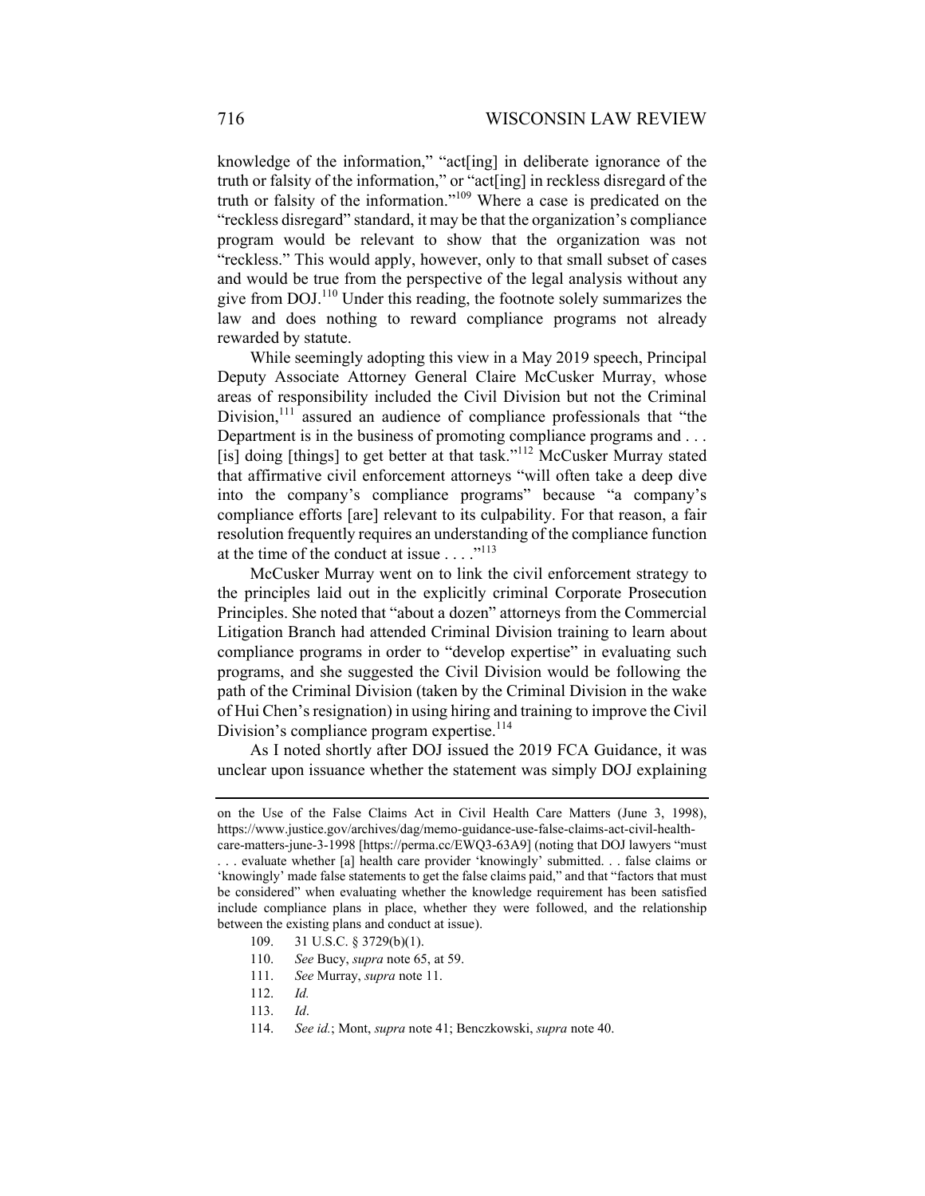knowledge of the information," "act[ing] in deliberate ignorance of the truth or falsity of the information," or "act[ing] in reckless disregard of the truth or falsity of the information."[109] Where a case is predicated on the "reckless disregard" standard, it may be that the organization's compliance program would be relevant to show that the organization was not "reckless." This would apply, however, only to that small subset of cases and would be true from the perspective of the legal analysis without any give from DOJ.[110] Under this reading, the footnote solely summarizes the law and does nothing to reward compliance programs not already rewarded by statute.

While seemingly adopting this view in a May 2019 speech, Principal Deputy Associate Attorney General Claire McCusker Murray, whose areas of responsibility included the Civil Division but not the Criminal Division,[111] assured an audience of compliance professionals that "the Department is in the business of promoting compliance programs and . . . [is] doing [things] to get better at that task."[112] McCusker Murray stated that affirmative civil enforcement attorneys "will often take a deep dive into the company's compliance programs" because "a company's compliance efforts [are] relevant to its culpability. For that reason, a fair resolution frequently requires an understanding of the compliance function at the time of the conduct at issue . . . ."[113]

McCusker Murray went on to link the civil enforcement strategy to the principles laid out in the explicitly criminal Corporate Prosecution Principles. She noted that "about a dozen" attorneys from the Commercial Litigation Branch had attended Criminal Division training to learn about compliance programs in order to "develop expertise" in evaluating such programs, and she suggested the Civil Division would be following the path of the Criminal Division (taken by the Criminal Division in the wake of Hui Chen's resignation) in using hiring and training to improve the Civil Division's compliance program expertise.[114]

As I noted shortly after DOJ issued the 2019 FCA Guidance, it was unclear upon issuance whether the statement was simply DOJ explaining

---

on the Use of the False Claims Act in Civil Health Care Matters (June 3, 1998), https://www.justice.gov/archives/dag/memo-guidance-use-false-claims-act-civil-health-care-matters-june-3-1998 [https://perma.cc/EWQ3-63A9] (noting that DOJ lawyers "must . . . evaluate whether [a] health care provider 'knowingly' submitted. . . false claims or 'knowingly' made false statements to get the false claims paid," and that "factors that must be considered" when evaluating whether the knowledge requirement has been satisfied include compliance plans in place, whether they were followed, and the relationship between the existing plans and conduct at issue).

109. 31 U.S.C. § 3729(b)(1).

110. *See* Bucy, *supra* note 65, at 59.

111. *See* Murray, *supra* note 11.

112. *Id.*

113. *Id*.

114. *See id.*; Mont, *supra* note 41; Benczkowski, *supra* note 40.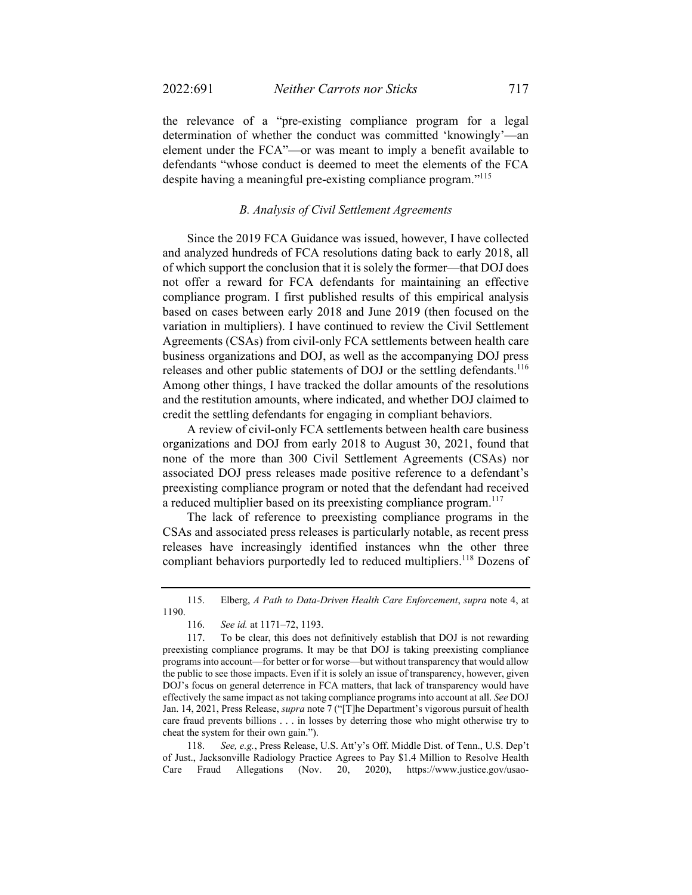the relevance of a "pre-existing compliance program for a legal determination of whether the conduct was committed 'knowingly'—an element under the FCA"—or was meant to imply a benefit available to defendants "whose conduct is deemed to meet the elements of the FCA despite having a meaningful pre-existing compliance program."[115]

### *B. Analysis of Civil Settlement Agreements*

Since the 2019 FCA Guidance was issued, however, I have collected and analyzed hundreds of FCA resolutions dating back to early 2018, all of which support the conclusion that it is solely the former—that DOJ does not offer a reward for FCA defendants for maintaining an effective compliance program. I first published results of this empirical analysis based on cases between early 2018 and June 2019 (then focused on the variation in multipliers). I have continued to review the Civil Settlement Agreements (CSAs) from civil-only FCA settlements between health care business organizations and DOJ, as well as the accompanying DOJ press releases and other public statements of DOJ or the settling defendants.[116] Among other things, I have tracked the dollar amounts of the resolutions and the restitution amounts, where indicated, and whether DOJ claimed to credit the settling defendants for engaging in compliant behaviors.

A review of civil-only FCA settlements between health care business organizations and DOJ from early 2018 to August 30, 2021, found that none of the more than 300 Civil Settlement Agreements (CSAs) nor associated DOJ press releases made positive reference to a defendant's preexisting compliance program or noted that the defendant had received a reduced multiplier based on its preexisting compliance program.[117]

The lack of reference to preexisting compliance programs in the CSAs and associated press releases is particularly notable, as recent press releases have increasingly identified instances whn the other three compliant behaviors purportedly led to reduced multipliers.[118] Dozens of

---

115. Elberg, *A Path to Data-Driven Health Care Enforcement*, *supra* note 4, at 1190.

116. *See id.* at 1171–72, 1193.

117. To be clear, this does not definitively establish that DOJ is not rewarding preexisting compliance programs. It may be that DOJ is taking preexisting compliance programs into account—for better or for worse—but without transparency that would allow the public to see those impacts. Even if it is solely an issue of transparency, however, given DOJ's focus on general deterrence in FCA matters, that lack of transparency would have effectively the same impact as not taking compliance programs into account at all. *See* DOJ Jan. 14, 2021, Press Release, *supra* note 7 ("[T]he Department's vigorous pursuit of health care fraud prevents billions . . . in losses by deterring those who might otherwise try to cheat the system for their own gain.").

118. *See, e.g.*, Press Release, U.S. Att'y's Off. Middle Dist. of Tenn., U.S. Dep't of Just., Jacksonville Radiology Practice Agrees to Pay $1.4 Million to Resolve Health Care Fraud Allegations (Nov. 20, 2020), https://www.justice.gov/usao-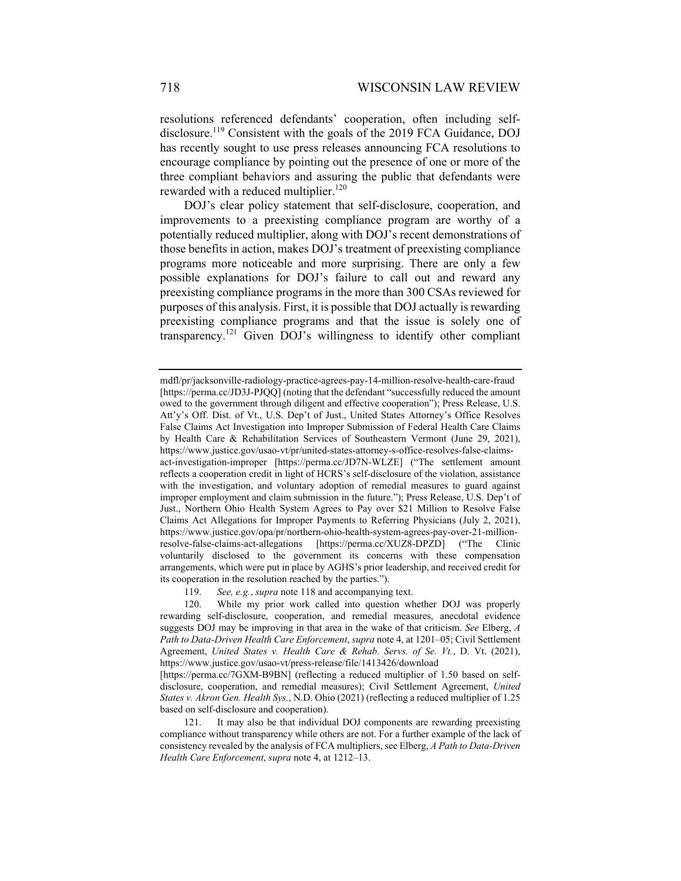resolutions referenced defendants' cooperation, often including self-disclosure.[119] Consistent with the goals of the 2019 FCA Guidance, DOJ has recently sought to use press releases announcing FCA resolutions to encourage compliance by pointing out the presence of one or more of the three compliant behaviors and assuring the public that defendants were rewarded with a reduced multiplier.[120]

DOJ's clear policy statement that self-disclosure, cooperation, and improvements to a preexisting compliance program are worthy of a potentially reduced multiplier, along with DOJ's recent demonstrations of those benefits in action, makes DOJ's treatment of preexisting compliance programs more noticeable and more surprising. There are only a few possible explanations for DOJ's failure to call out and reward any preexisting compliance programs in the more than 300 CSAs reviewed for purposes of this analysis. First, it is possible that DOJ actually is rewarding preexisting compliance programs and that the issue is solely one of transparency.[121] Given DOJ's willingness to identify other compliant

---

mdfl/pr/jacksonville-radiology-practice-agrees-pay-14-million-resolve-health-care-fraud [https://perma.cc/JD3J-PJQQ] (noting that the defendant "successfully reduced the amount owed to the government through diligent and effective cooperation"); Press Release, U.S. Att'y's Off. Dist. of Vt., U.S. Dep't of Just., United States Attorney's Office Resolves False Claims Act Investigation into Improper Submission of Federal Health Care Claims by Health Care & Rehabilitation Services of Southeastern Vermont (June 29, 2021), https://www.justice.gov/usao-vt/pr/united-states-attorney-s-office-resolves-false-claims-act-investigation-improper [https://perma.cc/JD7N-WLZE] ("The settlement amount reflects a cooperation credit in light of HCRS's self-disclosure of the violation, assistance with the investigation, and voluntary adoption of remedial measures to guard against improper employment and claim submission in the future."); Press Release, U.S. Dep't of Just., Northern Ohio Health System Agrees to Pay over $21 Million to Resolve False Claims Act Allegations for Improper Payments to Referring Physicians (July 2, 2021), https://www.justice.gov/opa/pr/northern-ohio-health-system-agrees-pay-over-21-million-resolve-false-claims-act-allegations [https://perma.cc/XUZ8-DPZD] ("The Clinic voluntarily disclosed to the government its concerns with these compensation arrangements, which were put in place by AGHS's prior leadership, and received credit for its cooperation in the resolution reached by the parties.").

119. *See, e.g.*, *supra* note 118 and accompanying text.

120. While my prior work called into question whether DOJ was properly rewarding self-disclosure, cooperation, and remedial measures, anecdotal evidence suggests DOJ may be improving in that area in the wake of that criticism. *See* Elberg, *A Path to Data-Driven Health Care Enforcement*, *supra* note 4, at 1201–05; Civil Settlement Agreement, *United States v. Health Care & Rehab. Servs. of Se. Vt.*, D. Vt. (2021), https://www.justice.gov/usao-vt/press-release/file/1413426/download [https://perma.cc/7GXM-B9BN] (reflecting a reduced multiplier of 1.50 based on self-disclosure, cooperation, and remedial measures); Civil Settlement Agreement, *United States v. Akron Gen. Health Sys.*, N.D. Ohio (2021) (reflecting a reduced multiplier of 1.25 based on self-disclosure and cooperation).

121. It may also be that individual DOJ components are rewarding preexisting compliance without transparency while others are not. For a further example of the lack of consistency revealed by the analysis of FCA multipliers, see Elberg, *A Path to Data-Driven Health Care Enforcement*, *supra* note 4, at 1212–13.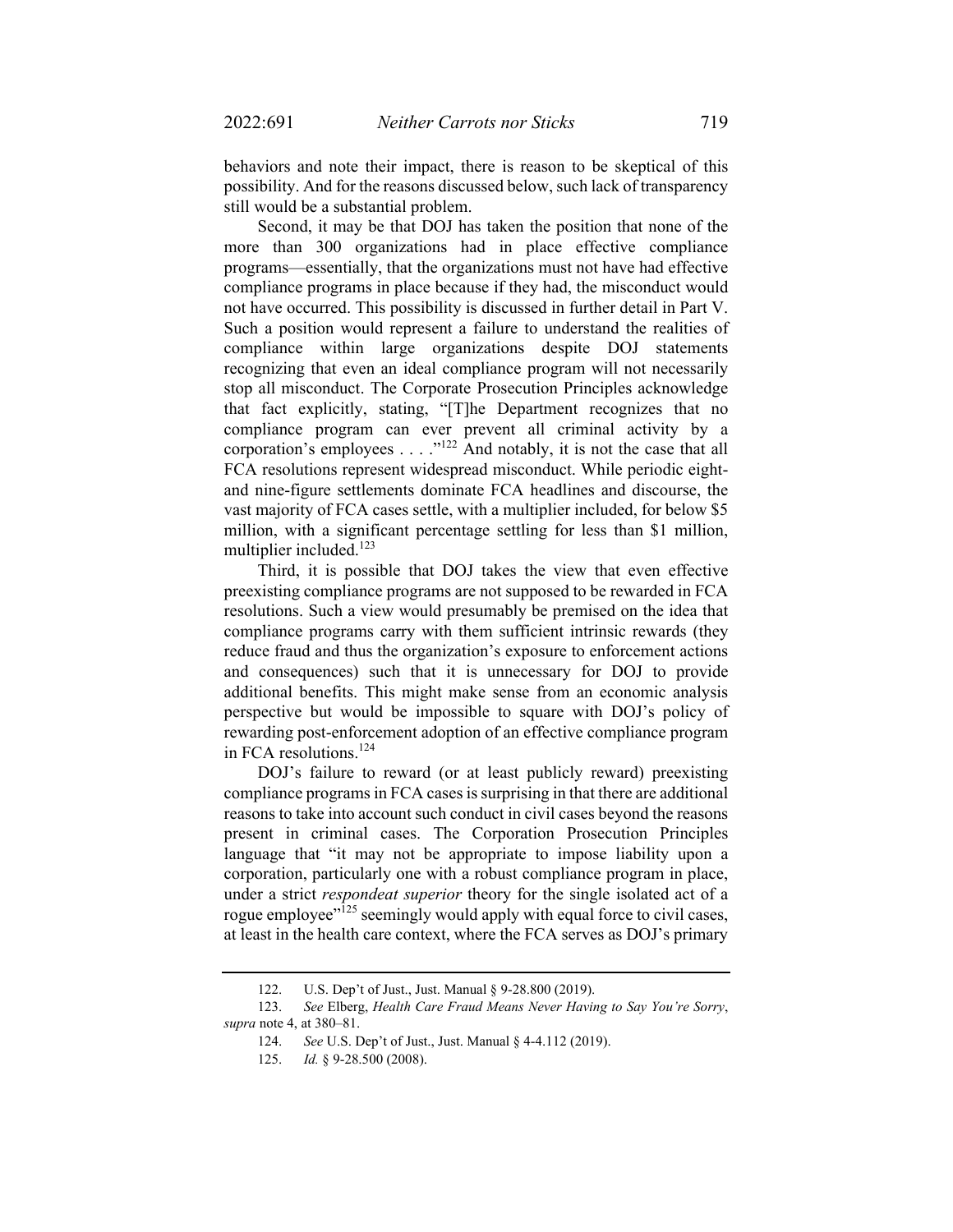behaviors and note their impact, there is reason to be skeptical of this possibility. And for the reasons discussed below, such lack of transparency still would be a substantial problem.

Second, it may be that DOJ has taken the position that none of the more than 300 organizations had in place effective compliance programs—essentially, that the organizations must not have had effective compliance programs in place because if they had, the misconduct would not have occurred. This possibility is discussed in further detail in Part V. Such a position would represent a failure to understand the realities of compliance within large organizations despite DOJ statements recognizing that even an ideal compliance program will not necessarily stop all misconduct. The Corporate Prosecution Principles acknowledge that fact explicitly, stating, "[T]he Department recognizes that no compliance program can ever prevent all criminal activity by a corporation's employees . . . ."[122] And notably, it is not the case that all FCA resolutions represent widespread misconduct. While periodic eight- and nine-figure settlements dominate FCA headlines and discourse, the vast majority of FCA cases settle, with a multiplier included, for below $5 million, with a significant percentage settling for less than $1 million, multiplier included.[123]

Third, it is possible that DOJ takes the view that even effective preexisting compliance programs are not supposed to be rewarded in FCA resolutions. Such a view would presumably be premised on the idea that compliance programs carry with them sufficient intrinsic rewards (they reduce fraud and thus the organization's exposure to enforcement actions and consequences) such that it is unnecessary for DOJ to provide additional benefits. This might make sense from an economic analysis perspective but would be impossible to square with DOJ's policy of rewarding post-enforcement adoption of an effective compliance program in FCA resolutions.[124]

DOJ's failure to reward (or at least publicly reward) preexisting compliance programs in FCA cases is surprising in that there are additional reasons to take into account such conduct in civil cases beyond the reasons present in criminal cases. The Corporation Prosecution Principles language that "it may not be appropriate to impose liability upon a corporation, particularly one with a robust compliance program in place, under a strict *respondeat superior* theory for the single isolated act of a rogue employee"[125] seemingly would apply with equal force to civil cases, at least in the health care context, where the FCA serves as DOJ's primary

---

122. U.S. Dep't of Just., Just. Manual § 9-28.800 (2019).

123. *See* Elberg, *Health Care Fraud Means Never Having to Say You're Sorry*, *supra* note 4, at 380–81.

124. *See* U.S. Dep't of Just., Just. Manual § 4-4.112 (2019).

125. *Id.* § 9-28.500 (2008).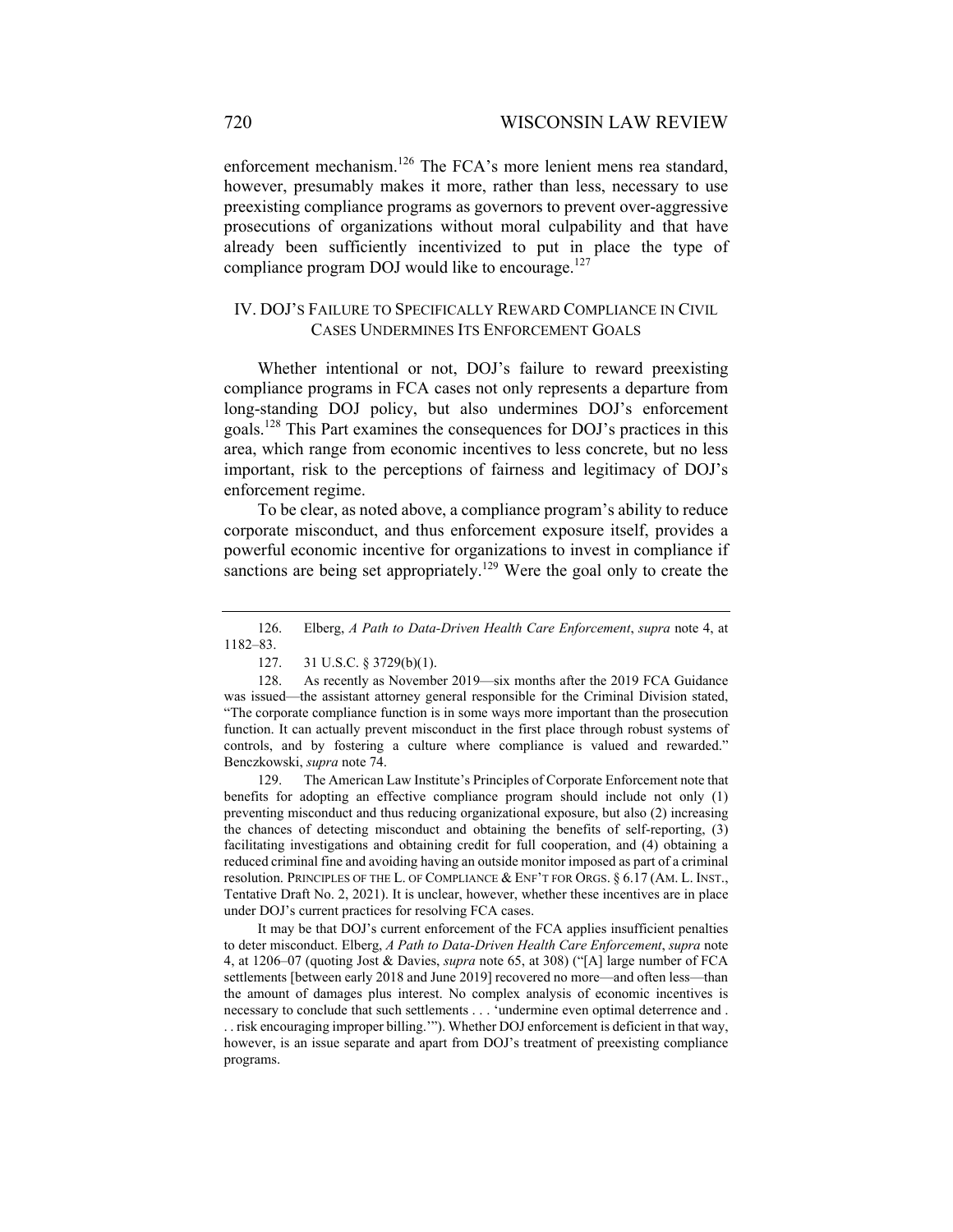enforcement mechanism.[126] The FCA's more lenient mens rea standard, however, presumably makes it more, rather than less, necessary to use preexisting compliance programs as governors to prevent over-aggressive prosecutions of organizations without moral culpability and that have already been sufficiently incentivized to put in place the type of compliance program DOJ would like to encourage.[127]

## IV. DOJ's Failure to Specifically Reward Compliance in Civil Cases Undermines Its Enforcement Goals

Whether intentional or not, DOJ's failure to reward preexisting compliance programs in FCA cases not only represents a departure from long-standing DOJ policy, but also undermines DOJ's enforcement goals.[128] This Part examines the consequences for DOJ's practices in this area, which range from economic incentives to less concrete, but no less important, risk to the perceptions of fairness and legitimacy of DOJ's enforcement regime.

To be clear, as noted above, a compliance program's ability to reduce corporate misconduct, and thus enforcement exposure itself, provides a powerful economic incentive for organizations to invest in compliance if sanctions are being set appropriately.[129] Were the goal only to create the

---

126. Elberg, *A Path to Data-Driven Health Care Enforcement*, *supra* note 4, at 1182–83.

127. 31 U.S.C. § 3729(b)(1).

128. As recently as November 2019—six months after the 2019 FCA Guidance was issued—the assistant attorney general responsible for the Criminal Division stated, "The corporate compliance function is in some ways more important than the prosecution function. It can actually prevent misconduct in the first place through robust systems of controls, and by fostering a culture where compliance is valued and rewarded." Benczkowski, *supra* note 74.

129. The American Law Institute's Principles of Corporate Enforcement note that benefits for adopting an effective compliance program should include not only (1) preventing misconduct and thus reducing organizational exposure, but also (2) increasing the chances of detecting misconduct and obtaining the benefits of self-reporting, (3) facilitating investigations and obtaining credit for full cooperation, and (4) obtaining a reduced criminal fine and avoiding having an outside monitor imposed as part of a criminal resolution. PRINCIPLES OF THE L. OF COMPLIANCE & ENF'T FOR ORGS. § 6.17 (AM. L. INST., Tentative Draft No. 2, 2021). It is unclear, however, whether these incentives are in place under DOJ's current practices for resolving FCA cases.

It may be that DOJ's current enforcement of the FCA applies insufficient penalties to deter misconduct. Elberg, *A Path to Data-Driven Health Care Enforcement*, *supra* note 4, at 1206–07 (quoting Jost & Davies, *supra* note 65, at 308) ("[A] large number of FCA settlements [between early 2018 and June 2019] recovered no more—and often less—than the amount of damages plus interest. No complex analysis of economic incentives is necessary to conclude that such settlements . . . 'undermine even optimal deterrence and . . . risk encouraging improper billing.'"). Whether DOJ enforcement is deficient in that way, however, is an issue separate and apart from DOJ's treatment of preexisting compliance programs.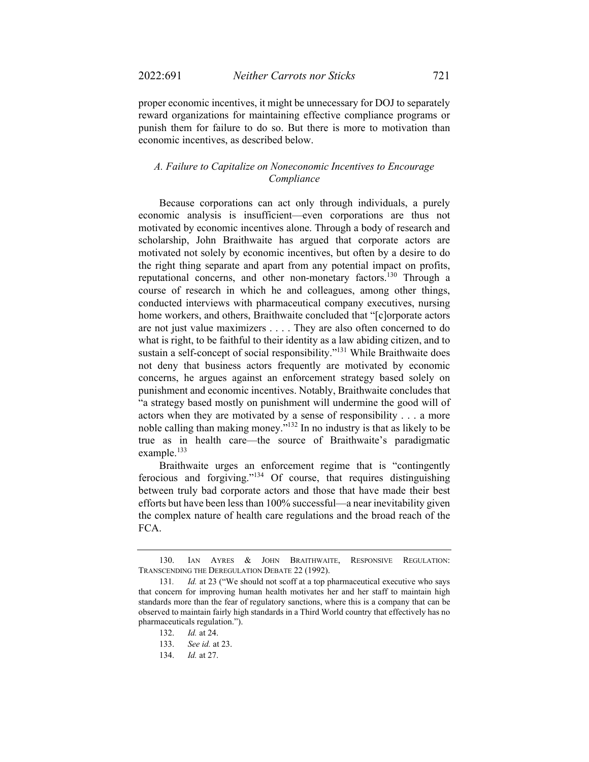proper economic incentives, it might be unnecessary for DOJ to separately reward organizations for maintaining effective compliance programs or punish them for failure to do so. But there is more to motivation than economic incentives, as described below.

### *A. Failure to Capitalize on Noneconomic Incentives to Encourage Compliance*

Because corporations can act only through individuals, a purely economic analysis is insufficient—even corporations are thus not motivated by economic incentives alone. Through a body of research and scholarship, John Braithwaite has argued that corporate actors are motivated not solely by economic incentives, but often by a desire to do the right thing separate and apart from any potential impact on profits, reputational concerns, and other non-monetary factors.[130] Through a course of research in which he and colleagues, among other things, conducted interviews with pharmaceutical company executives, nursing home workers, and others, Braithwaite concluded that "[c]orporate actors are not just value maximizers . . . . They are also often concerned to do what is right, to be faithful to their identity as a law abiding citizen, and to sustain a self-concept of social responsibility."[131] While Braithwaite does not deny that business actors frequently are motivated by economic concerns, he argues against an enforcement strategy based solely on punishment and economic incentives. Notably, Braithwaite concludes that "a strategy based mostly on punishment will undermine the good will of actors when they are motivated by a sense of responsibility . . . a more noble calling than making money."[132] In no industry is that as likely to be true as in health care—the source of Braithwaite's paradigmatic example.[133]

Braithwaite urges an enforcement regime that is "contingently ferocious and forgiving."[134] Of course, that requires distinguishing between truly bad corporate actors and those that have made their best efforts but have been less than 100% successful—a near inevitability given the complex nature of health care regulations and the broad reach of the FCA.

---

130. IAN AYRES & JOHN BRAITHWAITE, RESPONSIVE REGULATION: TRANSCENDING THE DEREGULATION DEBATE 22 (1992).

131. *Id.* at 23 ("We should not scoff at a top pharmaceutical executive who says that concern for improving human health motivates her and her staff to maintain high standards more than the fear of regulatory sanctions, where this is a company that can be observed to maintain fairly high standards in a Third World country that effectively has no pharmaceuticals regulation.").

132. *Id.* at 24.

133. *See id.* at 23.

134. *Id.* at 27.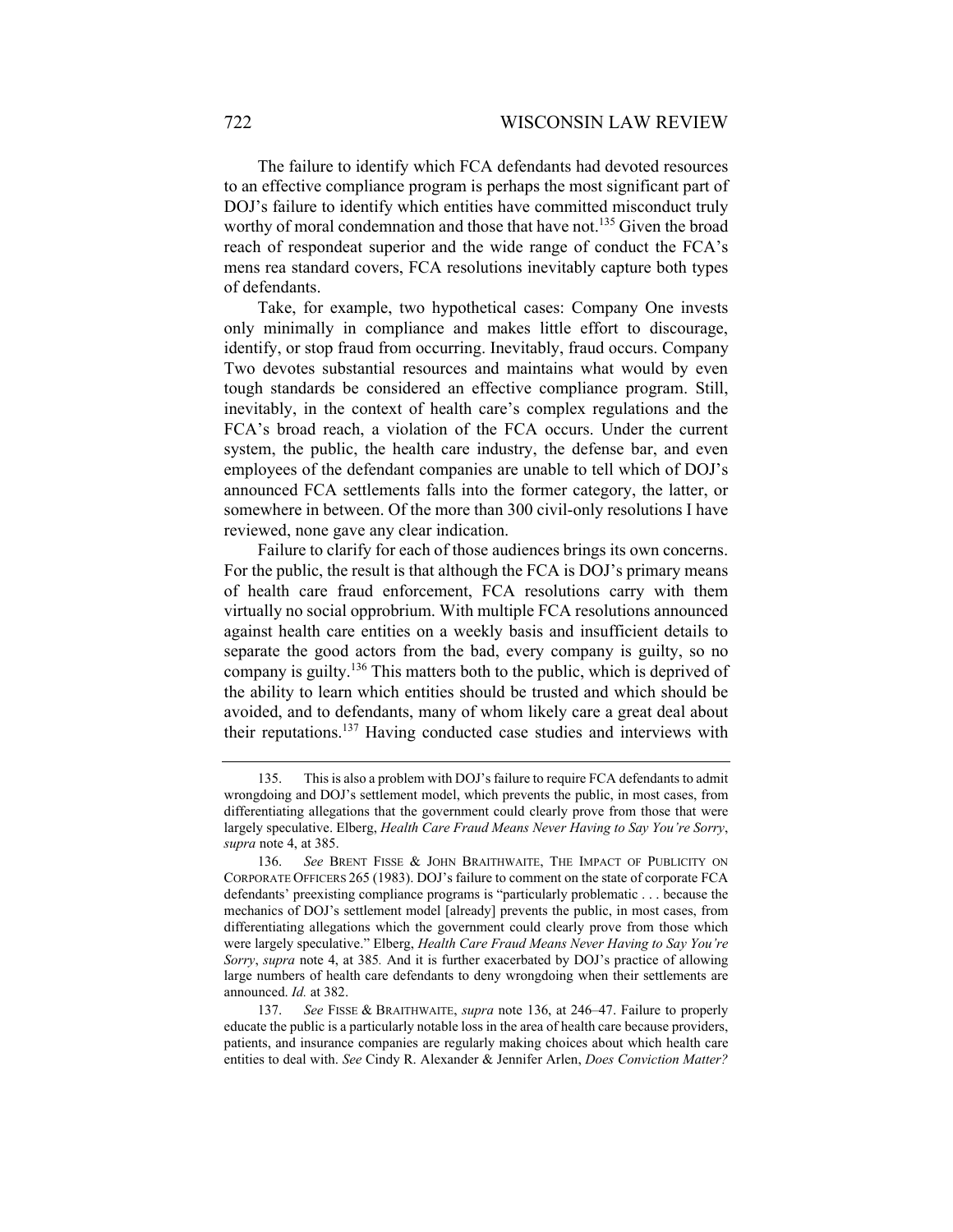The failure to identify which FCA defendants had devoted resources to an effective compliance program is perhaps the most significant part of DOJ's failure to identify which entities have committed misconduct truly worthy of moral condemnation and those that have not.[135] Given the broad reach of respondeat superior and the wide range of conduct the FCA's mens rea standard covers, FCA resolutions inevitably capture both types of defendants.

Take, for example, two hypothetical cases: Company One invests only minimally in compliance and makes little effort to discourage, identify, or stop fraud from occurring. Inevitably, fraud occurs. Company Two devotes substantial resources and maintains what would by even tough standards be considered an effective compliance program. Still, inevitably, in the context of health care's complex regulations and the FCA's broad reach, a violation of the FCA occurs. Under the current system, the public, the health care industry, the defense bar, and even employees of the defendant companies are unable to tell which of DOJ's announced FCA settlements falls into the former category, the latter, or somewhere in between. Of the more than 300 civil-only resolutions I have reviewed, none gave any clear indication.

Failure to clarify for each of those audiences brings its own concerns. For the public, the result is that although the FCA is DOJ's primary means of health care fraud enforcement, FCA resolutions carry with them virtually no social opprobrium. With multiple FCA resolutions announced against health care entities on a weekly basis and insufficient details to separate the good actors from the bad, every company is guilty, so no company is guilty.[136] This matters both to the public, which is deprived of the ability to learn which entities should be trusted and which should be avoided, and to defendants, many of whom likely care a great deal about their reputations.[137] Having conducted case studies and interviews with

---

135. This is also a problem with DOJ's failure to require FCA defendants to admit wrongdoing and DOJ's settlement model, which prevents the public, in most cases, from differentiating allegations that the government could clearly prove from those that were largely speculative. Elberg, *Health Care Fraud Means Never Having to Say You're Sorry*, *supra* note 4, at 385.

136. *See* BRENT FISSE & JOHN BRAITHWAITE, THE IMPACT OF PUBLICITY ON CORPORATE OFFICERS 265 (1983). DOJ's failure to comment on the state of corporate FCA defendants' preexisting compliance programs is "particularly problematic . . . because the mechanics of DOJ's settlement model [already] prevents the public, in most cases, from differentiating allegations which the government could clearly prove from those which were largely speculative." Elberg, *Health Care Fraud Means Never Having to Say You're Sorry*, *supra* note 4, at 385*.* And it is further exacerbated by DOJ's practice of allowing large numbers of health care defendants to deny wrongdoing when their settlements are announced. *Id.* at 382.

137. *See* FISSE & BRAITHWAITE, *supra* note 136, at 246–47. Failure to properly educate the public is a particularly notable loss in the area of health care because providers, patients, and insurance companies are regularly making choices about which health care entities to deal with. *See* Cindy R. Alexander & Jennifer Arlen, *Does Conviction Matter?*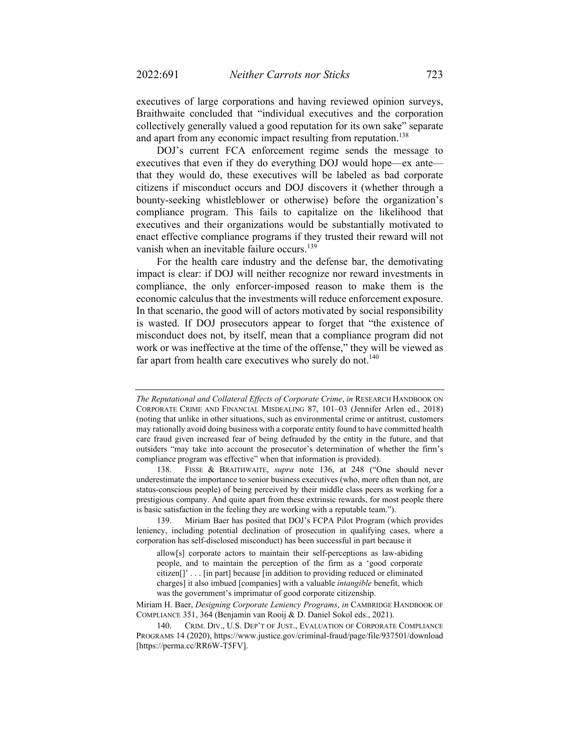executives of large corporations and having reviewed opinion surveys, Braithwaite concluded that "individual executives and the corporation collectively generally valued a good reputation for its own sake" separate and apart from any economic impact resulting from reputation.[138]

DOJ's current FCA enforcement regime sends the message to executives that even if they do everything DOJ would hope—ex ante—that they would do, these executives will be labeled as bad corporate citizens if misconduct occurs and DOJ discovers it (whether through a bounty-seeking whistleblower or otherwise) before the organization's compliance program. This fails to capitalize on the likelihood that executives and their organizations would be substantially motivated to enact effective compliance programs if they trusted their reward will not vanish when an inevitable failure occurs.[139]

For the health care industry and the defense bar, the demotivating impact is clear: if DOJ will neither recognize nor reward investments in compliance, the only enforcer-imposed reason to make them is the economic calculus that the investments will reduce enforcement exposure. In that scenario, the good will of actors motivated by social responsibility is wasted. If DOJ prosecutors appear to forget that "the existence of misconduct does not, by itself, mean that a compliance program did not work or was ineffective at the time of the offense," they will be viewed as far apart from health care executives who surely do not.[140]

---

*The Reputational and Collateral Effects of Corporate Crime*, *in* RESEARCH HANDBOOK ON CORPORATE CRIME AND FINANCIAL MISDEALING 87, 101–03 (Jennifer Arlen ed., 2018) (noting that unlike in other situations, such as environmental crime or antitrust, customers may rationally avoid doing business with a corporate entity found to have committed health care fraud given increased fear of being defrauded by the entity in the future, and that outsiders "may take into account the prosecutor's determination of whether the firm's compliance program was effective" when that information is provided).

138. FISSE & BRAITHWAITE, *supra* note 136, at 248 ("One should never underestimate the importance to senior business executives (who, more often than not, are status-conscious people) of being perceived by their middle class peers as working for a prestigious company. And quite apart from these extrinsic rewards, for most people there is basic satisfaction in the feeling they are working with a reputable team.").

139. Miriam Baer has posited that DOJ's FCPA Pilot Program (which provides leniency, including potential declination of prosecution in qualifying cases, where a corporation has self-disclosed misconduct) has been successful in part because it

> allow[s] corporate actors to maintain their self-perceptions as law-abiding people, and to maintain the perception of the firm as a 'good corporate citizen[]' . . . [in part] because [in addition to providing reduced or eliminated charges] it also imbued [companies] with a valuable *intangible* benefit, which was the government's imprimatur of good corporate citizenship.

Miriam H. Baer, *Designing Corporate Leniency Programs*, *in* CAMBRIDGE HANDBOOK OF COMPLIANCE 351, 364 (Benjamin van Rooij & D. Daniel Sokol eds., 2021).

140. CRIM. DIV., U.S. DEP'T OF JUST., EVALUATION OF CORPORATE COMPLIANCE PROGRAMS 14 (2020), https://www.justice.gov/criminal-fraud/page/file/937501/download [https://perma.cc/RR6W-T5FV].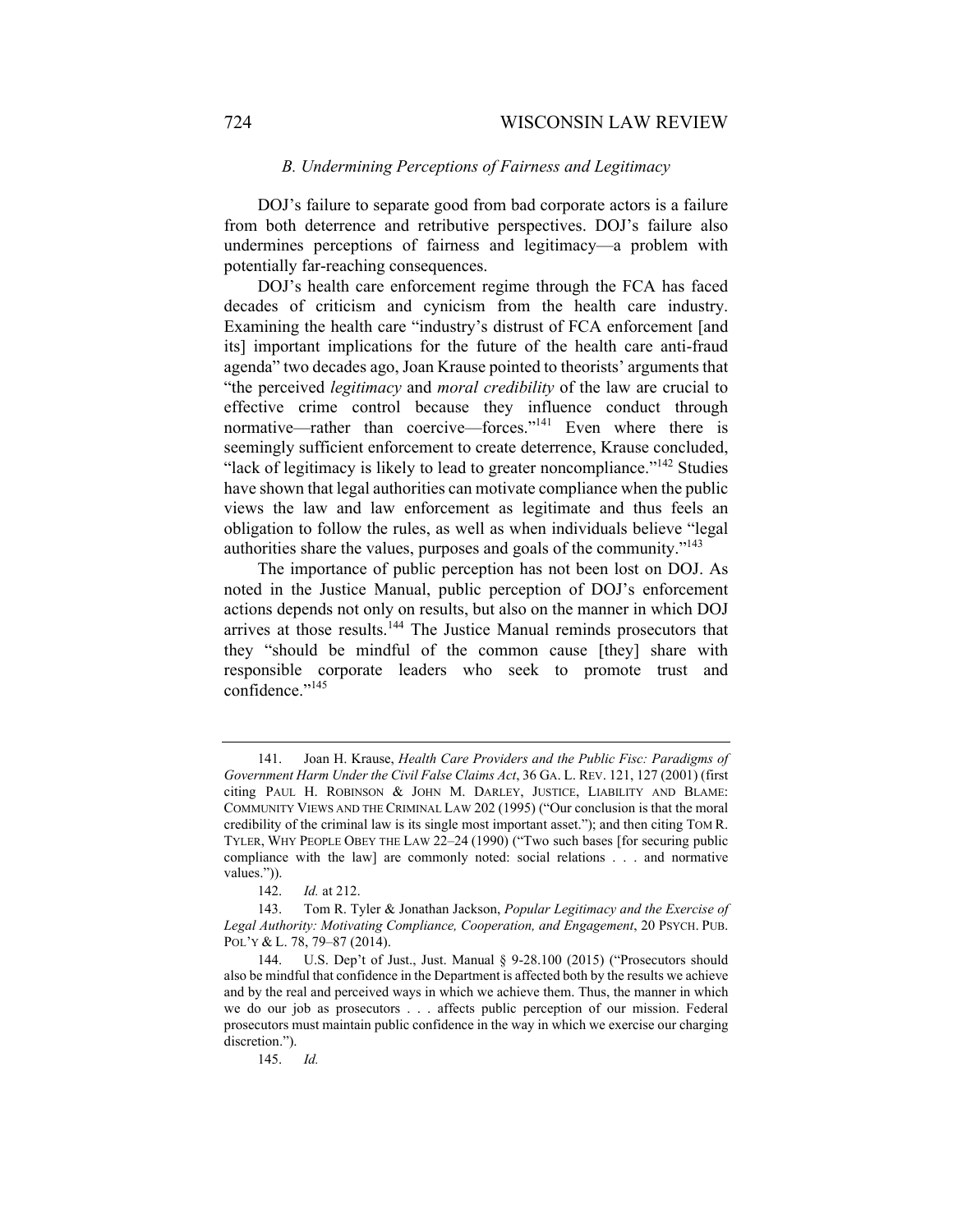### *B. Undermining Perceptions of Fairness and Legitimacy*

DOJ's failure to separate good from bad corporate actors is a failure from both deterrence and retributive perspectives. DOJ's failure also undermines perceptions of fairness and legitimacy—a problem with potentially far-reaching consequences.

DOJ's health care enforcement regime through the FCA has faced decades of criticism and cynicism from the health care industry. Examining the health care "industry's distrust of FCA enforcement [and its] important implications for the future of the health care anti-fraud agenda" two decades ago, Joan Krause pointed to theorists' arguments that "the perceived *legitimacy* and *moral credibility* of the law are crucial to effective crime control because they influence conduct through normative—rather than coercive—forces."[141] Even where there is seemingly sufficient enforcement to create deterrence, Krause concluded, "lack of legitimacy is likely to lead to greater noncompliance."[142] Studies have shown that legal authorities can motivate compliance when the public views the law and law enforcement as legitimate and thus feels an obligation to follow the rules, as well as when individuals believe "legal authorities share the values, purposes and goals of the community."[143]

The importance of public perception has not been lost on DOJ. As noted in the Justice Manual, public perception of DOJ's enforcement actions depends not only on results, but also on the manner in which DOJ arrives at those results.[144] The Justice Manual reminds prosecutors that they "should be mindful of the common cause [they] share with responsible corporate leaders who seek to promote trust and confidence."[145]

---

141. Joan H. Krause, *Health Care Providers and the Public Fisc: Paradigms of Government Harm Under the Civil False Claims Act*, 36 GA. L. REV. 121, 127 (2001) (first citing PAUL H. ROBINSON & JOHN M. DARLEY, JUSTICE, LIABILITY AND BLAME: COMMUNITY VIEWS AND THE CRIMINAL LAW 202 (1995) ("Our conclusion is that the moral credibility of the criminal law is its single most important asset."); and then citing TOM R. TYLER, WHY PEOPLE OBEY THE LAW 22–24 (1990) ("Two such bases [for securing public compliance with the law] are commonly noted: social relations . . . and normative values.")).

142. *Id.* at 212.

143. Tom R. Tyler & Jonathan Jackson, *Popular Legitimacy and the Exercise of Legal Authority: Motivating Compliance, Cooperation, and Engagement*, 20 PSYCH. PUB. POL'Y & L. 78, 79–87 (2014).

144. U.S. Dep't of Just., Just. Manual § 9-28.100 (2015) ("Prosecutors should also be mindful that confidence in the Department is affected both by the results we achieve and by the real and perceived ways in which we achieve them. Thus, the manner in which we do our job as prosecutors . . . affects public perception of our mission. Federal prosecutors must maintain public confidence in the way in which we exercise our charging discretion.").

145. *Id.*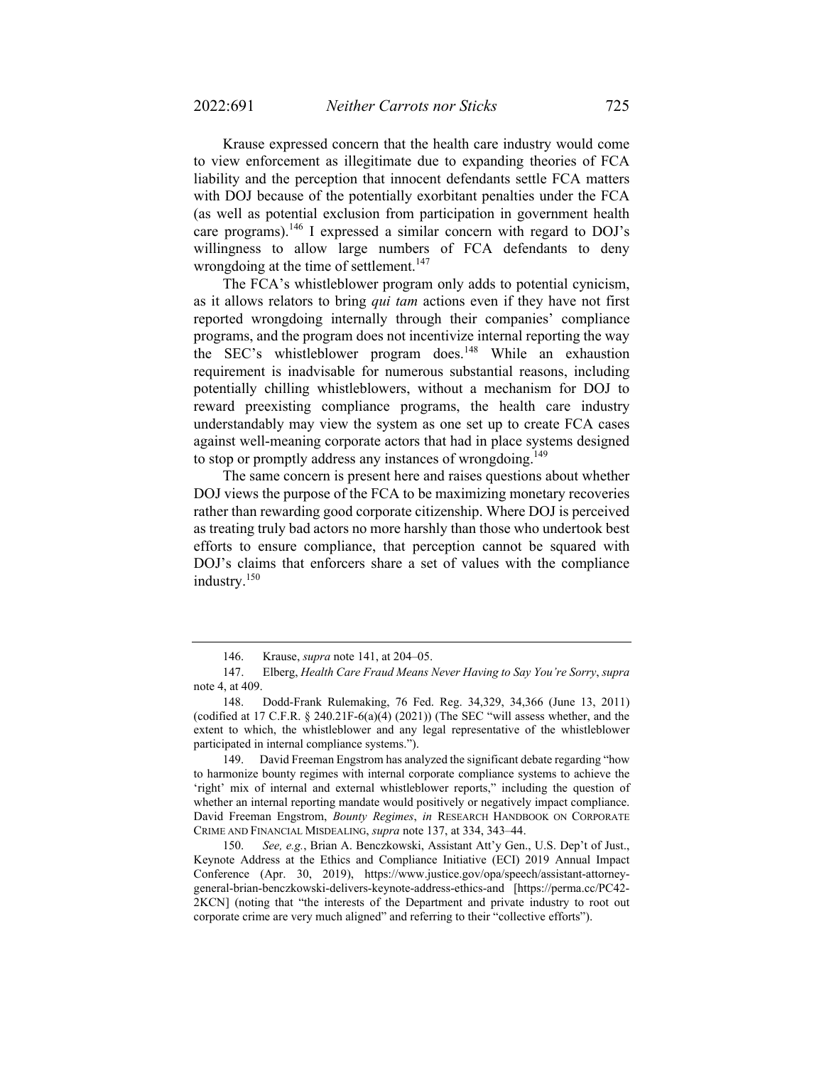Krause expressed concern that the health care industry would come to view enforcement as illegitimate due to expanding theories of FCA liability and the perception that innocent defendants settle FCA matters with DOJ because of the potentially exorbitant penalties under the FCA (as well as potential exclusion from participation in government health care programs).[146] I expressed a similar concern with regard to DOJ's willingness to allow large numbers of FCA defendants to deny wrongdoing at the time of settlement.[147]

The FCA's whistleblower program only adds to potential cynicism, as it allows relators to bring *qui tam* actions even if they have not first reported wrongdoing internally through their companies' compliance programs, and the program does not incentivize internal reporting the way the SEC's whistleblower program does.[148] While an exhaustion requirement is inadvisable for numerous substantial reasons, including potentially chilling whistleblowers, without a mechanism for DOJ to reward preexisting compliance programs, the health care industry understandably may view the system as one set up to create FCA cases against well-meaning corporate actors that had in place systems designed to stop or promptly address any instances of wrongdoing.[149]

The same concern is present here and raises questions about whether DOJ views the purpose of the FCA to be maximizing monetary recoveries rather than rewarding good corporate citizenship. Where DOJ is perceived as treating truly bad actors no more harshly than those who undertook best efforts to ensure compliance, that perception cannot be squared with DOJ's claims that enforcers share a set of values with the compliance industry.[150]

---

146. Krause, *supra* note 141, at 204–05.

147. Elberg, *Health Care Fraud Means Never Having to Say You're Sorry*, *supra* note 4, at 409.

148. Dodd-Frank Rulemaking, 76 Fed. Reg. 34,329, 34,366 (June 13, 2011) (codified at 17 C.F.R. § 240.21F-6(a)(4) (2021)) (The SEC "will assess whether, and the extent to which, the whistleblower and any legal representative of the whistleblower participated in internal compliance systems.").

149. David Freeman Engstrom has analyzed the significant debate regarding "how to harmonize bounty regimes with internal corporate compliance systems to achieve the 'right' mix of internal and external whistleblower reports," including the question of whether an internal reporting mandate would positively or negatively impact compliance. David Freeman Engstrom, *Bounty Regimes*, *in* RESEARCH HANDBOOK ON CORPORATE CRIME AND FINANCIAL MISDEALING, *supra* note 137, at 334, 343–44.

150. *See, e.g.*, Brian A. Benczkowski, Assistant Att'y Gen., U.S. Dep't of Just., Keynote Address at the Ethics and Compliance Initiative (ECI) 2019 Annual Impact Conference (Apr. 30, 2019), https://www.justice.gov/opa/speech/assistant-attorney-general-brian-benczkowski-delivers-keynote-address-ethics-and [https://perma.cc/PC42-2KCN] (noting that "the interests of the Department and private industry to root out corporate crime are very much aligned" and referring to their "collective efforts").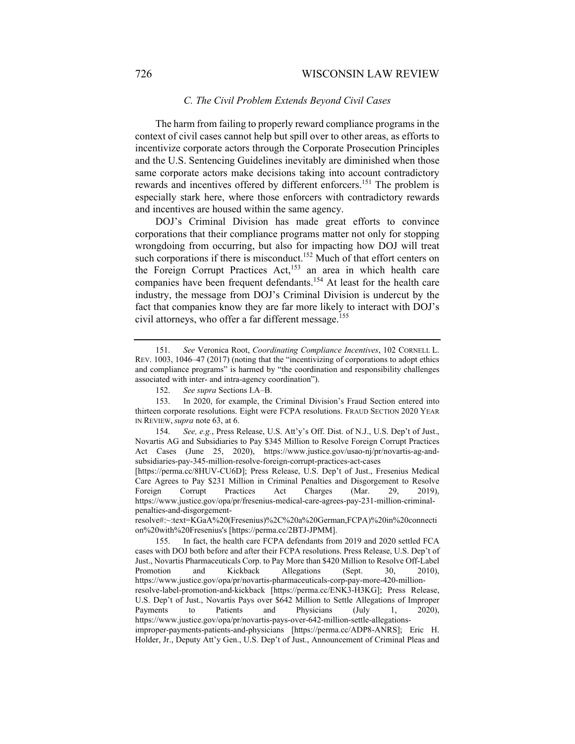### *C. The Civil Problem Extends Beyond Civil Cases*

The harm from failing to properly reward compliance programs in the context of civil cases cannot help but spill over to other areas, as efforts to incentivize corporate actors through the Corporate Prosecution Principles and the U.S. Sentencing Guidelines inevitably are diminished when those same corporate actors make decisions taking into account contradictory rewards and incentives offered by different enforcers.[151] The problem is especially stark here, where those enforcers with contradictory rewards and incentives are housed within the same agency.

DOJ's Criminal Division has made great efforts to convince corporations that their compliance programs matter not only for stopping wrongdoing from occurring, but also for impacting how DOJ will treat such corporations if there is misconduct.[152] Much of that effort centers on the Foreign Corrupt Practices Act,[153] an area in which health care companies have been frequent defendants.[154] At least for the health care industry, the message from DOJ's Criminal Division is undercut by the fact that companies know they are far more likely to interact with DOJ's civil attorneys, who offer a far different message.[155]

---

151. *See* Veronica Root, *Coordinating Compliance Incentives*, 102 CORNELL L. REV. 1003, 1046–47 (2017) (noting that the "incentivizing of corporations to adopt ethics and compliance programs" is harmed by "the coordination and responsibility challenges associated with inter- and intra-agency coordination").

152. *See supra* Sections I.A–B.

153. In 2020, for example, the Criminal Division's Fraud Section entered into thirteen corporate resolutions. Eight were FCPA resolutions. FRAUD SECTION 2020 YEAR IN REVIEW, *supra* note 63, at 6.

154. *See, e.g.*, Press Release, U.S. Att'y's Off. Dist. of N.J., U.S. Dep't of Just., Novartis AG and Subsidiaries to Pay $345 Million to Resolve Foreign Corrupt Practices Act Cases (June 25, 2020), https://www.justice.gov/usao-nj/pr/novartis-ag-and-subsidiaries-pay-345-million-resolve-foreign-corrupt-practices-act-cases [https://perma.cc/8HUV-CU6D]; Press Release, U.S. Dep't of Just., Fresenius Medical Care Agrees to Pay $231 Million in Criminal Penalties and Disgorgement to Resolve Foreign Corrupt Practices Act Charges (Mar. 29, 2019), https://www.justice.gov/opa/pr/fresenius-medical-care-agrees-pay-231-million-criminal-penalties-and-disgorgement-resolve#:~:text=KGaA%20(Fresenius)%2C%20a%20German,FCPA)%20in%20connection%20with%20Fresenius's [https://perma.cc/2BTJ-JPMM].

155. In fact, the health care FCPA defendants from 2019 and 2020 settled FCA cases with DOJ both before and after their FCPA resolutions. Press Release, U.S. Dep't of Just., Novartis Pharmaceuticals Corp. to Pay More than $420 Million to Resolve Off-Label Promotion and Kickback Allegations (Sept. 30, 2010), https://www.justice.gov/opa/pr/novartis-pharmaceuticals-corp-pay-more-420-million-resolve-label-promotion-and-kickback [https://perma.cc/ENK3-H3KG]; Press Release, U.S. Dep't of Just., Novartis Pays over $642 Million to Settle Allegations of Improper Payments to Patients and Physicians (July 1, 2020), https://www.justice.gov/opa/pr/novartis-pays-over-642-million-settle-allegations-improper-payments-patients-and-physicians [https://perma.cc/ADP8-ANRS]; Eric H. Holder, Jr., Deputy Att'y Gen., U.S. Dep't of Just., Announcement of Criminal Pleas and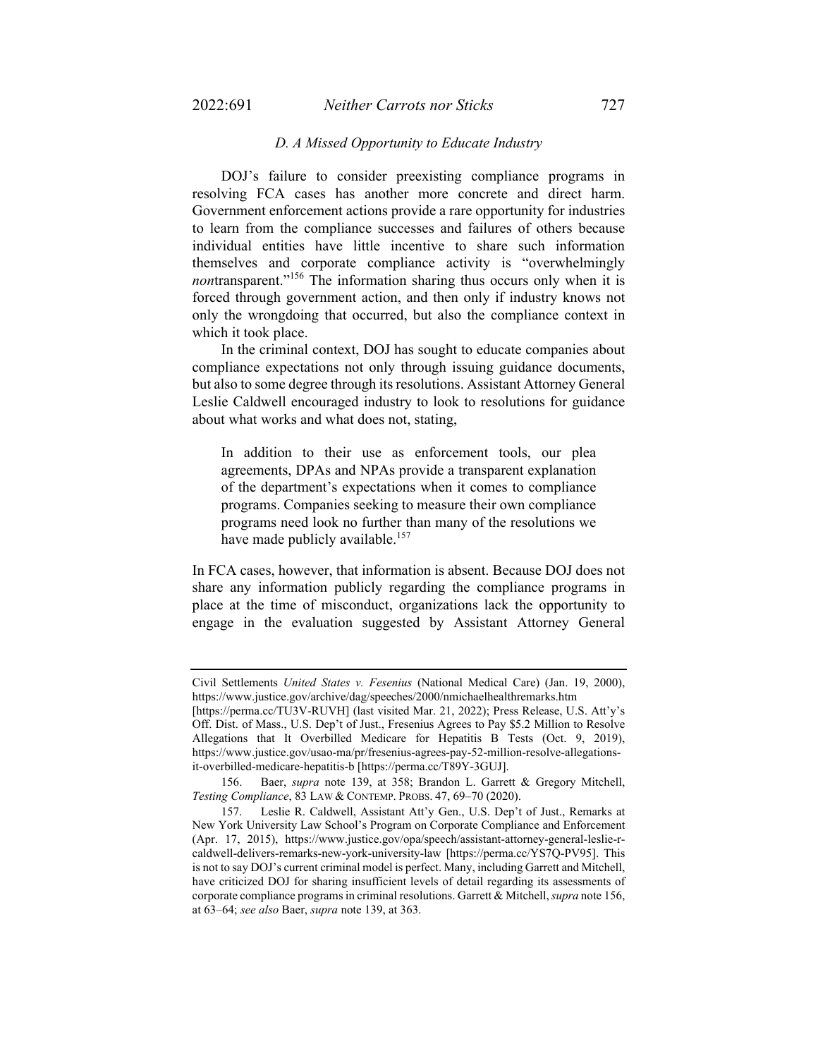### *D. A Missed Opportunity to Educate Industry*

DOJ's failure to consider preexisting compliance programs in resolving FCA cases has another more concrete and direct harm. Government enforcement actions provide a rare opportunity for industries to learn from the compliance successes and failures of others because individual entities have little incentive to share such information themselves and corporate compliance activity is "overwhelmingly *non*transparent."[156] The information sharing thus occurs only when it is forced through government action, and then only if industry knows not only the wrongdoing that occurred, but also the compliance context in which it took place.

In the criminal context, DOJ has sought to educate companies about compliance expectations not only through issuing guidance documents, but also to some degree through its resolutions. Assistant Attorney General Leslie Caldwell encouraged industry to look to resolutions for guidance about what works and what does not, stating,

> In addition to their use as enforcement tools, our plea agreements, DPAs and NPAs provide a transparent explanation of the department's expectations when it comes to compliance programs. Companies seeking to measure their own compliance programs need look no further than many of the resolutions we have made publicly available.[157]

In FCA cases, however, that information is absent. Because DOJ does not share any information publicly regarding the compliance programs in place at the time of misconduct, organizations lack the opportunity to engage in the evaluation suggested by Assistant Attorney General

---

Civil Settlements *United States v. Fesenius* (National Medical Care) (Jan. 19, 2000), https://www.justice.gov/archive/dag/speeches/2000/nmichaelhealthremarks.htm [https://perma.cc/TU3V-RUVH] (last visited Mar. 21, 2022); Press Release, U.S. Att'y's Off. Dist. of Mass., U.S. Dep't of Just., Fresenius Agrees to Pay $5.2 Million to Resolve Allegations that It Overbilled Medicare for Hepatitis B Tests (Oct. 9, 2019), https://www.justice.gov/usao-ma/pr/fresenius-agrees-pay-52-million-resolve-allegations-it-overbilled-medicare-hepatitis-b [https://perma.cc/T89Y-3GUJ].

156. Baer, *supra* note 139, at 358; Brandon L. Garrett & Gregory Mitchell, *Testing Compliance*, 83 LAW & CONTEMP. PROBS. 47, 69–70 (2020).

157. Leslie R. Caldwell, Assistant Att'y Gen., U.S. Dep't of Just., Remarks at New York University Law School's Program on Corporate Compliance and Enforcement (Apr. 17, 2015), https://www.justice.gov/opa/speech/assistant-attorney-general-leslie-r-caldwell-delivers-remarks-new-york-university-law [https://perma.cc/YS7Q-PV95]. This is not to say DOJ's current criminal model is perfect. Many, including Garrett and Mitchell, have criticized DOJ for sharing insufficient levels of detail regarding its assessments of corporate compliance programs in criminal resolutions. Garrett & Mitchell, *supra* note 156, at 63–64; *see also* Baer, *supra* note 139, at 363.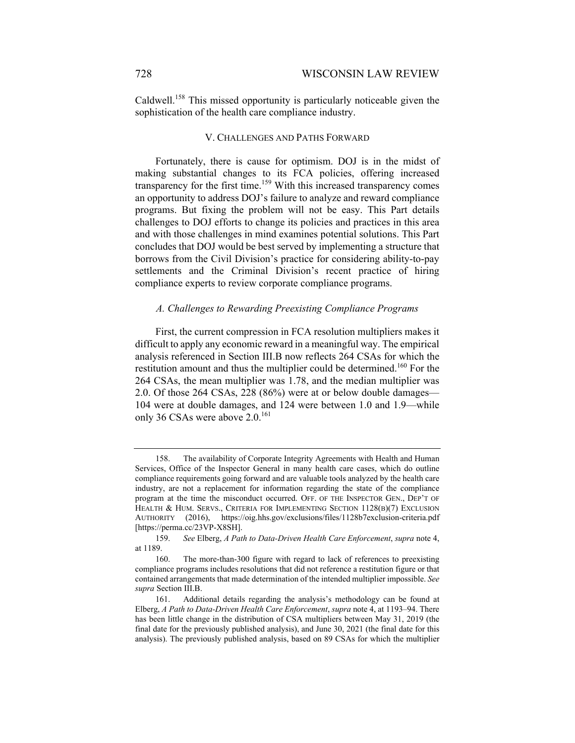Caldwell.[158] This missed opportunity is particularly noticeable given the sophistication of the health care compliance industry.

## V. CHALLENGES AND PATHS FORWARD

Fortunately, there is cause for optimism. DOJ is in the midst of making substantial changes to its FCA policies, offering increased transparency for the first time.[159] With this increased transparency comes an opportunity to address DOJ's failure to analyze and reward compliance programs. But fixing the problem will not be easy. This Part details challenges to DOJ efforts to change its policies and practices in this area and with those challenges in mind examines potential solutions. This Part concludes that DOJ would be best served by implementing a structure that borrows from the Civil Division's practice for considering ability-to-pay settlements and the Criminal Division's recent practice of hiring compliance experts to review corporate compliance programs.

### *A. Challenges to Rewarding Preexisting Compliance Programs*

First, the current compression in FCA resolution multipliers makes it difficult to apply any economic reward in a meaningful way. The empirical analysis referenced in Section III.B now reflects 264 CSAs for which the restitution amount and thus the multiplier could be determined.[160] For the 264 CSAs, the mean multiplier was 1.78, and the median multiplier was 2.0. Of those 264 CSAs, 228 (86%) were at or below double damages—104 were at double damages, and 124 were between 1.0 and 1.9—while only 36 CSAs were above 2.0.[161]

---

158. The availability of Corporate Integrity Agreements with Health and Human Services, Office of the Inspector General in many health care cases, which do outline compliance requirements going forward and are valuable tools analyzed by the health care industry, are not a replacement for information regarding the state of the compliance program at the time the misconduct occurred. OFF. OF THE INSPECTOR GEN., DEP'T OF HEALTH & HUM. SERVS., CRITERIA FOR IMPLEMENTING SECTION 1128(B)(7) EXCLUSION AUTHORITY (2016), https://oig.hhs.gov/exclusions/files/1128b7exclusion-criteria.pdf [https://perma.cc/23VP-X8SH].

159. *See* Elberg, *A Path to Data-Driven Health Care Enforcement*, *supra* note 4, at 1189.

160. The more-than-300 figure with regard to lack of references to preexisting compliance programs includes resolutions that did not reference a restitution figure or that contained arrangements that made determination of the intended multiplier impossible. *See supra* Section III.B.

161. Additional details regarding the analysis's methodology can be found at Elberg, *A Path to Data-Driven Health Care Enforcement*, *supra* note 4, at 1193–94. There has been little change in the distribution of CSA multipliers between May 31, 2019 (the final date for the previously published analysis), and June 30, 2021 (the final date for this analysis). The previously published analysis, based on 89 CSAs for which the multiplier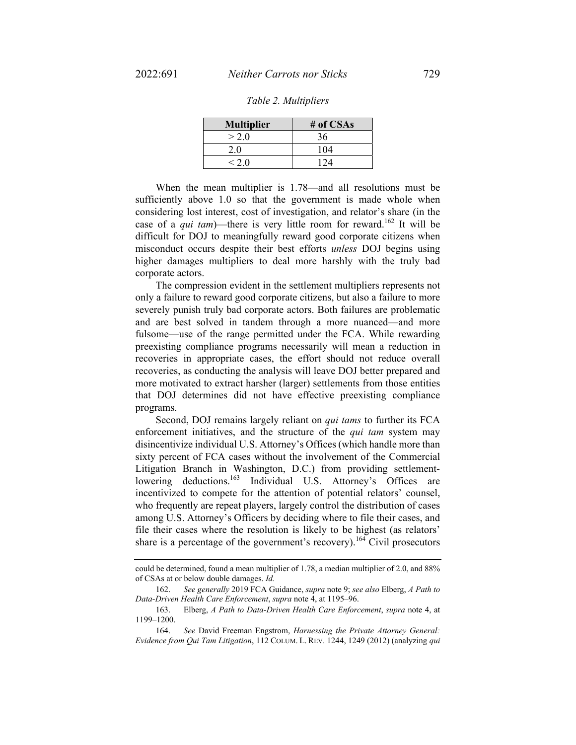*Table 2. Multipliers*

| Multiplier | # of CSAs |
| --- | --- |
| > 2.0 | 36 |
| 2.0 | 104 |
| < 2.0 | 124 |

When the mean multiplier is 1.78—and all resolutions must be sufficiently above 1.0 so that the government is made whole when considering lost interest, cost of investigation, and relator's share (in the case of a *qui tam*)—there is very little room for reward.[162] It will be difficult for DOJ to meaningfully reward good corporate citizens when misconduct occurs despite their best efforts *unless* DOJ begins using higher damages multipliers to deal more harshly with the truly bad corporate actors.

The compression evident in the settlement multipliers represents not only a failure to reward good corporate citizens, but also a failure to more severely punish truly bad corporate actors. Both failures are problematic and are best solved in tandem through a more nuanced—and more fulsome—use of the range permitted under the FCA. While rewarding preexisting compliance programs necessarily will mean a reduction in recoveries in appropriate cases, the effort should not reduce overall recoveries, as conducting the analysis will leave DOJ better prepared and more motivated to extract harsher (larger) settlements from those entities that DOJ determines did not have effective preexisting compliance programs.

Second, DOJ remains largely reliant on *qui tams* to further its FCA enforcement initiatives, and the structure of the *qui tam* system may disincentivize individual U.S. Attorney's Offices (which handle more than sixty percent of FCA cases without the involvement of the Commercial Litigation Branch in Washington, D.C.) from providing settlement-lowering deductions.[163] Individual U.S. Attorney's Offices are incentivized to compete for the attention of potential relators' counsel, who frequently are repeat players, largely control the distribution of cases among U.S. Attorney's Officers by deciding where to file their cases, and file their cases where the resolution is likely to be highest (as relators' share is a percentage of the government's recovery).[164] Civil prosecutors

---

could be determined, found a mean multiplier of 1.78, a median multiplier of 2.0, and 88% of CSAs at or below double damages. *Id.*

162. *See generally* 2019 FCA Guidance, *supra* note 9; *see also* Elberg, *A Path to Data-Driven Health Care Enforcement*, *supra* note 4, at 1195–96.

163. Elberg, *A Path to Data-Driven Health Care Enforcement*, *supra* note 4, at 1199–1200.

164. *See* David Freeman Engstrom, *Harnessing the Private Attorney General: Evidence from Qui Tam Litigation*, 112 COLUM. L. REV. 1244, 1249 (2012) (analyzing *qui*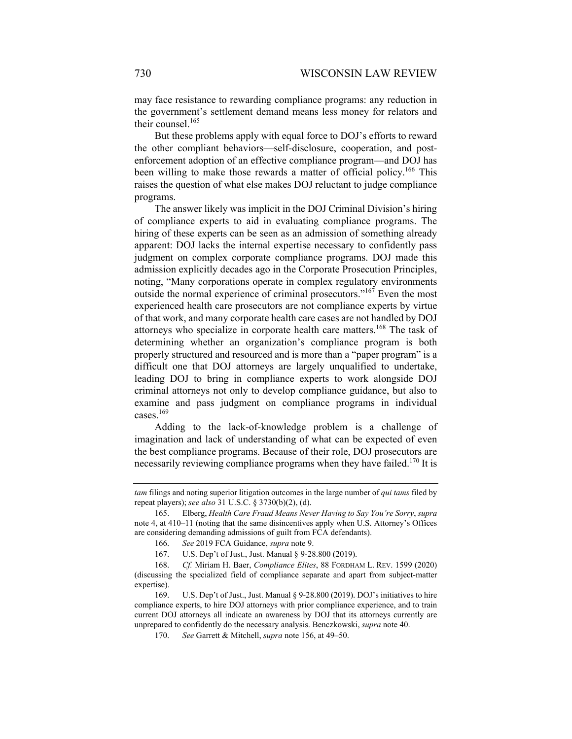may face resistance to rewarding compliance programs: any reduction in the government's settlement demand means less money for relators and their counsel.[165]

But these problems apply with equal force to DOJ's efforts to reward the other compliant behaviors—self-disclosure, cooperation, and post-enforcement adoption of an effective compliance program—and DOJ has been willing to make those rewards a matter of official policy.[166] This raises the question of what else makes DOJ reluctant to judge compliance programs.

The answer likely was implicit in the DOJ Criminal Division's hiring of compliance experts to aid in evaluating compliance programs. The hiring of these experts can be seen as an admission of something already apparent: DOJ lacks the internal expertise necessary to confidently pass judgment on complex corporate compliance programs. DOJ made this admission explicitly decades ago in the Corporate Prosecution Principles, noting, "Many corporations operate in complex regulatory environments outside the normal experience of criminal prosecutors."[167] Even the most experienced health care prosecutors are not compliance experts by virtue of that work, and many corporate health care cases are not handled by DOJ attorneys who specialize in corporate health care matters.[168] The task of determining whether an organization's compliance program is both properly structured and resourced and is more than a "paper program" is a difficult one that DOJ attorneys are largely unqualified to undertake, leading DOJ to bring in compliance experts to work alongside DOJ criminal attorneys not only to develop compliance guidance, but also to examine and pass judgment on compliance programs in individual cases.[169]

Adding to the lack-of-knowledge problem is a challenge of imagination and lack of understanding of what can be expected of even the best compliance programs. Because of their role, DOJ prosecutors are necessarily reviewing compliance programs when they have failed.[170] It is

---

*tam* filings and noting superior litigation outcomes in the large number of *qui tams* filed by repeat players); *see also* 31 U.S.C. § 3730(b)(2), (d).

165. Elberg, *Health Care Fraud Means Never Having to Say You're Sorry*, *supra* note 4, at 410–11 (noting that the same disincentives apply when U.S. Attorney's Offices are considering demanding admissions of guilt from FCA defendants).

166. *See* 2019 FCA Guidance, *supra* note 9.

167. U.S. Dep't of Just., Just. Manual § 9-28.800 (2019).

168. *Cf.* Miriam H. Baer, *Compliance Elites*, 88 FORDHAM L. REV. 1599 (2020) (discussing the specialized field of compliance separate and apart from subject-matter expertise).

169. U.S. Dep't of Just., Just. Manual § 9-28.800 (2019). DOJ's initiatives to hire compliance experts, to hire DOJ attorneys with prior compliance experience, and to train current DOJ attorneys all indicate an awareness by DOJ that its attorneys currently are unprepared to confidently do the necessary analysis. Benczkowski, *supra* note 40.

170. *See* Garrett & Mitchell, *supra* note 156, at 49–50.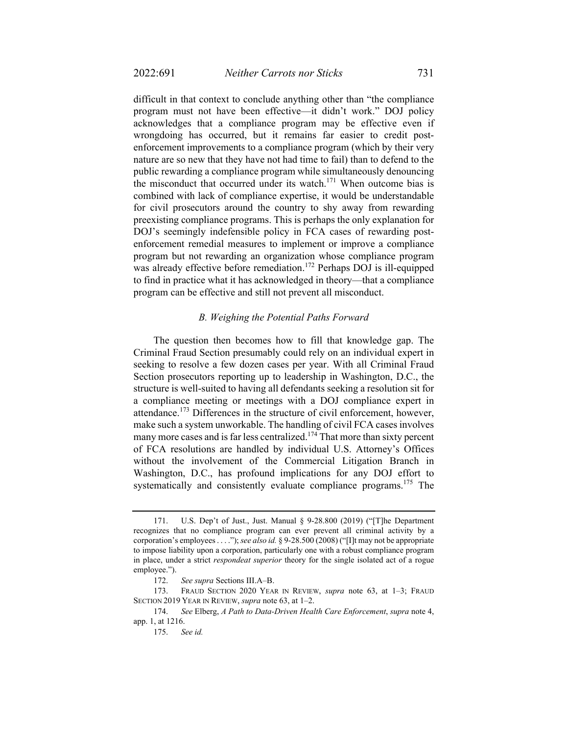difficult in that context to conclude anything other than "the compliance program must not have been effective—it didn't work." DOJ policy acknowledges that a compliance program may be effective even if wrongdoing has occurred, but it remains far easier to credit post-enforcement improvements to a compliance program (which by their very nature are so new that they have not had time to fail) than to defend to the public rewarding a compliance program while simultaneously denouncing the misconduct that occurred under its watch.[171] When outcome bias is combined with lack of compliance expertise, it would be understandable for civil prosecutors around the country to shy away from rewarding preexisting compliance programs. This is perhaps the only explanation for DOJ's seemingly indefensible policy in FCA cases of rewarding post-enforcement remedial measures to implement or improve a compliance program but not rewarding an organization whose compliance program was already effective before remediation.[172] Perhaps DOJ is ill-equipped to find in practice what it has acknowledged in theory—that a compliance program can be effective and still not prevent all misconduct.

### *B. Weighing the Potential Paths Forward*

The question then becomes how to fill that knowledge gap. The Criminal Fraud Section presumably could rely on an individual expert in seeking to resolve a few dozen cases per year. With all Criminal Fraud Section prosecutors reporting up to leadership in Washington, D.C., the structure is well-suited to having all defendants seeking a resolution sit for a compliance meeting or meetings with a DOJ compliance expert in attendance.[173] Differences in the structure of civil enforcement, however, make such a system unworkable. The handling of civil FCA cases involves many more cases and is far less centralized.[174] That more than sixty percent of FCA resolutions are handled by individual U.S. Attorney's Offices without the involvement of the Commercial Litigation Branch in Washington, D.C., has profound implications for any DOJ effort to systematically and consistently evaluate compliance programs.[175] The

---

171. U.S. Dep't of Just., Just. Manual § 9-28.800 (2019) ("[T]he Department recognizes that no compliance program can ever prevent all criminal activity by a corporation's employees . . . ."); *see also id.* § 9-28.500 (2008) ("[I]t may not be appropriate to impose liability upon a corporation, particularly one with a robust compliance program in place, under a strict *respondeat superior* theory for the single isolated act of a rogue employee.").

172. *See supra* Sections III.A–B.

173. FRAUD SECTION 2020 YEAR IN REVIEW, *supra* note 63, at 1–3; FRAUD SECTION 2019 YEAR IN REVIEW, *supra* note 63, at 1–2.

174. *See* Elberg, *A Path to Data-Driven Health Care Enforcement*, *supra* note 4, app. 1, at 1216.

175. *See id.*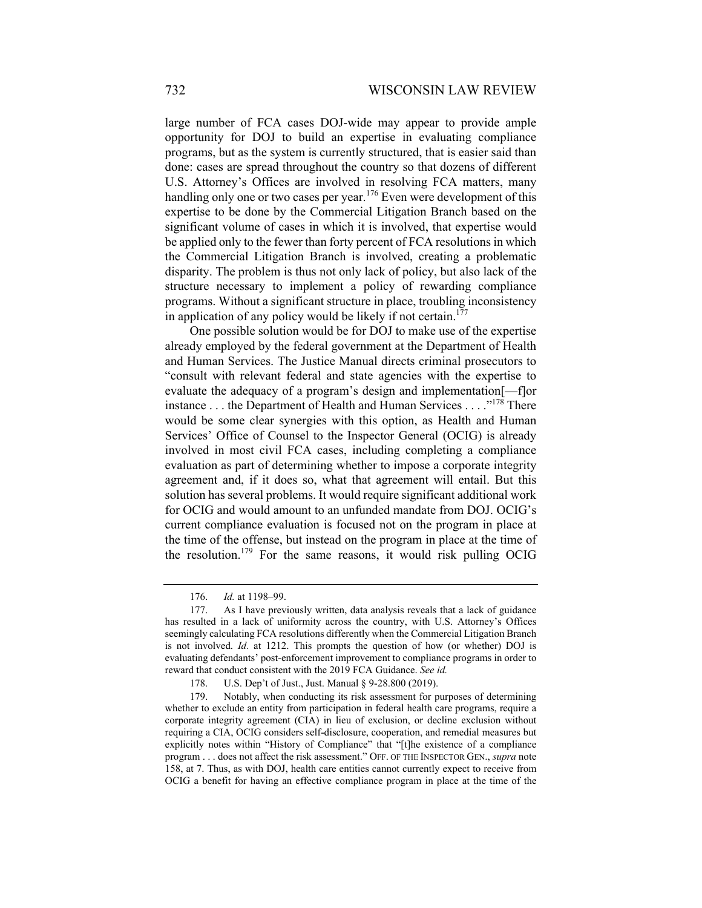large number of FCA cases DOJ-wide may appear to provide ample opportunity for DOJ to build an expertise in evaluating compliance programs, but as the system is currently structured, that is easier said than done: cases are spread throughout the country so that dozens of different U.S. Attorney's Offices are involved in resolving FCA matters, many handling only one or two cases per year.[176] Even were development of this expertise to be done by the Commercial Litigation Branch based on the significant volume of cases in which it is involved, that expertise would be applied only to the fewer than forty percent of FCA resolutions in which the Commercial Litigation Branch is involved, creating a problematic disparity. The problem is thus not only lack of policy, but also lack of the structure necessary to implement a policy of rewarding compliance programs. Without a significant structure in place, troubling inconsistency in application of any policy would be likely if not certain.[177]

One possible solution would be for DOJ to make use of the expertise already employed by the federal government at the Department of Health and Human Services. The Justice Manual directs criminal prosecutors to "consult with relevant federal and state agencies with the expertise to evaluate the adequacy of a program's design and implementation[—f]or instance . . . the Department of Health and Human Services . . . ."[178] There would be some clear synergies with this option, as Health and Human Services' Office of Counsel to the Inspector General (OCIG) is already involved in most civil FCA cases, including completing a compliance evaluation as part of determining whether to impose a corporate integrity agreement and, if it does so, what that agreement will entail. But this solution has several problems. It would require significant additional work for OCIG and would amount to an unfunded mandate from DOJ. OCIG's current compliance evaluation is focused not on the program in place at the time of the offense, but instead on the program in place at the time of the resolution.[179] For the same reasons, it would risk pulling OCIG

---

176. *Id.* at 1198–99.

177. As I have previously written, data analysis reveals that a lack of guidance has resulted in a lack of uniformity across the country, with U.S. Attorney's Offices seemingly calculating FCA resolutions differently when the Commercial Litigation Branch is not involved. *Id.* at 1212. This prompts the question of how (or whether) DOJ is evaluating defendants' post-enforcement improvement to compliance programs in order to reward that conduct consistent with the 2019 FCA Guidance. *See id.*

178. U.S. Dep't of Just., Just. Manual § 9-28.800 (2019).

179. Notably, when conducting its risk assessment for purposes of determining whether to exclude an entity from participation in federal health care programs, require a corporate integrity agreement (CIA) in lieu of exclusion, or decline exclusion without requiring a CIA, OCIG considers self-disclosure, cooperation, and remedial measures but explicitly notes within "History of Compliance" that "[t]he existence of a compliance program . . . does not affect the risk assessment." OFF. OF THE INSPECTOR GEN., *supra* note 158, at 7. Thus, as with DOJ, health care entities cannot currently expect to receive from OCIG a benefit for having an effective compliance program in place at the time of the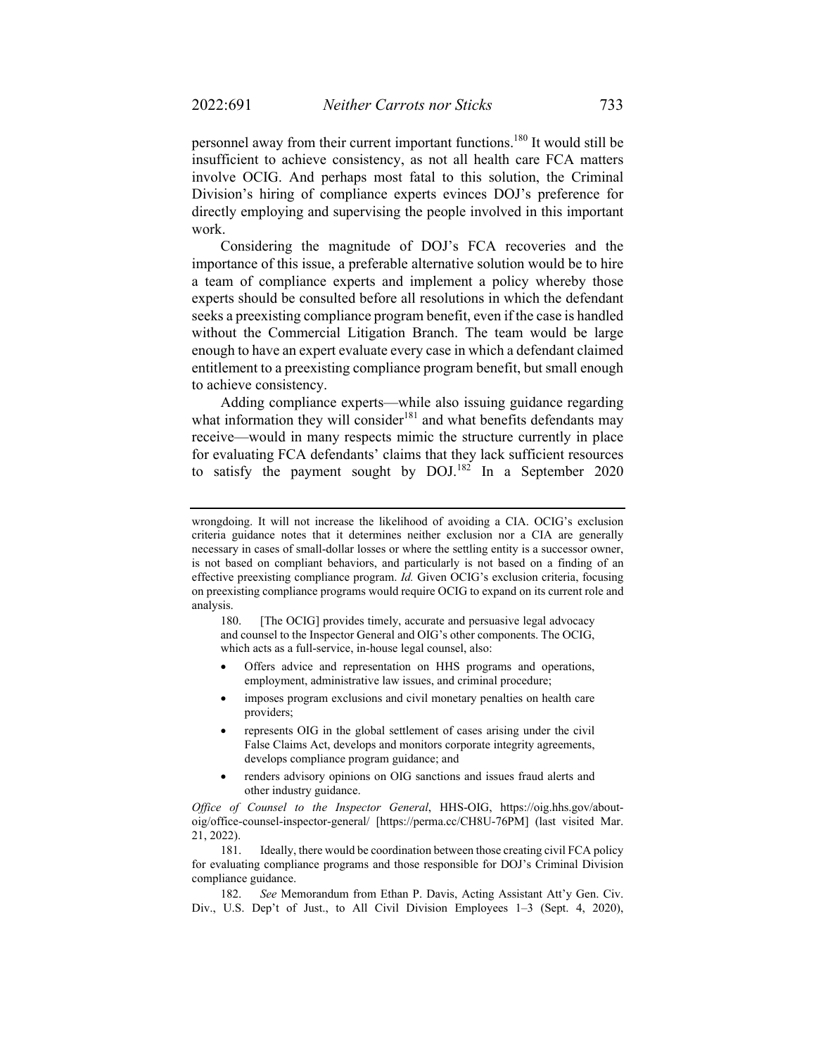personnel away from their current important functions.[180] It would still be insufficient to achieve consistency, as not all health care FCA matters involve OCIG. And perhaps most fatal to this solution, the Criminal Division's hiring of compliance experts evinces DOJ's preference for directly employing and supervising the people involved in this important work.

Considering the magnitude of DOJ's FCA recoveries and the importance of this issue, a preferable alternative solution would be to hire a team of compliance experts and implement a policy whereby those experts should be consulted before all resolutions in which the defendant seeks a preexisting compliance program benefit, even if the case is handled without the Commercial Litigation Branch. The team would be large enough to have an expert evaluate every case in which a defendant claimed entitlement to a preexisting compliance program benefit, but small enough to achieve consistency.

Adding compliance experts—while also issuing guidance regarding what information they will consider[181] and what benefits defendants may receive—would in many respects mimic the structure currently in place for evaluating FCA defendants' claims that they lack sufficient resources to satisfy the payment sought by DOJ.[182] In a September 2020

---

wrongdoing. It will not increase the likelihood of avoiding a CIA. OCIG's exclusion criteria guidance notes that it determines neither exclusion nor a CIA are generally necessary in cases of small-dollar losses or where the settling entity is a successor owner, is not based on compliant behaviors, and particularly is not based on a finding of an effective preexisting compliance program. *Id.* Given OCIG's exclusion criteria, focusing on preexisting compliance programs would require OCIG to expand on its current role and analysis.

180. [The OCIG] provides timely, accurate and persuasive legal advocacy and counsel to the Inspector General and OIG's other components. The OCIG, which acts as a full-service, in-house legal counsel, also:

- Offers advice and representation on HHS programs and operations, employment, administrative law issues, and criminal procedure;
- imposes program exclusions and civil monetary penalties on health care providers;
- represents OIG in the global settlement of cases arising under the civil False Claims Act, develops and monitors corporate integrity agreements, develops compliance program guidance; and
- renders advisory opinions on OIG sanctions and issues fraud alerts and other industry guidance.

*Office of Counsel to the Inspector General*, HHS-OIG, https://oig.hhs.gov/about-oig/office-counsel-inspector-general/ [https://perma.cc/CH8U-76PM] (last visited Mar. 21, 2022).

181. Ideally, there would be coordination between those creating civil FCA policy for evaluating compliance programs and those responsible for DOJ's Criminal Division compliance guidance.

182. *See* Memorandum from Ethan P. Davis, Acting Assistant Att'y Gen. Civ. Div., U.S. Dep't of Just., to All Civil Division Employees 1–3 (Sept. 4, 2020),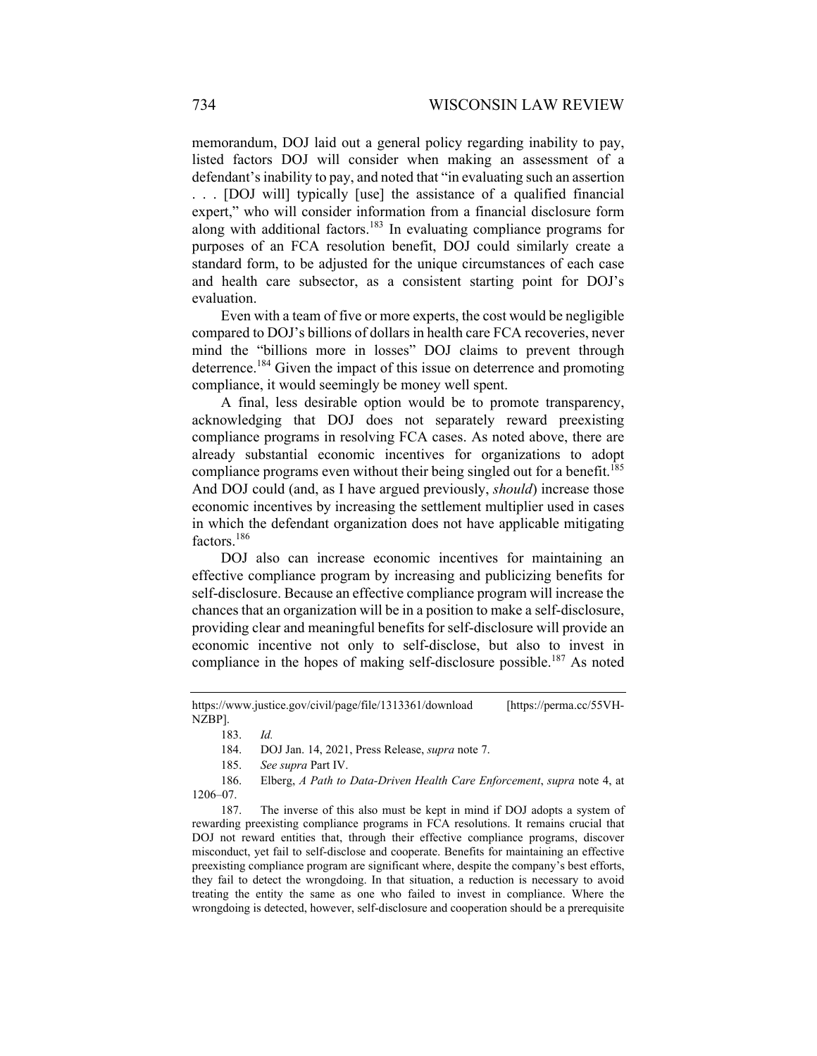memorandum, DOJ laid out a general policy regarding inability to pay, listed factors DOJ will consider when making an assessment of a defendant's inability to pay, and noted that "in evaluating such an assertion . . . [DOJ will] typically [use] the assistance of a qualified financial expert," who will consider information from a financial disclosure form along with additional factors.[183] In evaluating compliance programs for purposes of an FCA resolution benefit, DOJ could similarly create a standard form, to be adjusted for the unique circumstances of each case and health care subsector, as a consistent starting point for DOJ's evaluation.

Even with a team of five or more experts, the cost would be negligible compared to DOJ's billions of dollars in health care FCA recoveries, never mind the "billions more in losses" DOJ claims to prevent through deterrence.[184] Given the impact of this issue on deterrence and promoting compliance, it would seemingly be money well spent.

A final, less desirable option would be to promote transparency, acknowledging that DOJ does not separately reward preexisting compliance programs in resolving FCA cases. As noted above, there are already substantial economic incentives for organizations to adopt compliance programs even without their being singled out for a benefit.[185] And DOJ could (and, as I have argued previously, *should*) increase those economic incentives by increasing the settlement multiplier used in cases in which the defendant organization does not have applicable mitigating factors.[186]

DOJ also can increase economic incentives for maintaining an effective compliance program by increasing and publicizing benefits for self-disclosure. Because an effective compliance program will increase the chances that an organization will be in a position to make a self-disclosure, providing clear and meaningful benefits for self-disclosure will provide an economic incentive not only to self-disclose, but also to invest in compliance in the hopes of making self-disclosure possible.[187] As noted

---

https://www.justice.gov/civil/page/file/1313361/download [https://perma.cc/55VH-NZBP].

183. *Id.*

184. DOJ Jan. 14, 2021, Press Release, *supra* note 7.

185. *See supra* Part IV.

186. Elberg, *A Path to Data-Driven Health Care Enforcement*, *supra* note 4, at 1206–07.

187. The inverse of this also must be kept in mind if DOJ adopts a system of rewarding preexisting compliance programs in FCA resolutions. It remains crucial that DOJ not reward entities that, through their effective compliance programs, discover misconduct, yet fail to self-disclose and cooperate. Benefits for maintaining an effective preexisting compliance program are significant where, despite the company's best efforts, they fail to detect the wrongdoing. In that situation, a reduction is necessary to avoid treating the entity the same as one who failed to invest in compliance. Where the wrongdoing is detected, however, self-disclosure and cooperation should be a prerequisite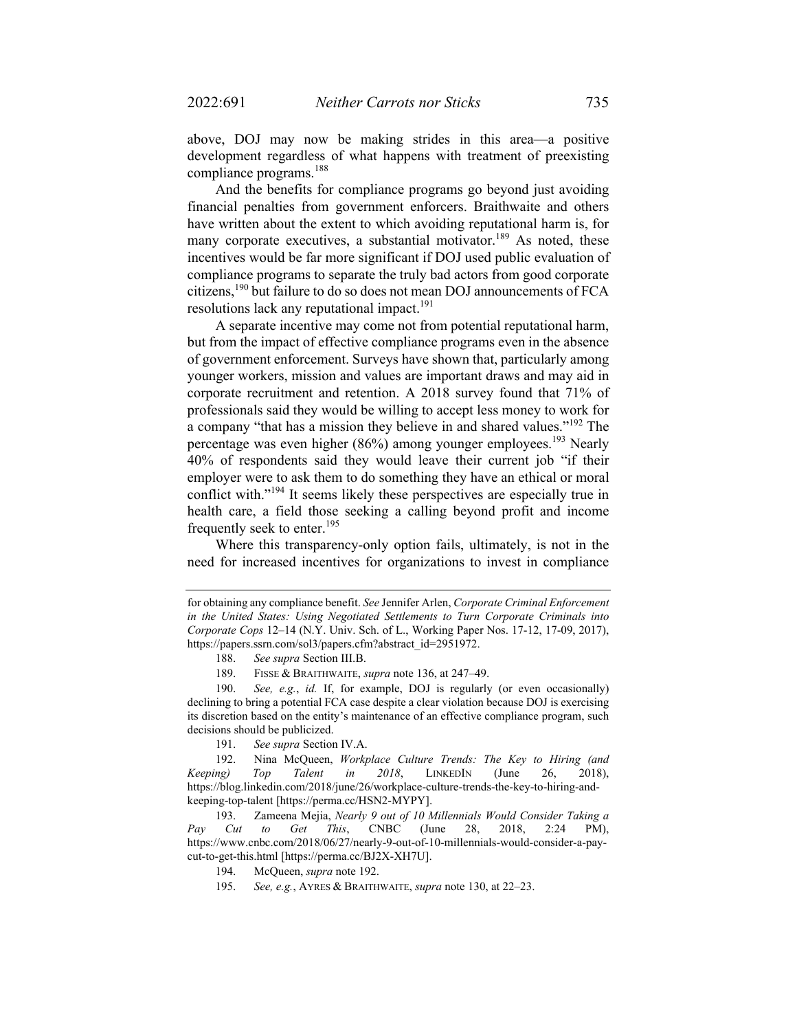above, DOJ may now be making strides in this area—a positive development regardless of what happens with treatment of preexisting compliance programs.[188]

And the benefits for compliance programs go beyond just avoiding financial penalties from government enforcers. Braithwaite and others have written about the extent to which avoiding reputational harm is, for many corporate executives, a substantial motivator.[189] As noted, these incentives would be far more significant if DOJ used public evaluation of compliance programs to separate the truly bad actors from good corporate citizens,[190] but failure to do so does not mean DOJ announcements of FCA resolutions lack any reputational impact.[191]

A separate incentive may come not from potential reputational harm, but from the impact of effective compliance programs even in the absence of government enforcement. Surveys have shown that, particularly among younger workers, mission and values are important draws and may aid in corporate recruitment and retention. A 2018 survey found that 71% of professionals said they would be willing to accept less money to work for a company "that has a mission they believe in and shared values."[192] The percentage was even higher (86%) among younger employees.[193] Nearly 40% of respondents said they would leave their current job "if their employer were to ask them to do something they have an ethical or moral conflict with."[194] It seems likely these perspectives are especially true in health care, a field those seeking a calling beyond profit and income frequently seek to enter.[195]

Where this transparency-only option fails, ultimately, is not in the need for increased incentives for organizations to invest in compliance

---

for obtaining any compliance benefit. *See* Jennifer Arlen, *Corporate Criminal Enforcement in the United States: Using Negotiated Settlements to Turn Corporate Criminals into Corporate Cops* 12–14 (N.Y. Univ. Sch. of L., Working Paper Nos. 17-12, 17-09, 2017), https://papers.ssrn.com/sol3/papers.cfm?abstract_id=2951972.

188. *See supra* Section III.B.

189. FISSE & BRAITHWAITE, *supra* note 136, at 247–49.

190. *See, e.g.*, *id.* If, for example, DOJ is regularly (or even occasionally) declining to bring a potential FCA case despite a clear violation because DOJ is exercising its discretion based on the entity's maintenance of an effective compliance program, such decisions should be publicized.

191. *See supra* Section IV.A.

192. Nina McQueen, *Workplace Culture Trends: The Key to Hiring (and Keeping) Top Talent in 2018*, LINKEDIN (June 26, 2018), https://blog.linkedin.com/2018/june/26/workplace-culture-trends-the-key-to-hiring-and-keeping-top-talent [https://perma.cc/HSN2-MYPY].

193. Zameena Mejia, *Nearly 9 out of 10 Millennials Would Consider Taking a Pay Cut to Get This*, CNBC (June 28, 2018, 2:24 PM), https://www.cnbc.com/2018/06/27/nearly-9-out-of-10-millennials-would-consider-a-pay-cut-to-get-this.html [https://perma.cc/BJ2X-XH7U].

194. McQueen, *supra* note 192.

195. *See, e.g.*, AYRES & BRAITHWAITE, *supra* note 130, at 22–23.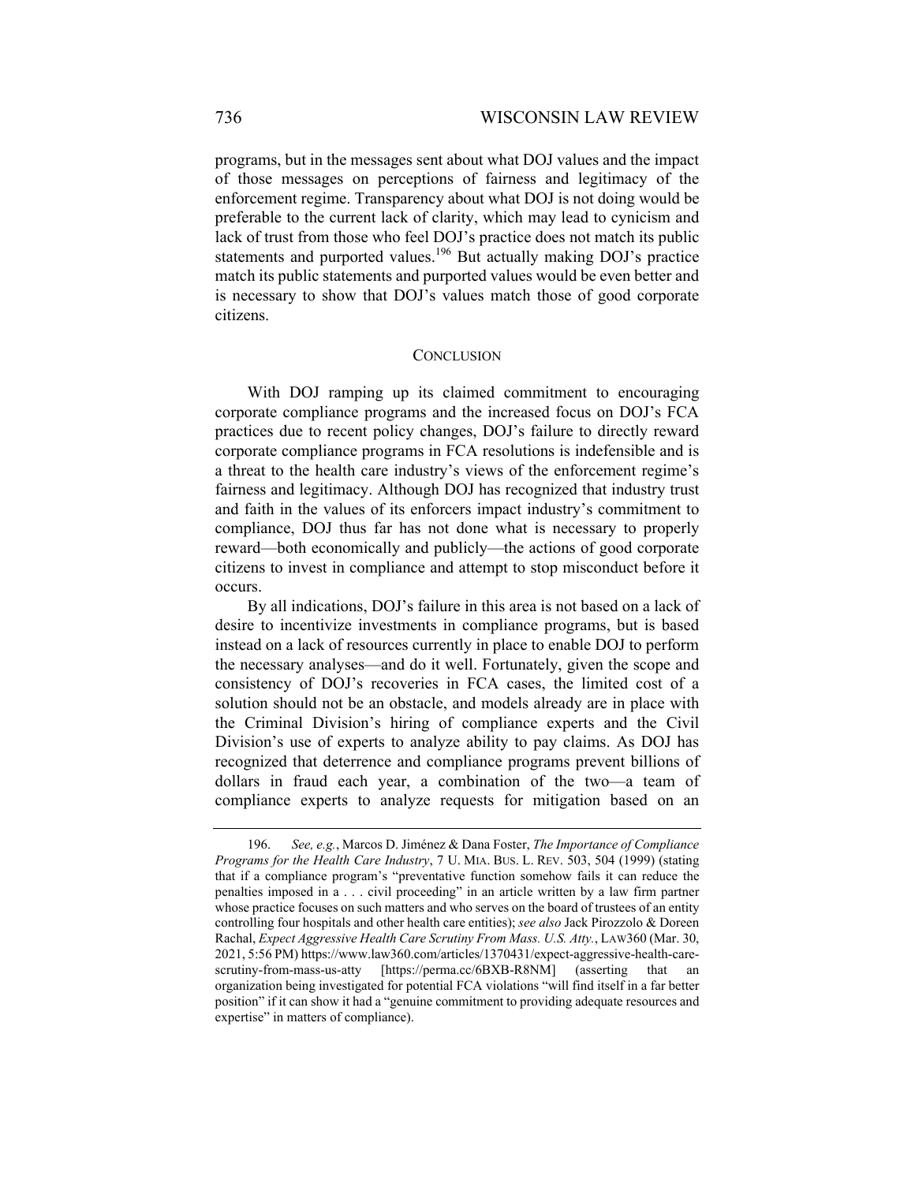programs, but in the messages sent about what DOJ values and the impact of those messages on perceptions of fairness and legitimacy of the enforcement regime. Transparency about what DOJ is not doing would be preferable to the current lack of clarity, which may lead to cynicism and lack of trust from those who feel DOJ's practice does not match its public statements and purported values.[196] But actually making DOJ's practice match its public statements and purported values would be even better and is necessary to show that DOJ's values match those of good corporate citizens.

## CONCLUSION

With DOJ ramping up its claimed commitment to encouraging corporate compliance programs and the increased focus on DOJ's FCA practices due to recent policy changes, DOJ's failure to directly reward corporate compliance programs in FCA resolutions is indefensible and is a threat to the health care industry's views of the enforcement regime's fairness and legitimacy. Although DOJ has recognized that industry trust and faith in the values of its enforcers impact industry's commitment to compliance, DOJ thus far has not done what is necessary to properly reward—both economically and publicly—the actions of good corporate citizens to invest in compliance and attempt to stop misconduct before it occurs.

By all indications, DOJ's failure in this area is not based on a lack of desire to incentivize investments in compliance programs, but is based instead on a lack of resources currently in place to enable DOJ to perform the necessary analyses—and do it well. Fortunately, given the scope and consistency of DOJ's recoveries in FCA cases, the limited cost of a solution should not be an obstacle, and models already are in place with the Criminal Division's hiring of compliance experts and the Civil Division's use of experts to analyze ability to pay claims. As DOJ has recognized that deterrence and compliance programs prevent billions of dollars in fraud each year, a combination of the two—a team of compliance experts to analyze requests for mitigation based on an

---

196. *See, e.g.*, Marcos D. Jiménez & Dana Foster, *The Importance of Compliance Programs for the Health Care Industry*, 7 U. MIA. BUS. L. REV. 503, 504 (1999) (stating that if a compliance program's "preventative function somehow fails it can reduce the penalties imposed in a . . . civil proceeding" in an article written by a law firm partner whose practice focuses on such matters and who serves on the board of trustees of an entity controlling four hospitals and other health care entities); *see also* Jack Pirozzolo & Doreen Rachal, *Expect Aggressive Health Care Scrutiny From Mass. U.S. Atty.*, LAW360 (Mar. 30, 2021, 5:56 PM) https://www.law360.com/articles/1370431/expect-aggressive-health-care-scrutiny-from-mass-us-atty [https://perma.cc/6BXB-R8NM] (asserting that an organization being investigated for potential FCA violations "will find itself in a far better position" if it can show it had a "genuine commitment to providing adequate resources and expertise" in matters of compliance).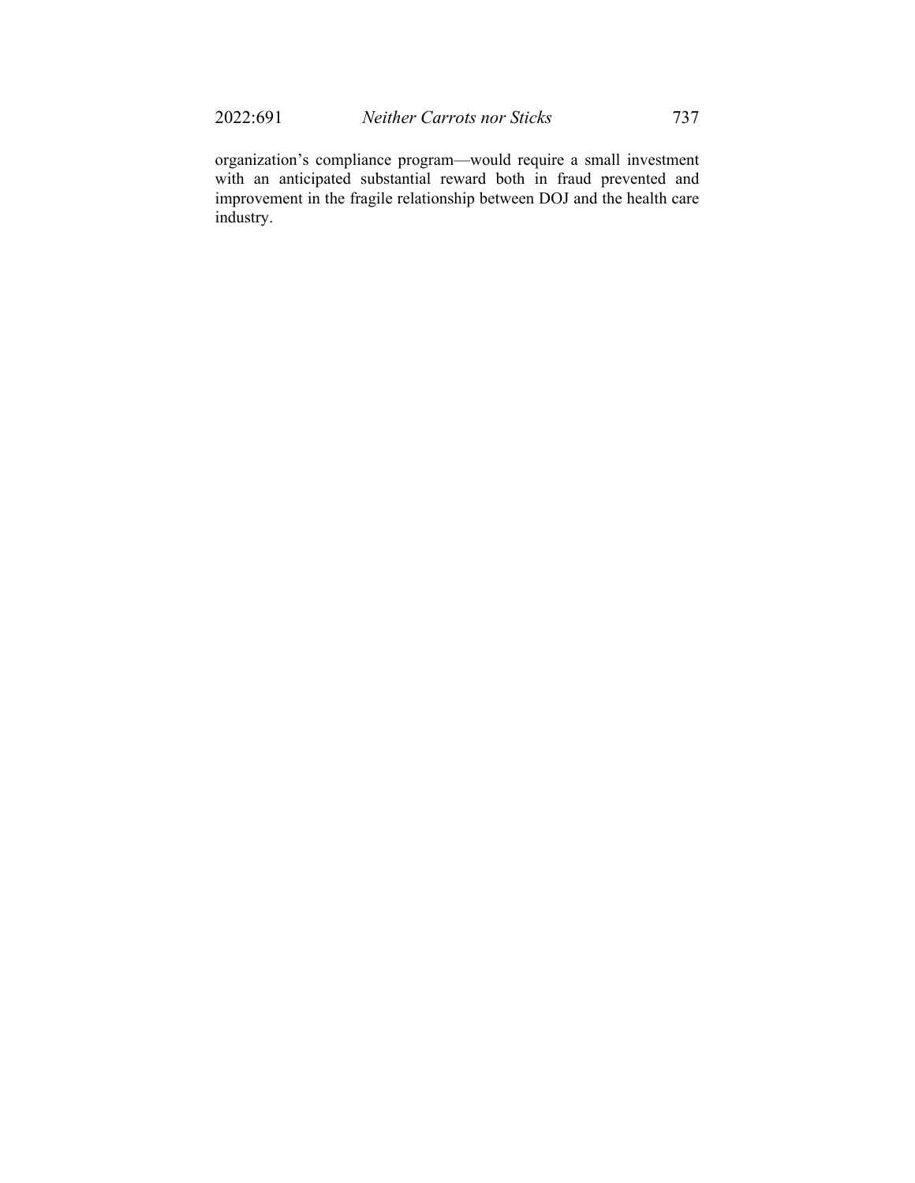organization's compliance program—would require a small investment with an anticipated substantial reward both in fraud prevented and improvement in the fragile relationship between DOJ and the health care industry.